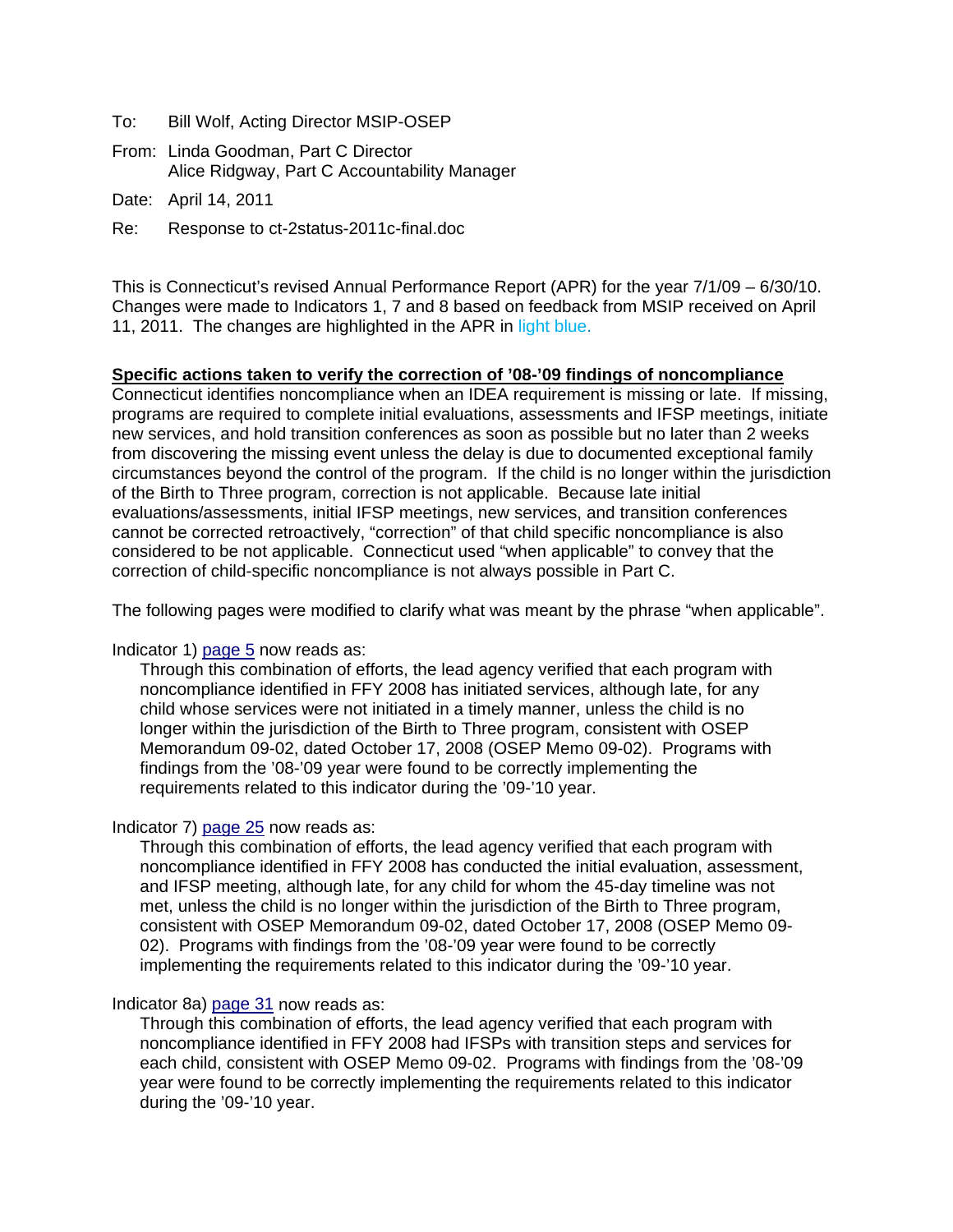To: Bill Wolf, Acting Director MSIP-OSEP

From: Linda Goodman, Part C Director
Alice Ridgway, Part C Accountability Manager

Date: April 14, 2011

Re: Response to ct-2status-2011c-final.doc

This is Connecticut's revised Annual Performance Report (APR) for the year 7/1/09 – 6/30/10. Changes were made to Indicators 1, 7 and 8 based on feedback from MSIP received on April 11, 2011. The changes are highlighted in the APR in light blue.

**Specific actions taken to verify the correction of '08-'09 findings of noncompliance**

Connecticut identifies noncompliance when an IDEA requirement is missing or late. If missing, programs are required to complete initial evaluations, assessments and IFSP meetings, initiate new services, and hold transition conferences as soon as possible but no later than 2 weeks from discovering the missing event unless the delay is due to documented exceptional family circumstances beyond the control of the program. If the child is no longer within the jurisdiction of the Birth to Three program, correction is not applicable. Because late initial evaluations/assessments, initial IFSP meetings, new services, and transition conferences cannot be corrected retroactively, "correction" of that child specific noncompliance is also considered to be not applicable. Connecticut used "when applicable" to convey that the correction of child-specific noncompliance is not always possible in Part C.

The following pages were modified to clarify what was meant by the phrase "when applicable".

Indicator 1) page 5 now reads as:

> Through this combination of efforts, the lead agency verified that each program with noncompliance identified in FFY 2008 has initiated services, although late, for any child whose services were not initiated in a timely manner, unless the child is no longer within the jurisdiction of the Birth to Three program, consistent with OSEP Memorandum 09-02, dated October 17, 2008 (OSEP Memo 09-02). Programs with findings from the '08-'09 year were found to be correctly implementing the requirements related to this indicator during the '09-'10 year.

Indicator 7) page 25 now reads as:

> Through this combination of efforts, the lead agency verified that each program with noncompliance identified in FFY 2008 has conducted the initial evaluation, assessment, and IFSP meeting, although late, for any child for whom the 45-day timeline was not met, unless the child is no longer within the jurisdiction of the Birth to Three program, consistent with OSEP Memorandum 09-02, dated October 17, 2008 (OSEP Memo 09-02). Programs with findings from the '08-'09 year were found to be correctly implementing the requirements related to this indicator during the '09-'10 year.

Indicator 8a) page 31 now reads as:

> Through this combination of efforts, the lead agency verified that each program with noncompliance identified in FFY 2008 had IFSPs with transition steps and services for each child, consistent with OSEP Memo 09-02. Programs with findings from the '08-'09 year were found to be correctly implementing the requirements related to this indicator during the '09-'10 year.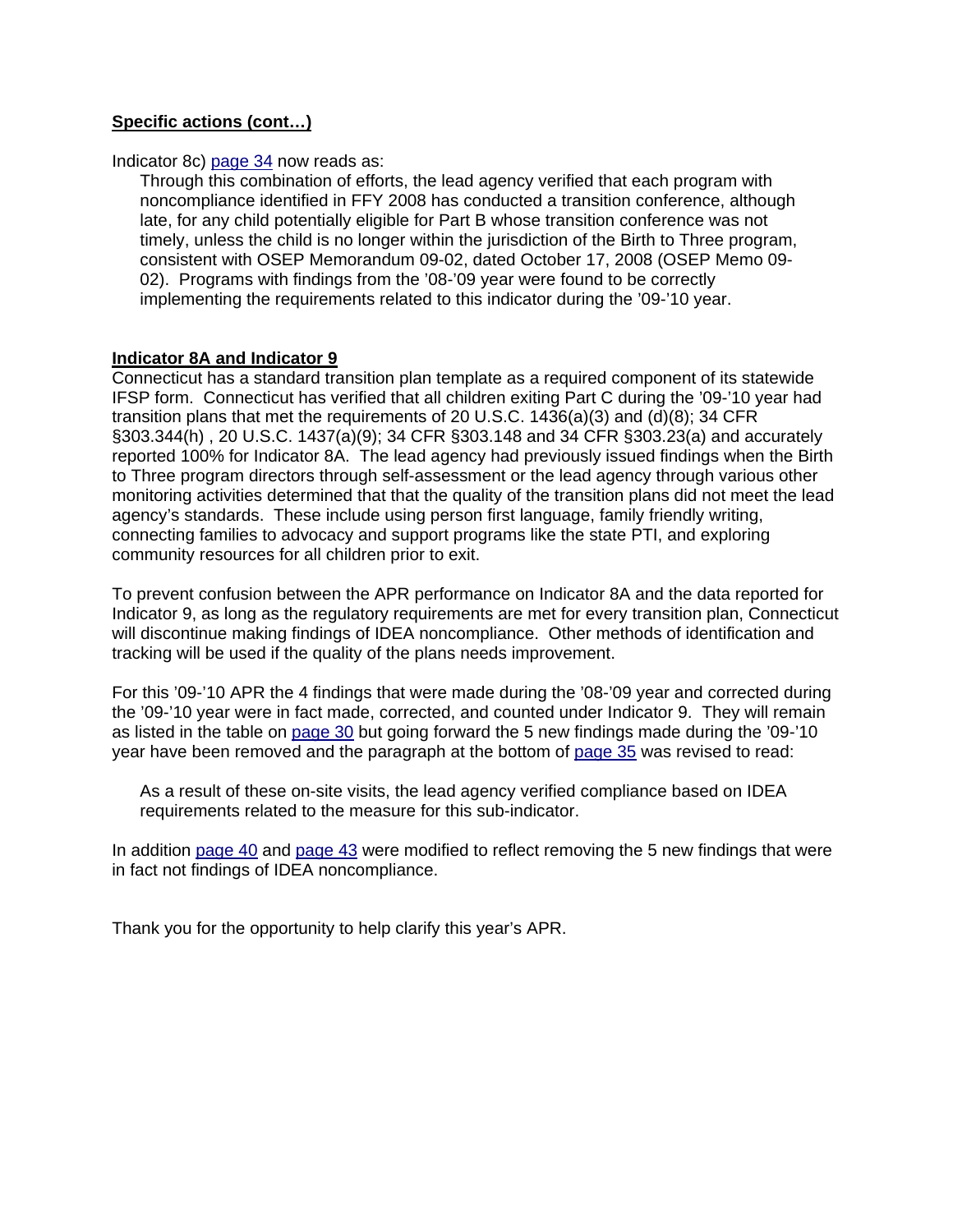**Specific actions (cont…)**

Indicator 8c) page 34 now reads as:

> Through this combination of efforts, the lead agency verified that each program with noncompliance identified in FFY 2008 has conducted a transition conference, although late, for any child potentially eligible for Part B whose transition conference was not timely, unless the child is no longer within the jurisdiction of the Birth to Three program, consistent with OSEP Memorandum 09-02, dated October 17, 2008 (OSEP Memo 09-02). Programs with findings from the '08-'09 year were found to be correctly implementing the requirements related to this indicator during the '09-'10 year.

**Indicator 8A and Indicator 9**

Connecticut has a standard transition plan template as a required component of its statewide IFSP form. Connecticut has verified that all children exiting Part C during the '09-'10 year had transition plans that met the requirements of 20 U.S.C. 1436(a)(3) and (d)(8); 34 CFR §303.344(h) , 20 U.S.C. 1437(a)(9); 34 CFR §303.148 and 34 CFR §303.23(a) and accurately reported 100% for Indicator 8A. The lead agency had previously issued findings when the Birth to Three program directors through self-assessment or the lead agency through various other monitoring activities determined that that the quality of the transition plans did not meet the lead agency's standards. These include using person first language, family friendly writing, connecting families to advocacy and support programs like the state PTI, and exploring community resources for all children prior to exit.

To prevent confusion between the APR performance on Indicator 8A and the data reported for Indicator 9, as long as the regulatory requirements are met for every transition plan, Connecticut will discontinue making findings of IDEA noncompliance. Other methods of identification and tracking will be used if the quality of the plans needs improvement.

For this '09-'10 APR the 4 findings that were made during the '08-'09 year and corrected during the '09-'10 year were in fact made, corrected, and counted under Indicator 9. They will remain as listed in the table on page 30 but going forward the 5 new findings made during the '09-'10 year have been removed and the paragraph at the bottom of page 35 was revised to read:

> As a result of these on-site visits, the lead agency verified compliance based on IDEA requirements related to the measure for this sub-indicator.

In addition page 40 and page 43 were modified to reflect removing the 5 new findings that were in fact not findings of IDEA noncompliance.

Thank you for the opportunity to help clarify this year's APR.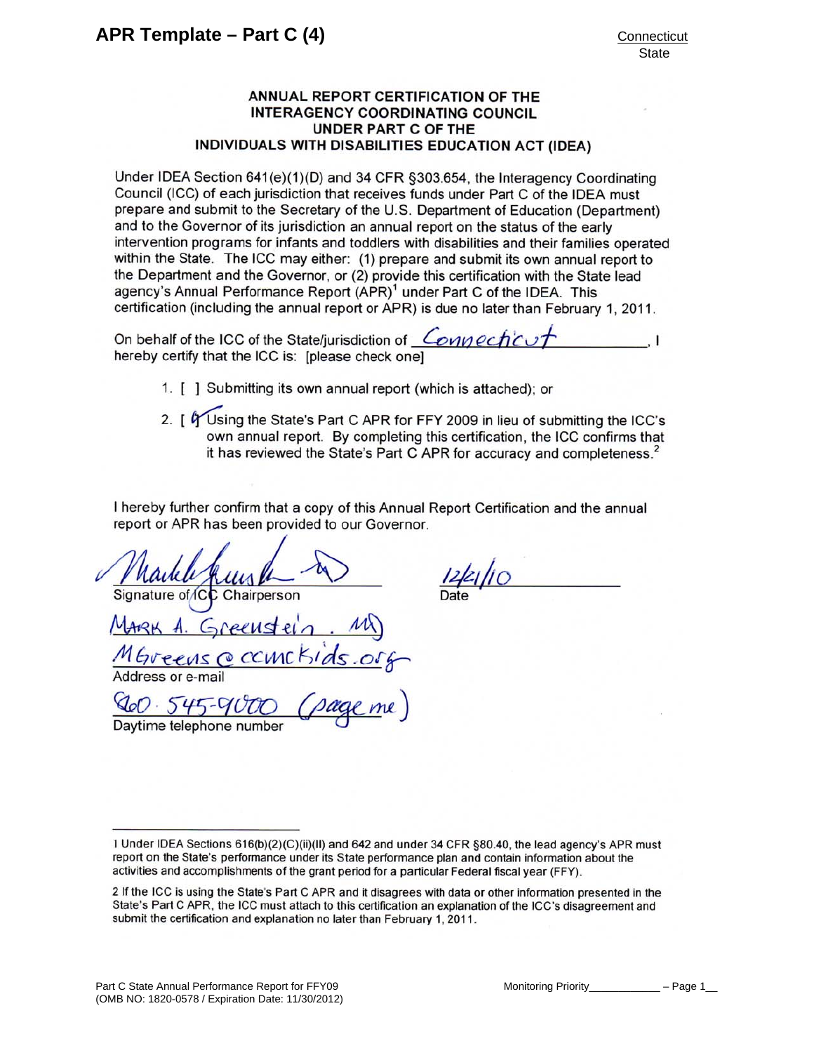# ANNUAL REPORT CERTIFICATION OF THE INTERAGENCY COORDINATING COUNCIL UNDER PART C OF THE INDIVIDUALS WITH DISABILITIES EDUCATION ACT (IDEA)

Under IDEA Section 641(e)(1)(D) and 34 CFR §303.654, the Interagency Coordinating Council (ICC) of each jurisdiction that receives funds under Part C of the IDEA must prepare and submit to the Secretary of the U.S. Department of Education (Department) and to the Governor of its jurisdiction an annual report on the status of the early intervention programs for infants and toddlers with disabilities and their families operated within the State. The ICC may either: (1) prepare and submit its own annual report to the Department and the Governor, or (2) provide this certification with the State lead agency's Annual Performance Report (APR)[1] under Part C of the IDEA. This certification (including the annual report or APR) is due no later than February 1, 2011.

On behalf of the ICC of the State/jurisdiction of Connecticut, I hereby certify that the ICC is: [please check one]

1. [ ] Submitting its own annual report (which is attached); or
2. [✓] Using the State's Part C APR for FFY 2009 in lieu of submitting the ICC's own annual report. By completing this certification, the ICC confirms that it has reviewed the State's Part C APR for accuracy and completeness.[2]

I hereby further confirm that a copy of this Annual Report Certification and the annual report or APR has been provided to our Governor.

(Signature) — Signature of ICC Chairperson

12/21/10 — Date

Mark A. Greenstein, MD

MGreens@ccmckids.org — Address or e-mail

860-545-9000 (page me) — Daytime telephone number

---

1 Under IDEA Sections 616(b)(2)(C)(ii)(II) and 642 and under 34 CFR §80.40, the lead agency's APR must report on the State's performance under its State performance plan and contain information about the activities and accomplishments of the grant period for a particular Federal fiscal year (FFY).

2 If the ICC is using the State's Part C APR and it disagrees with data or other information presented in the State's Part C APR, the ICC must attach to this certification an explanation of the ICC's disagreement and submit the certification and explanation no later than February 1, 2011.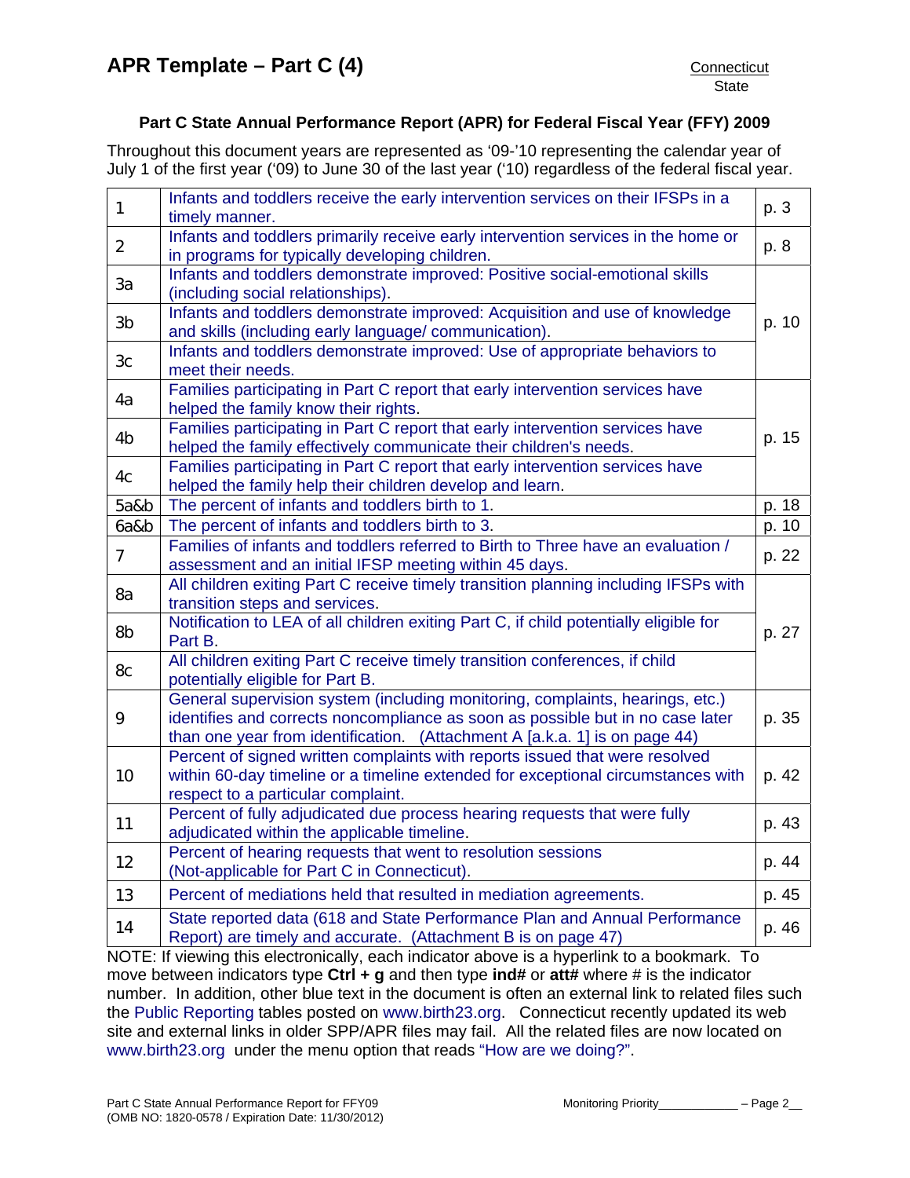# APR Template – Part C (4)

Connecticut
State

**Part C State Annual Performance Report (APR) for Federal Fiscal Year (FFY) 2009**

Throughout this document years are represented as '09-'10 representing the calendar year of July 1 of the first year ('09) to June 30 of the last year ('10) regardless of the federal fiscal year.

| | | |
|---|---|---|
| 1 | Infants and toddlers receive the early intervention services on their IFSPs in a timely manner. | p. 3 |
| 2 | Infants and toddlers primarily receive early intervention services in the home or in programs for typically developing children. | p. 8 |
| 3a | Infants and toddlers demonstrate improved: Positive social-emotional skills (including social relationships). | p. 10 |
| 3b | Infants and toddlers demonstrate improved: Acquisition and use of knowledge and skills (including early language/ communication). | |
| 3c | Infants and toddlers demonstrate improved: Use of appropriate behaviors to meet their needs. | |
| 4a | Families participating in Part C report that early intervention services have helped the family know their rights. | p. 15 |
| 4b | Families participating in Part C report that early intervention services have helped the family effectively communicate their children's needs. | |
| 4c | Families participating in Part C report that early intervention services have helped the family help their children develop and learn. | |
| 5a&b | The percent of infants and toddlers birth to 1. | p. 18 |
| 6a&b | The percent of infants and toddlers birth to 3. | p. 10 |
| 7 | Families of infants and toddlers referred to Birth to Three have an evaluation / assessment and an initial IFSP meeting within 45 days. | p. 22 |
| 8a | All children exiting Part C receive timely transition planning including IFSPs with transition steps and services. | p. 27 |
| 8b | Notification to LEA of all children exiting Part C, if child potentially eligible for Part B. | |
| 8c | All children exiting Part C receive timely transition conferences, if child potentially eligible for Part B. | |
| 9 | General supervision system (including monitoring, complaints, hearings, etc.) identifies and corrects noncompliance as soon as possible but in no case later than one year from identification. (Attachment A [a.k.a. 1] is on page 44) | p. 35 |
| 10 | Percent of signed written complaints with reports issued that were resolved within 60-day timeline or a timeline extended for exceptional circumstances with respect to a particular complaint. | p. 42 |
| 11 | Percent of fully adjudicated due process hearing requests that were fully adjudicated within the applicable timeline. | p. 43 |
| 12 | Percent of hearing requests that went to resolution sessions (Not-applicable for Part C in Connecticut). | p. 44 |
| 13 | Percent of mediations held that resulted in mediation agreements. | p. 45 |
| 14 | State reported data (618 and State Performance Plan and Annual Performance Report) are timely and accurate. (Attachment B is on page 47) | p. 46 |

NOTE: If viewing this electronically, each indicator above is a hyperlink to a bookmark. To move between indicators type **Ctrl + g** and then type **ind#** or **att#** where # is the indicator number. In addition, other blue text in the document is often an external link to related files such the Public Reporting tables posted on www.birth23.org. Connecticut recently updated its web site and external links in older SPP/APR files may fail. All the related files are now located on www.birth23.org under the menu option that reads "How are we doing?".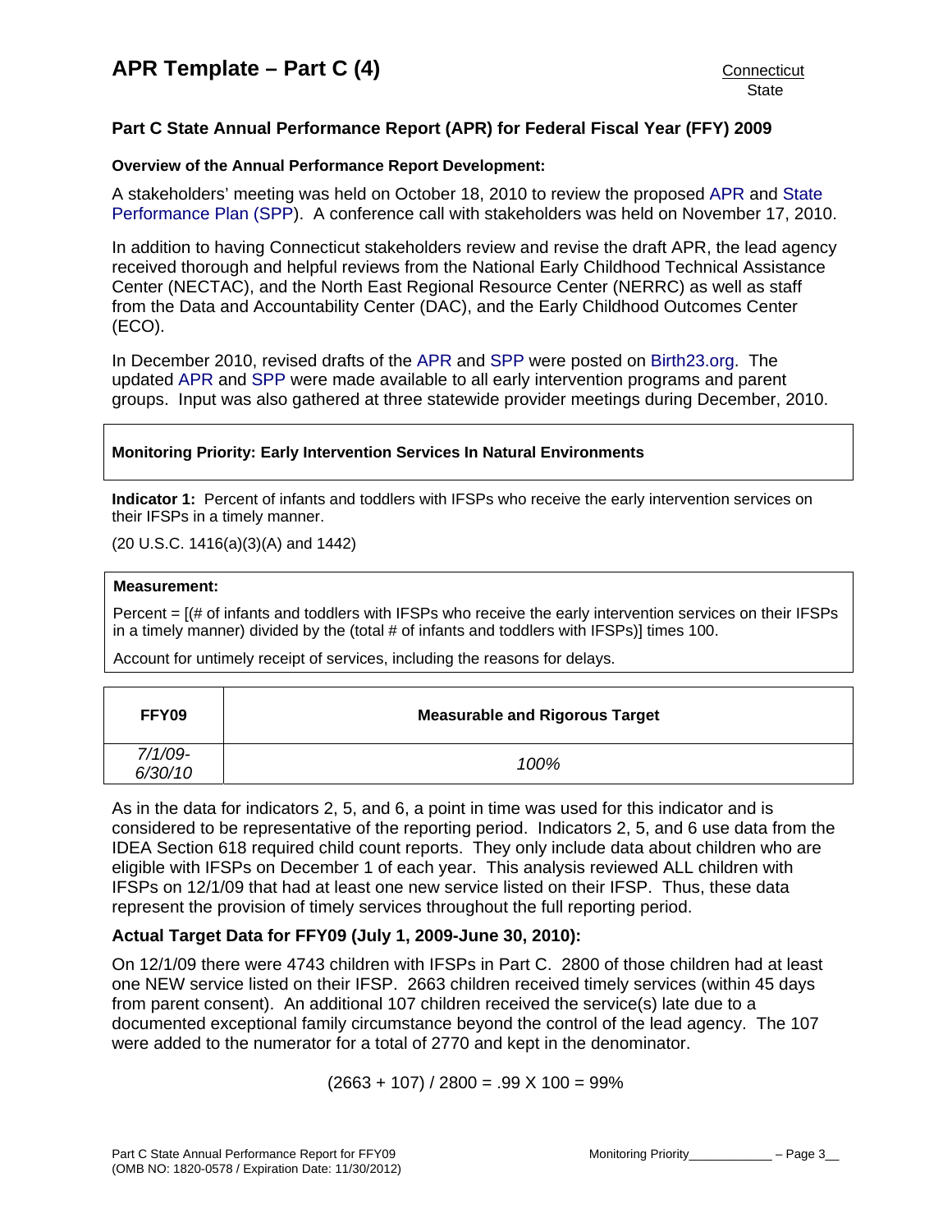# APR Template – Part C (4)

Connecticut
State

## Part C State Annual Performance Report (APR) for Federal Fiscal Year (FFY) 2009

**Overview of the Annual Performance Report Development:**

A stakeholders' meeting was held on October 18, 2010 to review the proposed APR and State Performance Plan (SPP). A conference call with stakeholders was held on November 17, 2010.

In addition to having Connecticut stakeholders review and revise the draft APR, the lead agency received thorough and helpful reviews from the National Early Childhood Technical Assistance Center (NECTAC), and the North East Regional Resource Center (NERRC) as well as staff from the Data and Accountability Center (DAC), and the Early Childhood Outcomes Center (ECO).

In December 2010, revised drafts of the APR and SPP were posted on Birth23.org. The updated APR and SPP were made available to all early intervention programs and parent groups. Input was also gathered at three statewide provider meetings during December, 2010.

**Monitoring Priority: Early Intervention Services In Natural Environments**

**Indicator 1:** Percent of infants and toddlers with IFSPs who receive the early intervention services on their IFSPs in a timely manner.

(20 U.S.C. 1416(a)(3)(A) and 1442)

**Measurement:**

Percent = [(# of infants and toddlers with IFSPs who receive the early intervention services on their IFSPs in a timely manner) divided by the (total # of infants and toddlers with IFSPs)] times 100.

Account for untimely receipt of services, including the reasons for delays.

| FFY09 | Measurable and Rigorous Target |
|---|---|
| *7/1/09-6/30/10* | *100%* |

As in the data for indicators 2, 5, and 6, a point in time was used for this indicator and is considered to be representative of the reporting period. Indicators 2, 5, and 6 use data from the IDEA Section 618 required child count reports. They only include data about children who are eligible with IFSPs on December 1 of each year. This analysis reviewed ALL children with IFSPs on 12/1/09 that had at least one new service listed on their IFSP. Thus, these data represent the provision of timely services throughout the full reporting period.

### Actual Target Data for FFY09 (July 1, 2009-June 30, 2010):

On 12/1/09 there were 4743 children with IFSPs in Part C. 2800 of those children had at least one NEW service listed on their IFSP. 2663 children received timely services (within 45 days from parent consent). An additional 107 children received the service(s) late due to a documented exceptional family circumstance beyond the control of the lead agency. The 107 were added to the numerator for a total of 2770 and kept in the denominator.

$$(2663 + 107) / 2800 = .99 \times 100 = 99\%$$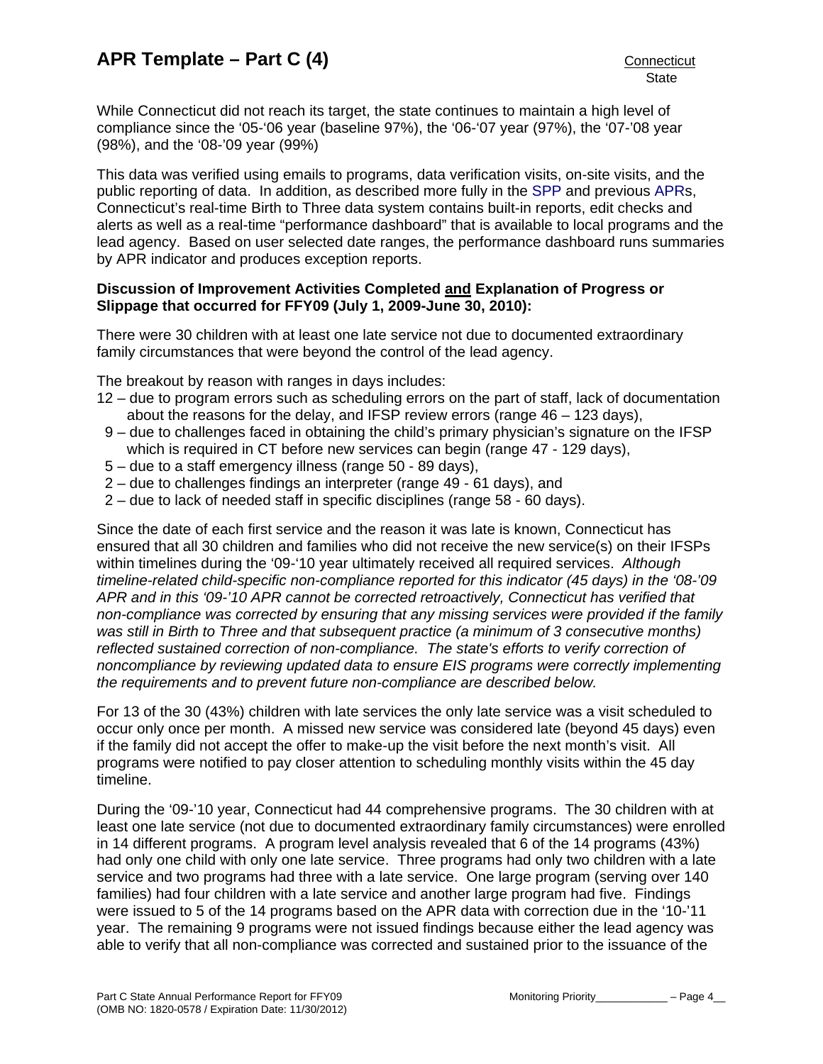While Connecticut did not reach its target, the state continues to maintain a high level of compliance since the '05-'06 year (baseline 97%), the '06-'07 year (97%), the '07-'08 year (98%), and the '08-'09 year (99%)

This data was verified using emails to programs, data verification visits, on-site visits, and the public reporting of data. In addition, as described more fully in the SPP and previous APRs, Connecticut's real-time Birth to Three data system contains built-in reports, edit checks and alerts as well as a real-time "performance dashboard" that is available to local programs and the lead agency. Based on user selected date ranges, the performance dashboard runs summaries by APR indicator and produces exception reports.

**Discussion of Improvement Activities Completed and Explanation of Progress or Slippage that occurred for FFY09 (July 1, 2009-June 30, 2010):**

There were 30 children with at least one late service not due to documented extraordinary family circumstances that were beyond the control of the lead agency.

The breakout by reason with ranges in days includes:

12 – due to program errors such as scheduling errors on the part of staff, lack of documentation about the reasons for the delay, and IFSP review errors (range 46 – 123 days),
9 – due to challenges faced in obtaining the child's primary physician's signature on the IFSP which is required in CT before new services can begin (range 47 - 129 days),
5 – due to a staff emergency illness (range 50 - 89 days),
2 – due to challenges findings an interpreter (range 49 - 61 days), and
2 – due to lack of needed staff in specific disciplines (range 58 - 60 days).

Since the date of each first service and the reason it was late is known, Connecticut has ensured that all 30 children and families who did not receive the new service(s) on their IFSPs within timelines during the '09-'10 year ultimately received all required services. *Although timeline-related child-specific non-compliance reported for this indicator (45 days) in the '08-'09 APR and in this '09-'10 APR cannot be corrected retroactively, Connecticut has verified that non-compliance was corrected by ensuring that any missing services were provided if the family was still in Birth to Three and that subsequent practice (a minimum of 3 consecutive months) reflected sustained correction of non-compliance. The state's efforts to verify correction of noncompliance by reviewing updated data to ensure EIS programs were correctly implementing the requirements and to prevent future non-compliance are described below.*

For 13 of the 30 (43%) children with late services the only late service was a visit scheduled to occur only once per month. A missed new service was considered late (beyond 45 days) even if the family did not accept the offer to make-up the visit before the next month's visit. All programs were notified to pay closer attention to scheduling monthly visits within the 45 day timeline.

During the '09-'10 year, Connecticut had 44 comprehensive programs. The 30 children with at least one late service (not due to documented extraordinary family circumstances) were enrolled in 14 different programs. A program level analysis revealed that 6 of the 14 programs (43%) had only one child with only one late service. Three programs had only two children with a late service and two programs had three with a late service. One large program (serving over 140 families) had four children with a late service and another large program had five. Findings were issued to 5 of the 14 programs based on the APR data with correction due in the '10-'11 year. The remaining 9 programs were not issued findings because either the lead agency was able to verify that all non-compliance was corrected and sustained prior to the issuance of the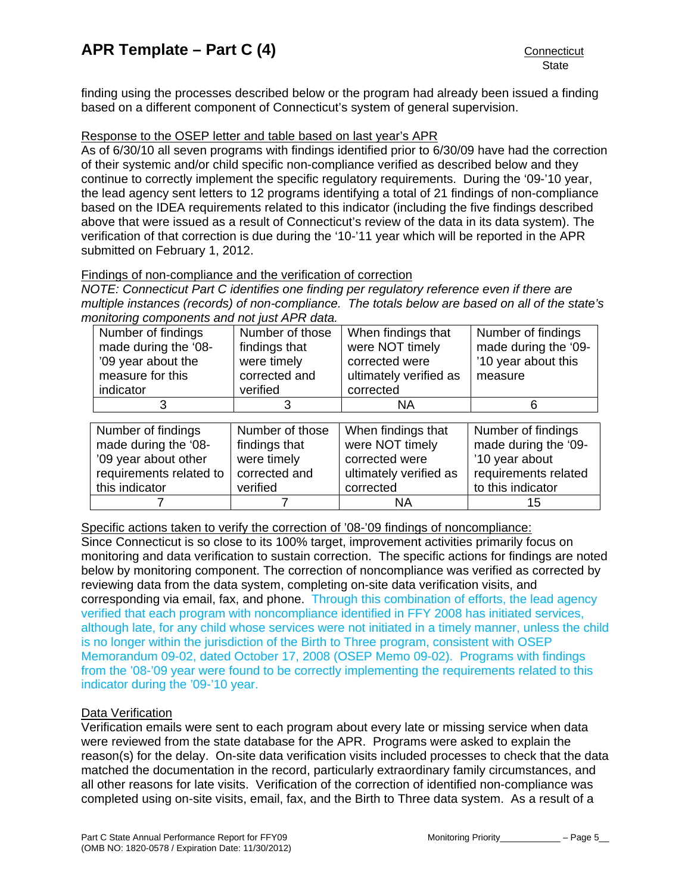finding using the processes described below or the program had already been issued a finding based on a different component of Connecticut's system of general supervision.

Response to the OSEP letter and table based on last year's APR

As of 6/30/10 all seven programs with findings identified prior to 6/30/09 have had the correction of their systemic and/or child specific non-compliance verified as described below and they continue to correctly implement the specific regulatory requirements. During the '09-'10 year, the lead agency sent letters to 12 programs identifying a total of 21 findings of non-compliance based on the IDEA requirements related to this indicator (including the five findings described above that were issued as a result of Connecticut's review of the data in its data system). The verification of that correction is due during the '10-'11 year which will be reported in the APR submitted on February 1, 2012.

Findings of non-compliance and the verification of correction

*NOTE: Connecticut Part C identifies one finding per regulatory reference even if there are multiple instances (records) of non-compliance. The totals below are based on all of the state's monitoring components and not just APR data.*

| Number of findings made during the '08-'09 year about the measure for this indicator | Number of those findings that were timely corrected and verified | When findings that were NOT timely corrected were ultimately verified as corrected | Number of findings made during the '09-'10 year about this measure |
|---|---|---|---|
| 3 | 3 | NA | 6 |

| Number of findings made during the '08-'09 year about other requirements related to this indicator | Number of those findings that were timely corrected and verified | When findings that were NOT timely corrected were ultimately verified as corrected | Number of findings made during the '09-'10 year about requirements related to this indicator |
|---|---|---|---|
| 7 | 7 | NA | 15 |

Specific actions taken to verify the correction of '08-'09 findings of noncompliance:

Since Connecticut is so close to its 100% target, improvement activities primarily focus on monitoring and data verification to sustain correction. The specific actions for findings are noted below by monitoring component. The correction of noncompliance was verified as corrected by reviewing data from the data system, completing on-site data verification visits, and corresponding via email, fax, and phone. Through this combination of efforts, the lead agency verified that each program with noncompliance identified in FFY 2008 has initiated services, although late, for any child whose services were not initiated in a timely manner, unless the child is no longer within the jurisdiction of the Birth to Three program, consistent with OSEP Memorandum 09-02, dated October 17, 2008 (OSEP Memo 09-02). Programs with findings from the '08-'09 year were found to be correctly implementing the requirements related to this indicator during the '09-'10 year.

Data Verification

Verification emails were sent to each program about every late or missing service when data were reviewed from the state database for the APR. Programs were asked to explain the reason(s) for the delay. On-site data verification visits included processes to check that the data matched the documentation in the record, particularly extraordinary family circumstances, and all other reasons for late visits. Verification of the correction of identified non-compliance was completed using on-site visits, email, fax, and the Birth to Three data system. As a result of a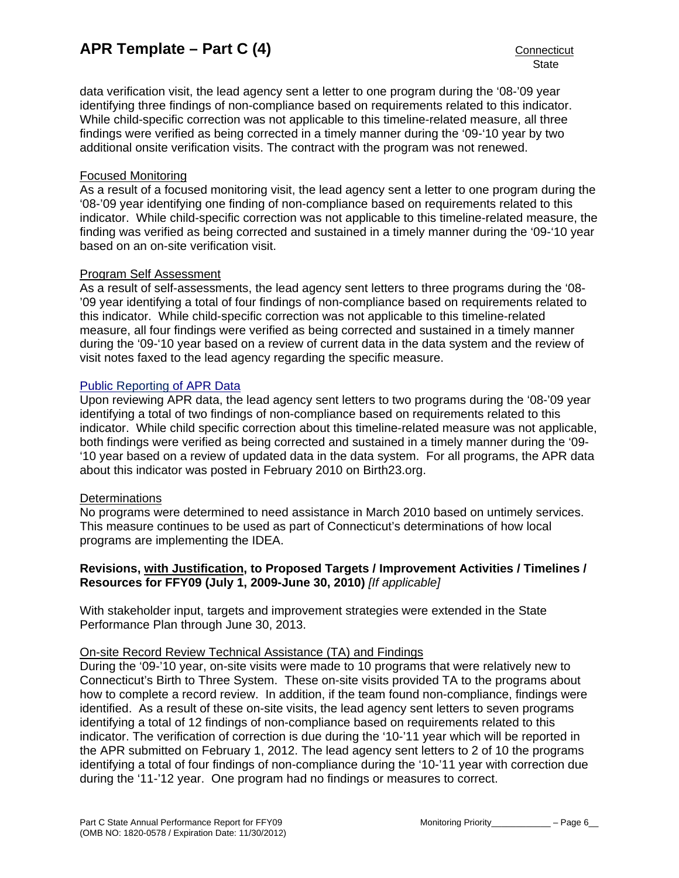data verification visit, the lead agency sent a letter to one program during the '08-'09 year identifying three findings of non-compliance based on requirements related to this indicator. While child-specific correction was not applicable to this timeline-related measure, all three findings were verified as being corrected in a timely manner during the '09-'10 year by two additional onsite verification visits. The contract with the program was not renewed.

Focused Monitoring

As a result of a focused monitoring visit, the lead agency sent a letter to one program during the '08-'09 year identifying one finding of non-compliance based on requirements related to this indicator. While child-specific correction was not applicable to this timeline-related measure, the finding was verified as being corrected and sustained in a timely manner during the '09-'10 year based on an on-site verification visit.

Program Self Assessment

As a result of self-assessments, the lead agency sent letters to three programs during the '08-'09 year identifying a total of four findings of non-compliance based on requirements related to this indicator. While child-specific correction was not applicable to this timeline-related measure, all four findings were verified as being corrected and sustained in a timely manner during the '09-'10 year based on a review of current data in the data system and the review of visit notes faxed to the lead agency regarding the specific measure.

Public Reporting of APR Data

Upon reviewing APR data, the lead agency sent letters to two programs during the '08-'09 year identifying a total of two findings of non-compliance based on requirements related to this indicator. While child specific correction about this timeline-related measure was not applicable, both findings were verified as being corrected and sustained in a timely manner during the '09-'10 year based on a review of updated data in the data system. For all programs, the APR data about this indicator was posted in February 2010 on Birth23.org.

Determinations

No programs were determined to need assistance in March 2010 based on untimely services. This measure continues to be used as part of Connecticut's determinations of how local programs are implementing the IDEA.

**Revisions, with Justification, to Proposed Targets / Improvement Activities / Timelines / Resources for FFY09 (July 1, 2009-June 30, 2010)** *[If applicable]*

With stakeholder input, targets and improvement strategies were extended in the State Performance Plan through June 30, 2013.

On-site Record Review Technical Assistance (TA) and Findings

During the '09-'10 year, on-site visits were made to 10 programs that were relatively new to Connecticut's Birth to Three System. These on-site visits provided TA to the programs about how to complete a record review. In addition, if the team found non-compliance, findings were identified. As a result of these on-site visits, the lead agency sent letters to seven programs identifying a total of 12 findings of non-compliance based on requirements related to this indicator. The verification of correction is due during the '10-'11 year which will be reported in the APR submitted on February 1, 2012. The lead agency sent letters to 2 of 10 the programs identifying a total of four findings of non-compliance during the '10-'11 year with correction due during the '11-'12 year. One program had no findings or measures to correct.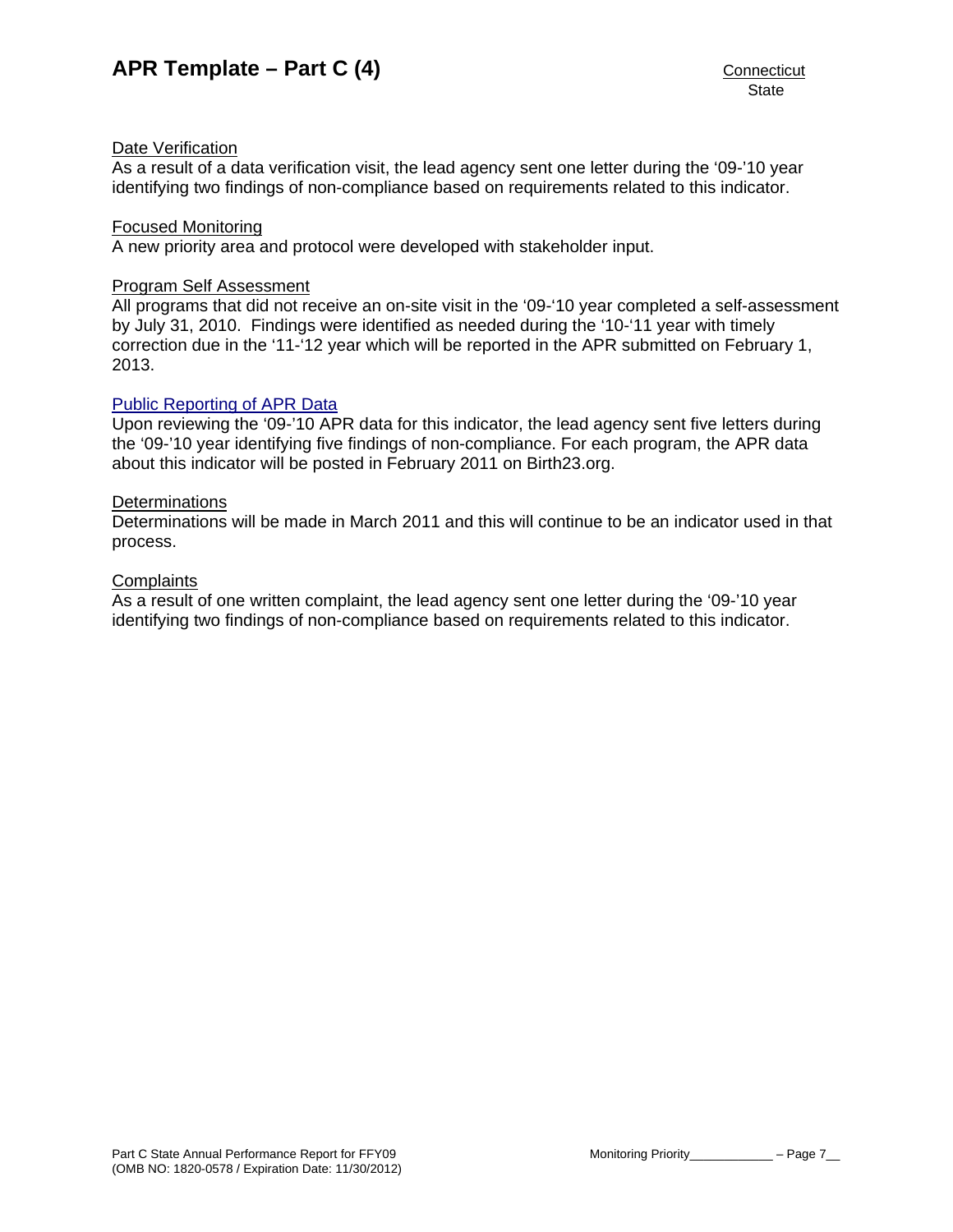Date Verification

As a result of a data verification visit, the lead agency sent one letter during the ‘09-’10 year identifying two findings of non-compliance based on requirements related to this indicator.

Focused Monitoring

A new priority area and protocol were developed with stakeholder input.

Program Self Assessment

All programs that did not receive an on-site visit in the ‘09-‘10 year completed a self-assessment by July 31, 2010. Findings were identified as needed during the ‘10-‘11 year with timely correction due in the ‘11-‘12 year which will be reported in the APR submitted on February 1, 2013.

Public Reporting of APR Data

Upon reviewing the ‘09-’10 APR data for this indicator, the lead agency sent five letters during the ‘09-’10 year identifying five findings of non-compliance. For each program, the APR data about this indicator will be posted in February 2011 on Birth23.org.

Determinations

Determinations will be made in March 2011 and this will continue to be an indicator used in that process.

Complaints

As a result of one written complaint, the lead agency sent one letter during the ‘09-’10 year identifying two findings of non-compliance based on requirements related to this indicator.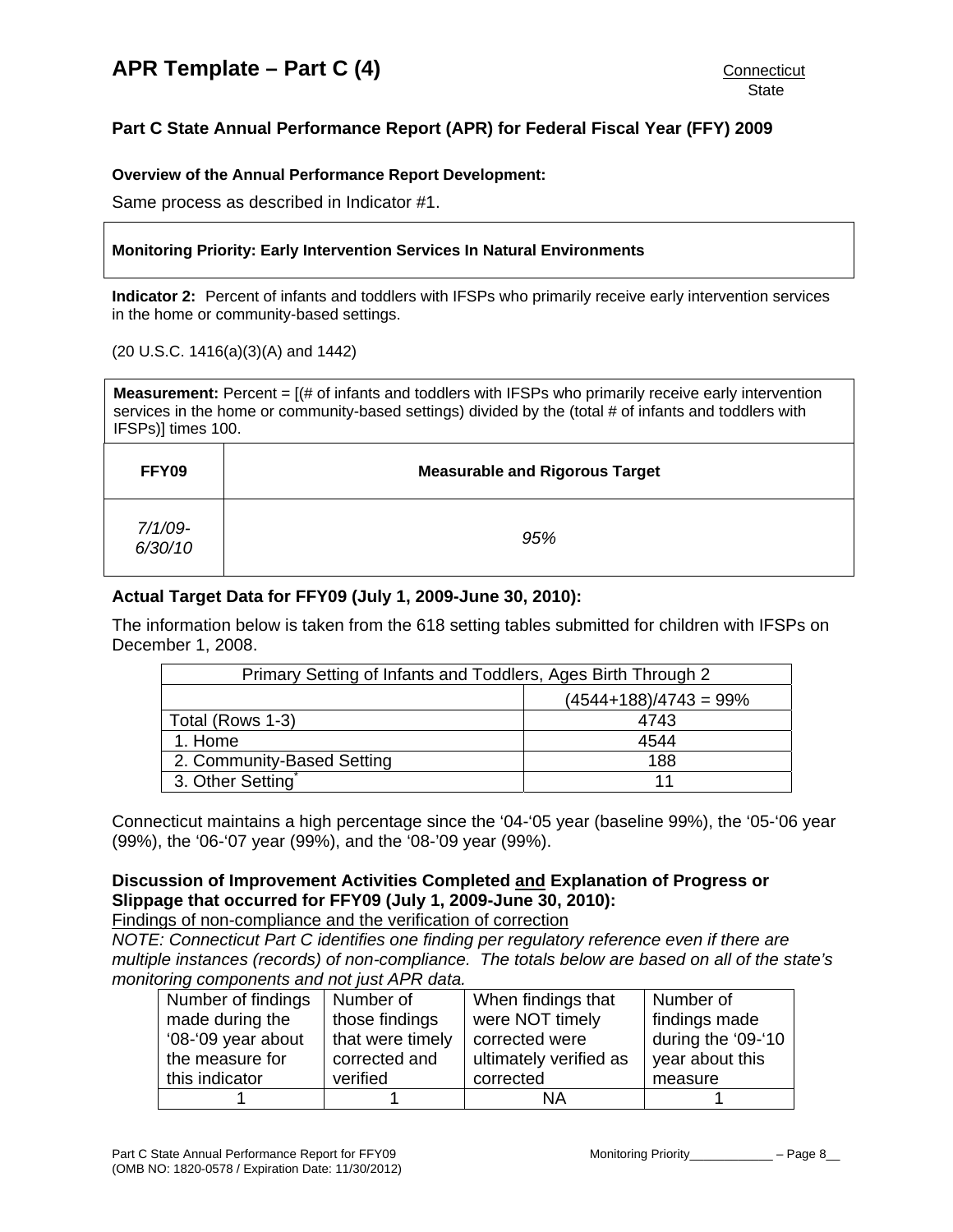# APR Template – Part C (4)

Connecticut
State

## Part C State Annual Performance Report (APR) for Federal Fiscal Year (FFY) 2009

**Overview of the Annual Performance Report Development:**

Same process as described in Indicator #1.

**Monitoring Priority: Early Intervention Services In Natural Environments**

**Indicator 2:** Percent of infants and toddlers with IFSPs who primarily receive early intervention services in the home or community-based settings.

(20 U.S.C. 1416(a)(3)(A) and 1442)

**Measurement:** Percent = [(# of infants and toddlers with IFSPs who primarily receive early intervention services in the home or community-based settings) divided by the (total # of infants and toddlers with IFSPs)] times 100.

| FFY09 | Measurable and Rigorous Target |
|---|---|
| *7/1/09-6/30/10* | *95%* |

### Actual Target Data for FFY09 (July 1, 2009-June 30, 2010):

The information below is taken from the 618 setting tables submitted for children with IFSPs on December 1, 2008.

| Primary Setting of Infants and Toddlers, Ages Birth Through 2 | |
|---|---|
| | (4544+188)/4743 = 99% |
| Total (Rows 1-3) | 4743 |
| 1. Home | 4544 |
| 2. Community-Based Setting | 188 |
| 3. Other Setting* | 11 |

Connecticut maintains a high percentage since the '04-'05 year (baseline 99%), the '05-'06 year (99%), the '06-'07 year (99%), and the '08-'09 year (99%).

### Discussion of Improvement Activities Completed and Explanation of Progress or Slippage that occurred for FFY09 (July 1, 2009-June 30, 2010):

Findings of non-compliance and the verification of correction

*NOTE: Connecticut Part C identifies one finding per regulatory reference even if there are multiple instances (records) of non-compliance. The totals below are based on all of the state's monitoring components and not just APR data.*

| Number of findings made during the '08-'09 year about the measure for this indicator | Number of those findings that were timely corrected and verified | When findings that were NOT timely corrected were ultimately verified as corrected | Number of findings made during the '09-'10 year about this measure |
|---|---|---|---|
| 1 | 1 | NA | 1 |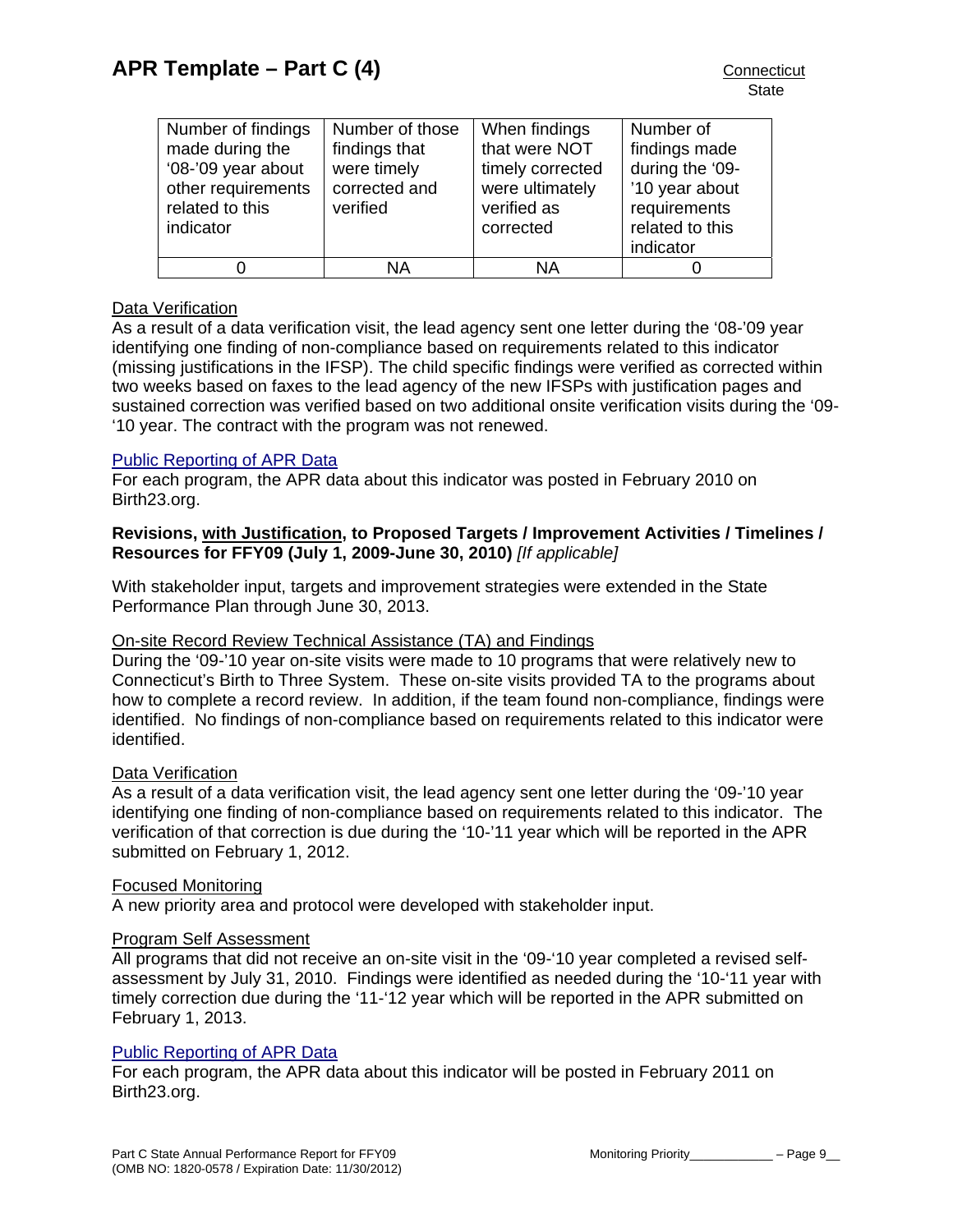| Number of findings made during the '08-'09 year about other requirements related to this indicator | Number of those findings that were timely corrected and verified | When findings that were NOT timely corrected were ultimately verified as corrected | Number of findings made during the '09-'10 year about requirements related to this indicator |
|---|---|---|---|
| 0 | NA | NA | 0 |

Data Verification
As a result of a data verification visit, the lead agency sent one letter during the '08-'09 year identifying one finding of non-compliance based on requirements related to this indicator (missing justifications in the IFSP). The child specific findings were verified as corrected within two weeks based on faxes to the lead agency of the new IFSPs with justification pages and sustained correction was verified based on two additional onsite verification visits during the '09-'10 year. The contract with the program was not renewed.

Public Reporting of APR Data
For each program, the APR data about this indicator was posted in February 2010 on Birth23.org.

**Revisions, with Justification, to Proposed Targets / Improvement Activities / Timelines / Resources for FFY09 (July 1, 2009-June 30, 2010)** *[If applicable]*

With stakeholder input, targets and improvement strategies were extended in the State Performance Plan through June 30, 2013.

On-site Record Review Technical Assistance (TA) and Findings
During the '09-'10 year on-site visits were made to 10 programs that were relatively new to Connecticut's Birth to Three System. These on-site visits provided TA to the programs about how to complete a record review. In addition, if the team found non-compliance, findings were identified. No findings of non-compliance based on requirements related to this indicator were identified.

Data Verification
As a result of a data verification visit, the lead agency sent one letter during the '09-'10 year identifying one finding of non-compliance based on requirements related to this indicator. The verification of that correction is due during the '10-'11 year which will be reported in the APR submitted on February 1, 2012.

Focused Monitoring
A new priority area and protocol were developed with stakeholder input.

Program Self Assessment
All programs that did not receive an on-site visit in the '09-'10 year completed a revised self-assessment by July 31, 2010. Findings were identified as needed during the '10-'11 year with timely correction due during the '11-'12 year which will be reported in the APR submitted on February 1, 2013.

Public Reporting of APR Data
For each program, the APR data about this indicator will be posted in February 2011 on Birth23.org.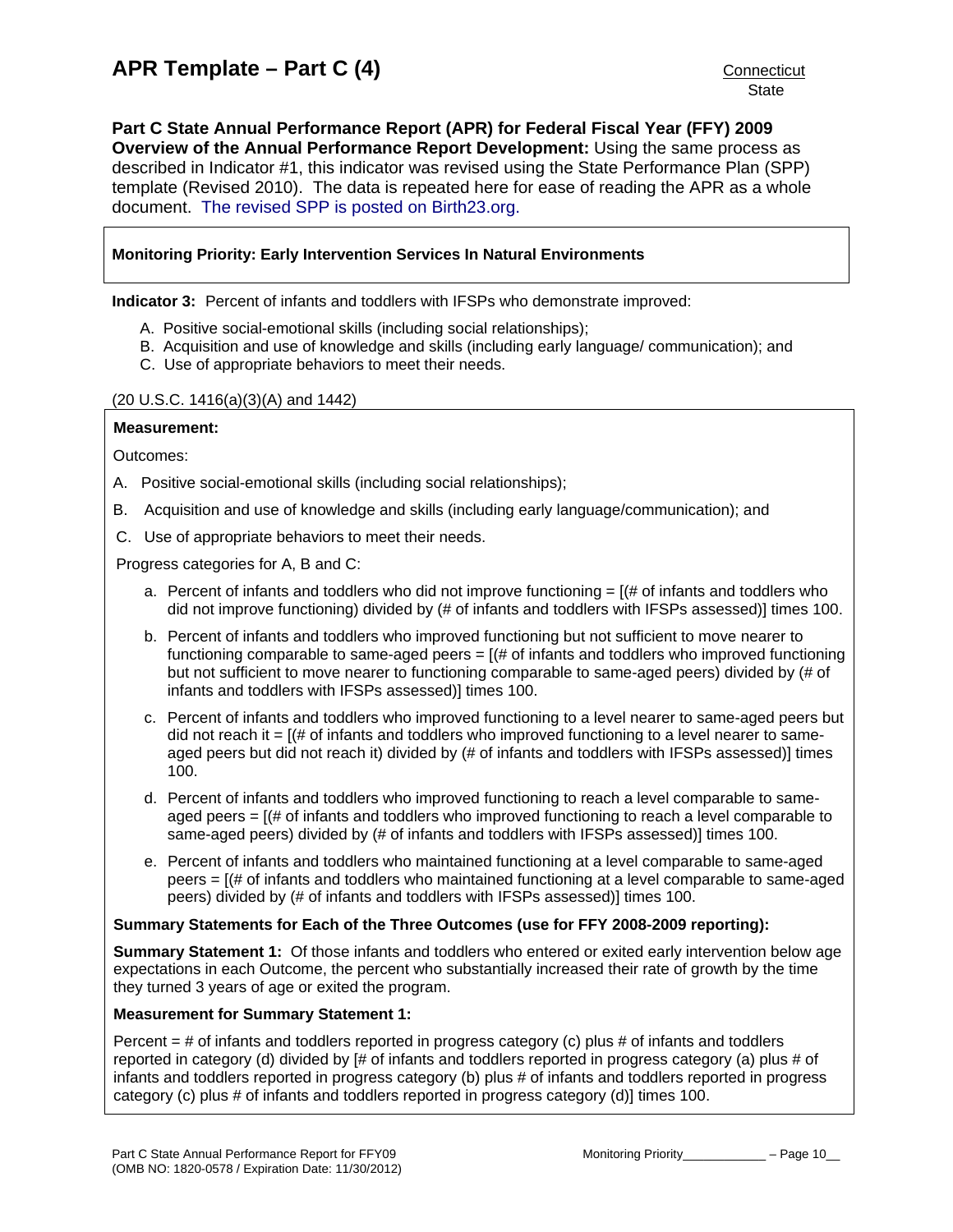# APR Template – Part C (4)

Connecticut
State

**Part C State Annual Performance Report (APR) for Federal Fiscal Year (FFY) 2009**
**Overview of the Annual Performance Report Development:** Using the same process as described in Indicator #1, this indicator was revised using the State Performance Plan (SPP) template (Revised 2010). The data is repeated here for ease of reading the APR as a whole document. The revised SPP is posted on Birth23.org.

**Monitoring Priority: Early Intervention Services In Natural Environments**

**Indicator 3:** Percent of infants and toddlers with IFSPs who demonstrate improved:

A. Positive social-emotional skills (including social relationships);
B. Acquisition and use of knowledge and skills (including early language/ communication); and
C. Use of appropriate behaviors to meet their needs.

(20 U.S.C. 1416(a)(3)(A) and 1442)

**Measurement:**

Outcomes:

A. Positive social-emotional skills (including social relationships);

B. Acquisition and use of knowledge and skills (including early language/communication); and

C. Use of appropriate behaviors to meet their needs.

Progress categories for A, B and C:

a. Percent of infants and toddlers who did not improve functioning = [(# of infants and toddlers who did not improve functioning) divided by (# of infants and toddlers with IFSPs assessed)] times 100.

b. Percent of infants and toddlers who improved functioning but not sufficient to move nearer to functioning comparable to same-aged peers = [(# of infants and toddlers who improved functioning but not sufficient to move nearer to functioning comparable to same-aged peers) divided by (# of infants and toddlers with IFSPs assessed)] times 100.

c. Percent of infants and toddlers who improved functioning to a level nearer to same-aged peers but did not reach it = [(# of infants and toddlers who improved functioning to a level nearer to same-aged peers but did not reach it) divided by (# of infants and toddlers with IFSPs assessed)] times 100.

d. Percent of infants and toddlers who improved functioning to reach a level comparable to same-aged peers = [(# of infants and toddlers who improved functioning to reach a level comparable to same-aged peers) divided by (# of infants and toddlers with IFSPs assessed)] times 100.

e. Percent of infants and toddlers who maintained functioning at a level comparable to same-aged peers = [(# of infants and toddlers who maintained functioning at a level comparable to same-aged peers) divided by (# of infants and toddlers with IFSPs assessed)] times 100.

**Summary Statements for Each of the Three Outcomes (use for FFY 2008-2009 reporting):**

**Summary Statement 1:** Of those infants and toddlers who entered or exited early intervention below age expectations in each Outcome, the percent who substantially increased their rate of growth by the time they turned 3 years of age or exited the program.

**Measurement for Summary Statement 1:**

Percent = # of infants and toddlers reported in progress category (c) plus # of infants and toddlers reported in category (d) divided by [# of infants and toddlers reported in progress category (a) plus # of infants and toddlers reported in progress category (b) plus # of infants and toddlers reported in progress category (c) plus # of infants and toddlers reported in progress category (d)] times 100.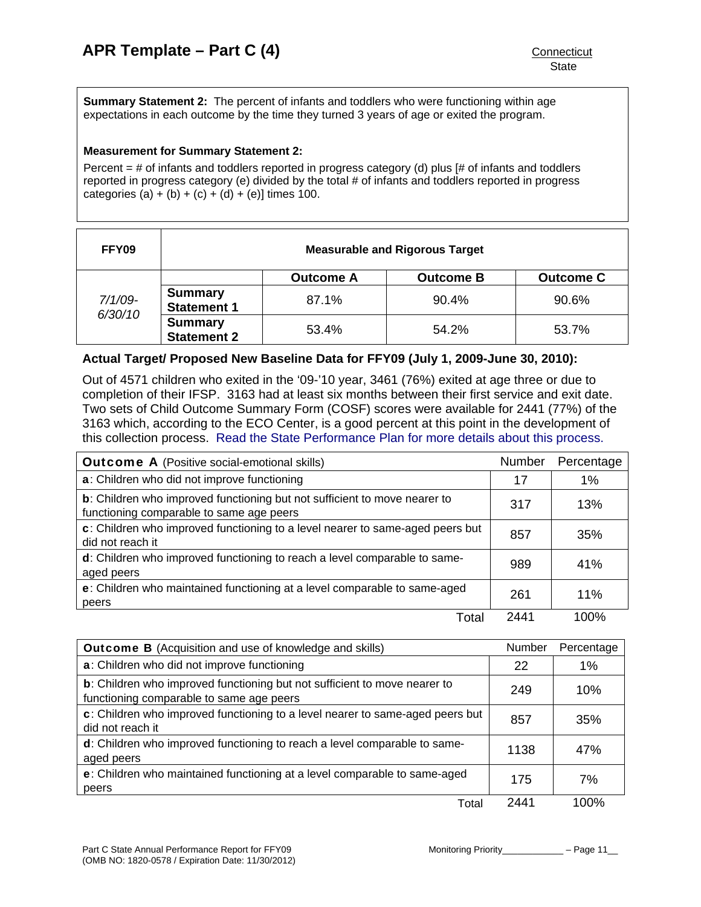**Summary Statement 2:** The percent of infants and toddlers who were functioning within age expectations in each outcome by the time they turned 3 years of age or exited the program.

**Measurement for Summary Statement 2:**

Percent = # of infants and toddlers reported in progress category (d) plus [# of infants and toddlers reported in progress category (e) divided by the total # of infants and toddlers reported in progress categories (a) + (b) + (c) + (d) + (e)] times 100.

| FFY09 | Measurable and Rigorous Target | | | |
|---|---|---|---|---|
| | | **Outcome A** | **Outcome B** | **Outcome C** |
| *7/1/09-6/30/10* | **Summary Statement 1** | 87.1% | 90.4% | 90.6% |
| | **Summary Statement 2** | 53.4% | 54.2% | 53.7% |

**Actual Target/ Proposed New Baseline Data for FFY09 (July 1, 2009-June 30, 2010):**

Out of 4571 children who exited in the '09-'10 year, 3461 (76%) exited at age three or due to completion of their IFSP. 3163 had at least six months between their first service and exit date. Two sets of Child Outcome Summary Form (COSF) scores were available for 2441 (77%) of the 3163 which, according to the ECO Center, is a good percent at this point in the development of this collection process. Read the State Performance Plan for more details about this process.

| **Outcome A** (Positive social-emotional skills) | Number | Percentage |
|---|---|---|
| **a**: Children who did not improve functioning | 17 | 1% |
| **b**: Children who improved functioning but not sufficient to move nearer to functioning comparable to same age peers | 317 | 13% |
| **c**: Children who improved functioning to a level nearer to same-aged peers but did not reach it | 857 | 35% |
| **d**: Children who improved functioning to reach a level comparable to same-aged peers | 989 | 41% |
| **e**: Children who maintained functioning at a level comparable to same-aged peers | 261 | 11% |
| Total | 2441 | 100% |

| **Outcome B** (Acquisition and use of knowledge and skills) | Number | Percentage |
|---|---|---|
| **a**: Children who did not improve functioning | 22 | 1% |
| **b**: Children who improved functioning but not sufficient to move nearer to functioning comparable to same age peers | 249 | 10% |
| **c**: Children who improved functioning to a level nearer to same-aged peers but did not reach it | 857 | 35% |
| **d**: Children who improved functioning to reach a level comparable to same-aged peers | 1138 | 47% |
| **e**: Children who maintained functioning at a level comparable to same-aged peers | 175 | 7% |
| Total | 2441 | 100% |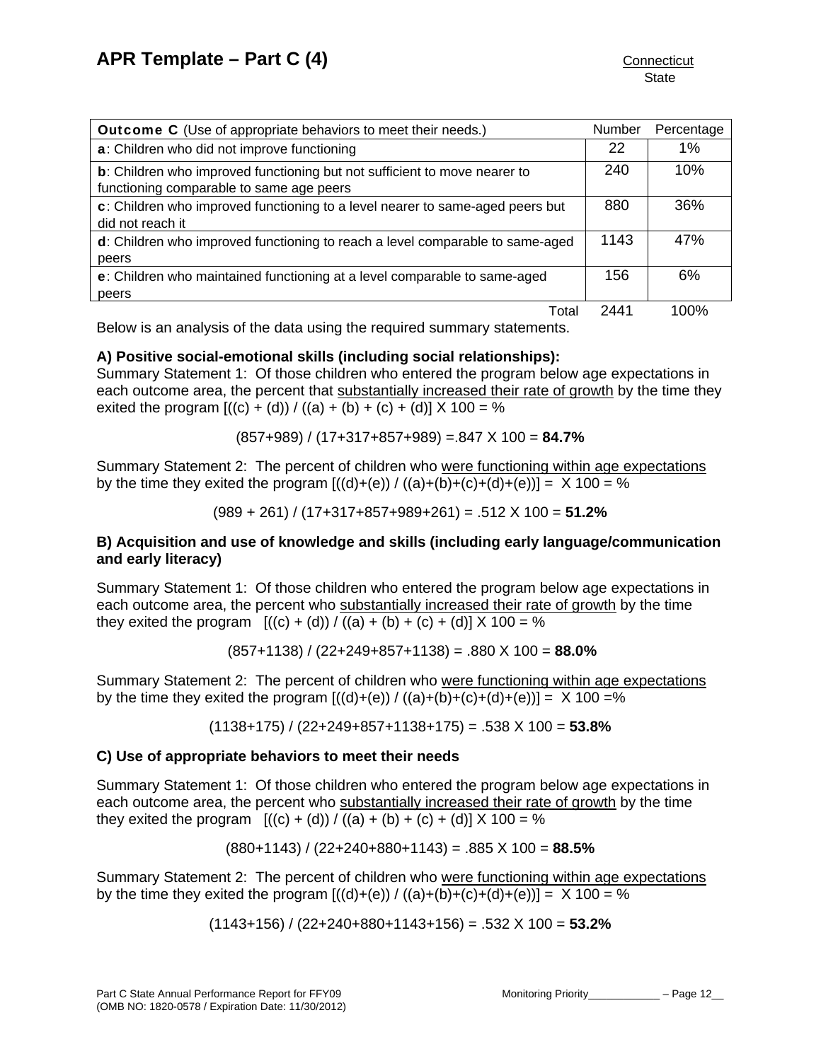| **Outcome C** (Use of appropriate behaviors to meet their needs.) | Number | Percentage |
|---|---|---|
| **a**: Children who did not improve functioning | 22 | 1% |
| **b**: Children who improved functioning but not sufficient to move nearer to functioning comparable to same age peers | 240 | 10% |
| **c**: Children who improved functioning to a level nearer to same-aged peers but did not reach it | 880 | 36% |
| **d**: Children who improved functioning to reach a level comparable to same-aged peers | 1143 | 47% |
| **e**: Children who maintained functioning at a level comparable to same-aged peers | 156 | 6% |
| Total | 2441 | 100% |

Below is an analysis of the data using the required summary statements.

**A) Positive social-emotional skills (including social relationships):**

Summary Statement 1: Of those children who entered the program below age expectations in each outcome area, the percent that substantially increased their rate of growth by the time they exited the program [((c) + (d)) / ((a) + (b) + (c) + (d)] X 100 = %

(857+989) / (17+317+857+989) =.847 X 100 = **84.7%**

Summary Statement 2: The percent of children who were functioning within age expectations by the time they exited the program [((d)+(e)) / ((a)+(b)+(c)+(d)+(e))] = X 100 = %

(989 + 261) / (17+317+857+989+261) = .512 X 100 = **51.2%**

**B) Acquisition and use of knowledge and skills (including early language/communication and early literacy)**

Summary Statement 1: Of those children who entered the program below age expectations in each outcome area, the percent who substantially increased their rate of growth by the time they exited the program [((c) + (d)) / ((a) + (b) + (c) + (d)] X 100 = %

(857+1138) / (22+249+857+1138) = .880 X 100 = **88.0%**

Summary Statement 2: The percent of children who were functioning within age expectations by the time they exited the program [((d)+(e)) / ((a)+(b)+(c)+(d)+(e))] = X 100 =%

(1138+175) / (22+249+857+1138+175) = .538 X 100 = **53.8%**

**C) Use of appropriate behaviors to meet their needs**

Summary Statement 1: Of those children who entered the program below age expectations in each outcome area, the percent who substantially increased their rate of growth by the time they exited the program [((c) + (d)) / ((a) + (b) + (c) + (d)] X 100 = %

(880+1143) / (22+240+880+1143) = .885 X 100 = **88.5%**

Summary Statement 2: The percent of children who were functioning within age expectations by the time they exited the program [((d)+(e)) / ((a)+(b)+(c)+(d)+(e))] = X 100 = %

(1143+156) / (22+240+880+1143+156) = .532 X 100 = **53.2%**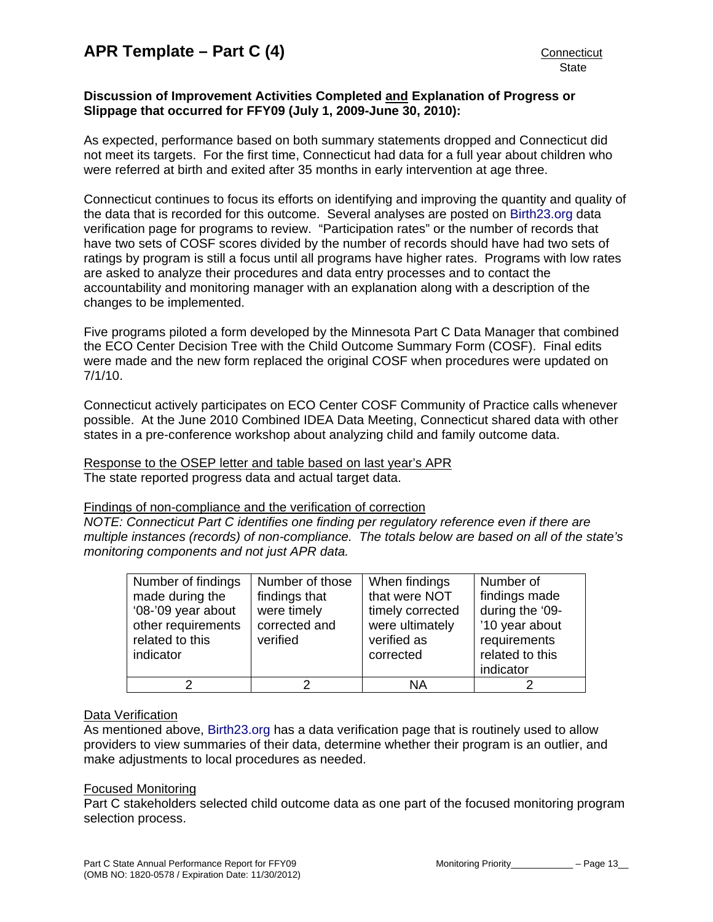**Discussion of Improvement Activities Completed and Explanation of Progress or Slippage that occurred for FFY09 (July 1, 2009-June 30, 2010):**

As expected, performance based on both summary statements dropped and Connecticut did not meet its targets. For the first time, Connecticut had data for a full year about children who were referred at birth and exited after 35 months in early intervention at age three.

Connecticut continues to focus its efforts on identifying and improving the quantity and quality of the data that is recorded for this outcome. Several analyses are posted on Birth23.org data verification page for programs to review. "Participation rates" or the number of records that have two sets of COSF scores divided by the number of records should have had two sets of ratings by program is still a focus until all programs have higher rates. Programs with low rates are asked to analyze their procedures and data entry processes and to contact the accountability and monitoring manager with an explanation along with a description of the changes to be implemented.

Five programs piloted a form developed by the Minnesota Part C Data Manager that combined the ECO Center Decision Tree with the Child Outcome Summary Form (COSF). Final edits were made and the new form replaced the original COSF when procedures were updated on 7/1/10.

Connecticut actively participates on ECO Center COSF Community of Practice calls whenever possible. At the June 2010 Combined IDEA Data Meeting, Connecticut shared data with other states in a pre-conference workshop about analyzing child and family outcome data.

Response to the OSEP letter and table based on last year's APR

The state reported progress data and actual target data.

Findings of non-compliance and the verification of correction

*NOTE: Connecticut Part C identifies one finding per regulatory reference even if there are multiple instances (records) of non-compliance. The totals below are based on all of the state's monitoring components and not just APR data.*

| Number of findings made during the '08-'09 year about other requirements related to this indicator | Number of those findings that were timely corrected and verified | When findings that were NOT timely corrected were ultimately verified as corrected | Number of findings made during the '09-'10 year about requirements related to this indicator |
|---|---|---|---|
| 2 | 2 | NA | 2 |

Data Verification

As mentioned above, Birth23.org has a data verification page that is routinely used to allow providers to view summaries of their data, determine whether their program is an outlier, and make adjustments to local procedures as needed.

Focused Monitoring

Part C stakeholders selected child outcome data as one part of the focused monitoring program selection process.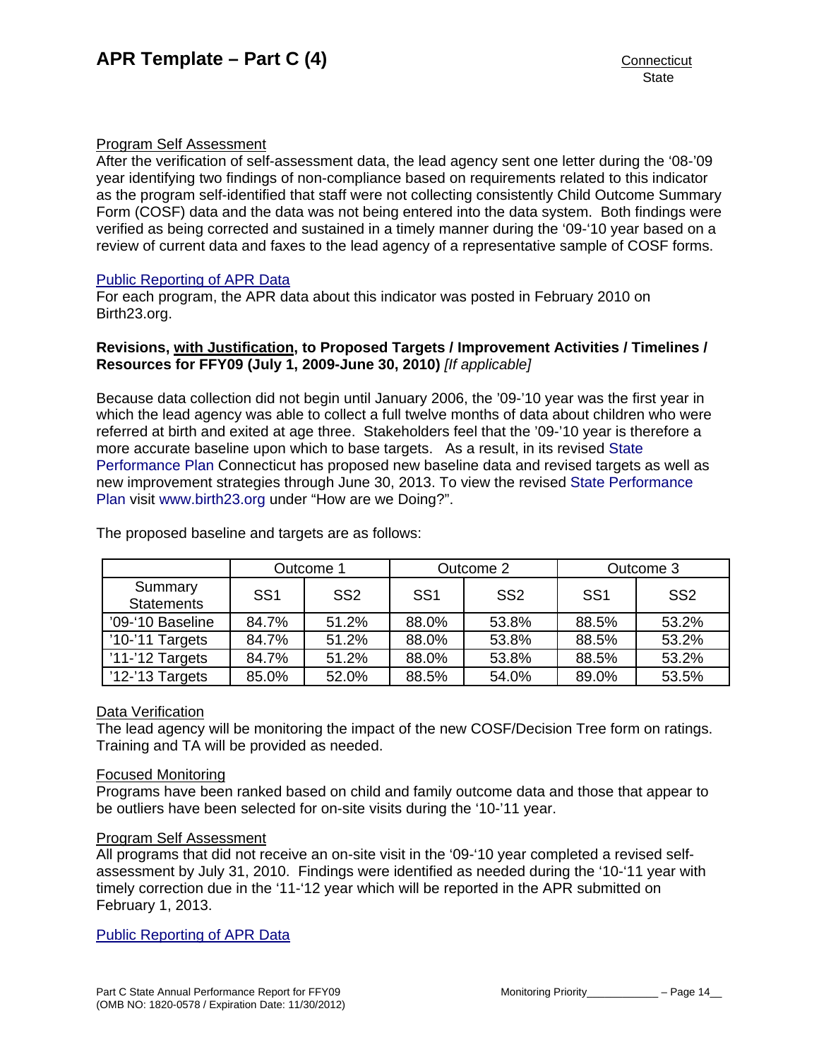Program Self Assessment
After the verification of self-assessment data, the lead agency sent one letter during the '08-'09 year identifying two findings of non-compliance based on requirements related to this indicator as the program self-identified that staff were not collecting consistently Child Outcome Summary Form (COSF) data and the data was not being entered into the data system. Both findings were verified as being corrected and sustained in a timely manner during the '09-'10 year based on a review of current data and faxes to the lead agency of a representative sample of COSF forms.

Public Reporting of APR Data
For each program, the APR data about this indicator was posted in February 2010 on Birth23.org.

**Revisions, with Justification, to Proposed Targets / Improvement Activities / Timelines / Resources for FFY09 (July 1, 2009-June 30, 2010)** *[If applicable]*

Because data collection did not begin until January 2006, the '09-'10 year was the first year in which the lead agency was able to collect a full twelve months of data about children who were referred at birth and exited at age three. Stakeholders feel that the '09-'10 year is therefore a more accurate baseline upon which to base targets. As a result, in its revised State Performance Plan Connecticut has proposed new baseline data and revised targets as well as new improvement strategies through June 30, 2013. To view the revised State Performance Plan visit www.birth23.org under "How are we Doing?".

The proposed baseline and targets are as follows:

| | Outcome 1 | | Outcome 2 | | Outcome 3 | |
|---|---|---|---|---|---|---|
| Summary Statements | SS1 | SS2 | SS1 | SS2 | SS1 | SS2 |
| '09-'10 Baseline | 84.7% | 51.2% | 88.0% | 53.8% | 88.5% | 53.2% |
| '10-'11 Targets | 84.7% | 51.2% | 88.0% | 53.8% | 88.5% | 53.2% |
| '11-'12 Targets | 84.7% | 51.2% | 88.0% | 53.8% | 88.5% | 53.2% |
| '12-'13 Targets | 85.0% | 52.0% | 88.5% | 54.0% | 89.0% | 53.5% |

Data Verification
The lead agency will be monitoring the impact of the new COSF/Decision Tree form on ratings. Training and TA will be provided as needed.

Focused Monitoring
Programs have been ranked based on child and family outcome data and those that appear to be outliers have been selected for on-site visits during the '10-'11 year.

Program Self Assessment
All programs that did not receive an on-site visit in the '09-'10 year completed a revised self-assessment by July 31, 2010. Findings were identified as needed during the '10-'11 year with timely correction due in the '11-'12 year which will be reported in the APR submitted on February 1, 2013.

Public Reporting of APR Data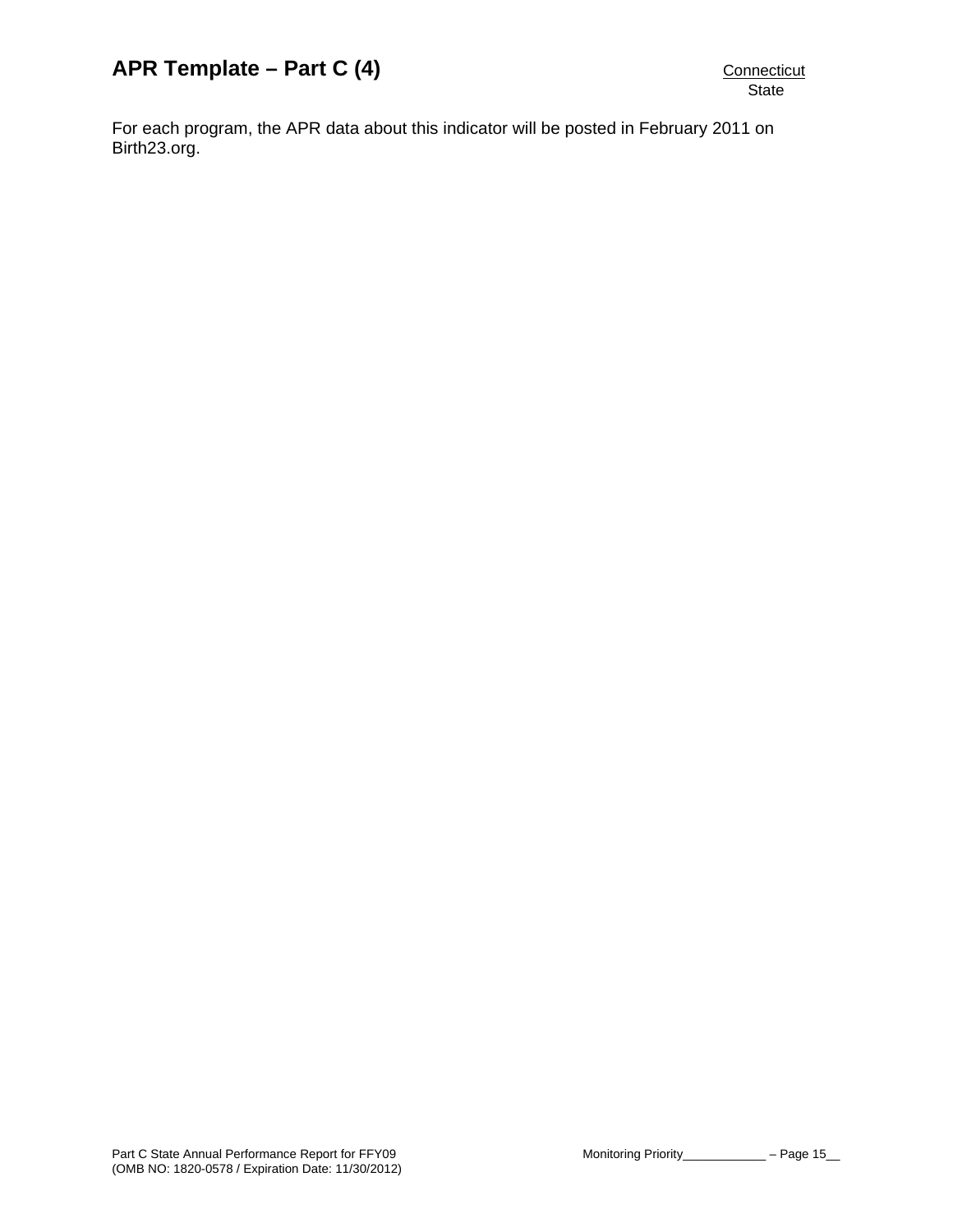For each program, the APR data about this indicator will be posted in February 2011 on Birth23.org.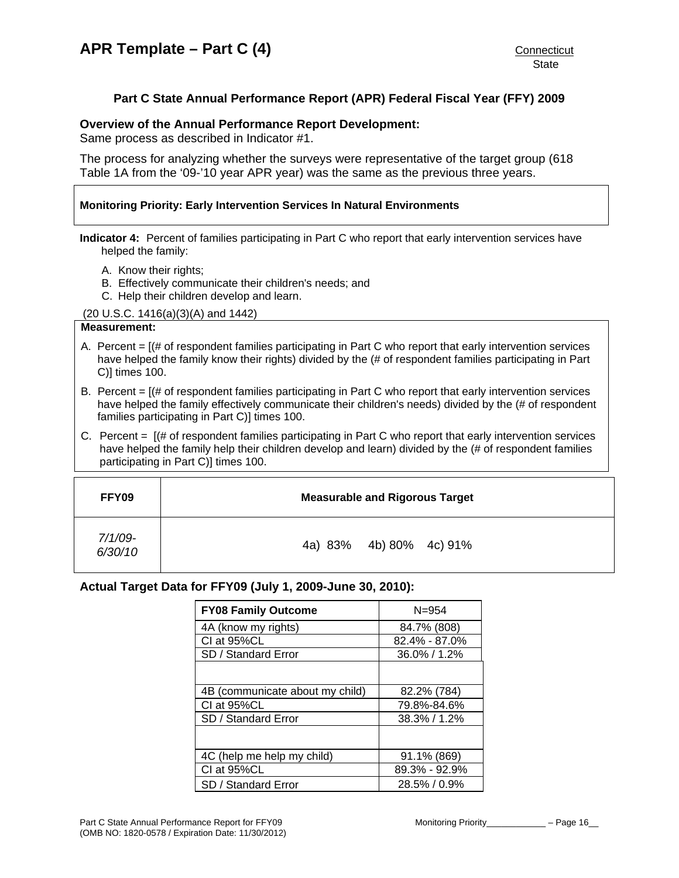## APR Template – Part C (4)

Connecticut
State

### Part C State Annual Performance Report (APR) Federal Fiscal Year (FFY) 2009

**Overview of the Annual Performance Report Development:**
Same process as described in Indicator #1.

The process for analyzing whether the surveys were representative of the target group (618 Table 1A from the '09-'10 year APR year) was the same as the previous three years.

**Monitoring Priority: Early Intervention Services In Natural Environments**

**Indicator 4:** Percent of families participating in Part C who report that early intervention services have helped the family:

A. Know their rights;
B. Effectively communicate their children's needs; and
C. Help their children develop and learn.

(20 U.S.C. 1416(a)(3)(A) and 1442)

**Measurement:**

A. Percent = [(# of respondent families participating in Part C who report that early intervention services have helped the family know their rights) divided by the (# of respondent families participating in Part C)] times 100.

B. Percent = [(# of respondent families participating in Part C who report that early intervention services have helped the family effectively communicate their children's needs) divided by the (# of respondent families participating in Part C)] times 100.

C. Percent = [(# of respondent families participating in Part C who report that early intervention services have helped the family help their children develop and learn) divided by the (# of respondent families participating in Part C)] times 100.

| FFY09 | Measurable and Rigorous Target |
|---|---|
| *7/1/09-6/30/10* | 4a) 83% 4b) 80% 4c) 91% |

### Actual Target Data for FFY09 (July 1, 2009-June 30, 2010):

| FY08 Family Outcome | N=954 |
|---|---|
| 4A (know my rights) | 84.7% (808) |
| CI at 95%CL | 82.4% - 87.0% |
| SD / Standard Error | 36.0% / 1.2% |
| | |
| 4B (communicate about my child) | 82.2% (784) |
| CI at 95%CL | 79.8%-84.6% |
| SD / Standard Error | 38.3% / 1.2% |
| | |
| 4C (help me help my child) | 91.1% (869) |
| CI at 95%CL | 89.3% - 92.9% |
| SD / Standard Error | 28.5% / 0.9% |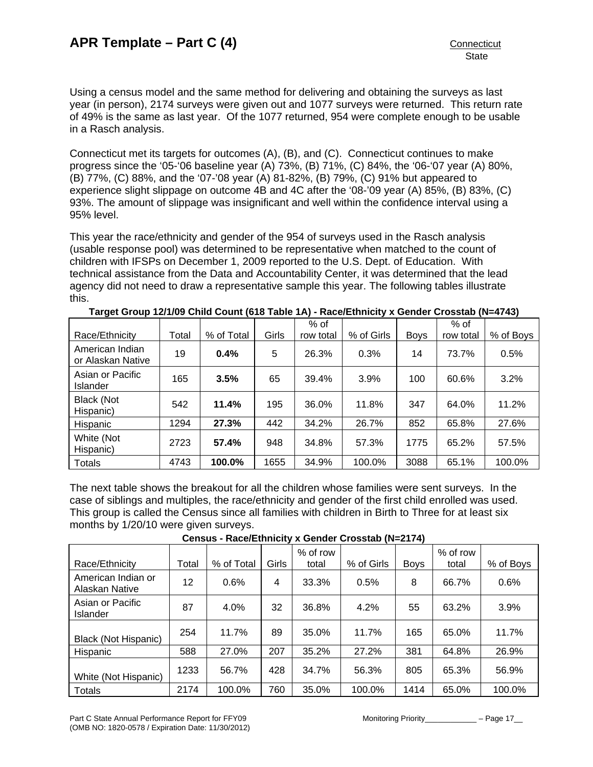Using a census model and the same method for delivering and obtaining the surveys as last year (in person), 2174 surveys were given out and 1077 surveys were returned. This return rate of 49% is the same as last year. Of the 1077 returned, 954 were complete enough to be usable in a Rasch analysis.

Connecticut met its targets for outcomes (A), (B), and (C). Connecticut continues to make progress since the '05-'06 baseline year (A) 73%, (B) 71%, (C) 84%, the '06-'07 year (A) 80%, (B) 77%, (C) 88%, and the '07-'08 year (A) 81-82%, (B) 79%, (C) 91% but appeared to experience slight slippage on outcome 4B and 4C after the '08-'09 year (A) 85%, (B) 83%, (C) 93%. The amount of slippage was insignificant and well within the confidence interval using a 95% level.

This year the race/ethnicity and gender of the 954 of surveys used in the Rasch analysis (usable response pool) was determined to be representative when matched to the count of children with IFSPs on December 1, 2009 reported to the U.S. Dept. of Education. With technical assistance from the Data and Accountability Center, it was determined that the lead agency did not need to draw a representative sample this year. The following tables illustrate this.

**Target Group 12/1/09 Child Count (618 Table 1A) - Race/Ethnicity x Gender Crosstab (N=4743)**

| Race/Ethnicity | Total | % of Total | Girls | % of row total | % of Girls | Boys | % of row total | % of Boys |
|---|---|---|---|---|---|---|---|---|
| American Indian or Alaskan Native | 19 | **0.4%** | 5 | 26.3% | 0.3% | 14 | 73.7% | 0.5% |
| Asian or Pacific Islander | 165 | **3.5%** | 65 | 39.4% | 3.9% | 100 | 60.6% | 3.2% |
| Black (Not Hispanic) | 542 | **11.4%** | 195 | 36.0% | 11.8% | 347 | 64.0% | 11.2% |
| Hispanic | 1294 | **27.3%** | 442 | 34.2% | 26.7% | 852 | 65.8% | 27.6% |
| White (Not Hispanic) | 2723 | **57.4%** | 948 | 34.8% | 57.3% | 1775 | 65.2% | 57.5% |
| Totals | 4743 | **100.0%** | 1655 | 34.9% | 100.0% | 3088 | 65.1% | 100.0% |

The next table shows the breakout for all the children whose families were sent surveys. In the case of siblings and multiples, the race/ethnicity and gender of the first child enrolled was used. This group is called the Census since all families with children in Birth to Three for at least six months by 1/20/10 were given surveys.

**Census - Race/Ethnicity x Gender Crosstab (N=2174)**

| Race/Ethnicity | Total | % of Total | Girls | % of row total | % of Girls | Boys | % of row total | % of Boys |
|---|---|---|---|---|---|---|---|---|
| American Indian or Alaskan Native | 12 | 0.6% | 4 | 33.3% | 0.5% | 8 | 66.7% | 0.6% |
| Asian or Pacific Islander | 87 | 4.0% | 32 | 36.8% | 4.2% | 55 | 63.2% | 3.9% |
| Black (Not Hispanic) | 254 | 11.7% | 89 | 35.0% | 11.7% | 165 | 65.0% | 11.7% |
| Hispanic | 588 | 27.0% | 207 | 35.2% | 27.2% | 381 | 64.8% | 26.9% |
| White (Not Hispanic) | 1233 | 56.7% | 428 | 34.7% | 56.3% | 805 | 65.3% | 56.9% |
| Totals | 2174 | 100.0% | 760 | 35.0% | 100.0% | 1414 | 65.0% | 100.0% |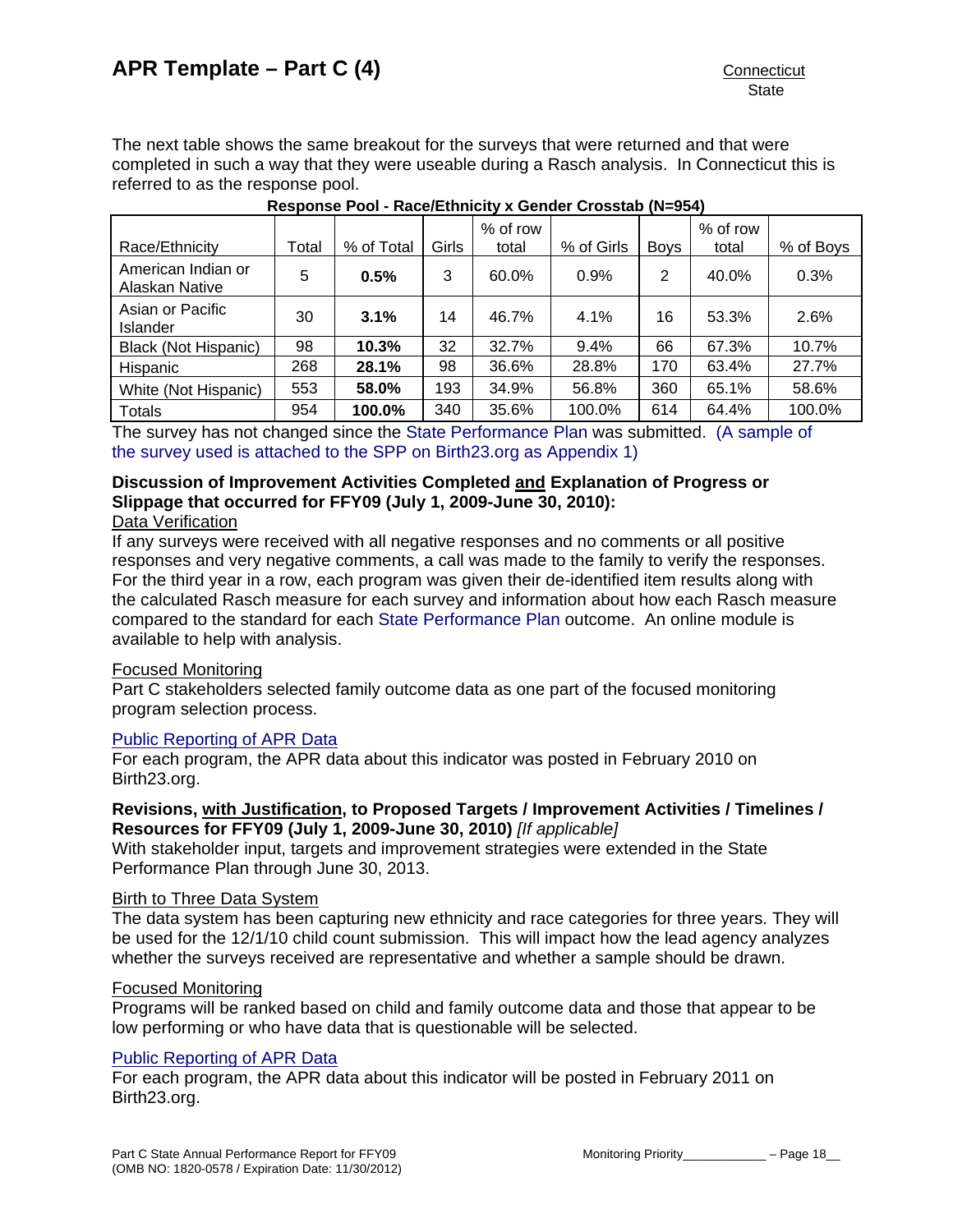The next table shows the same breakout for the surveys that were returned and that were completed in such a way that they were useable during a Rasch analysis. In Connecticut this is referred to as the response pool.

**Response Pool - Race/Ethnicity x Gender Crosstab (N=954)**

| Race/Ethnicity | Total | % of Total | Girls | % of row total | % of Girls | Boys | % of row total | % of Boys |
|---|---|---|---|---|---|---|---|---|
| American Indian or Alaskan Native | 5 | **0.5%** | 3 | 60.0% | 0.9% | 2 | 40.0% | 0.3% |
| Asian or Pacific Islander | 30 | **3.1%** | 14 | 46.7% | 4.1% | 16 | 53.3% | 2.6% |
| Black (Not Hispanic) | 98 | **10.3%** | 32 | 32.7% | 9.4% | 66 | 67.3% | 10.7% |
| Hispanic | 268 | **28.1%** | 98 | 36.6% | 28.8% | 170 | 63.4% | 27.7% |
| White (Not Hispanic) | 553 | **58.0%** | 193 | 34.9% | 56.8% | 360 | 65.1% | 58.6% |
| Totals | 954 | **100.0%** | 340 | 35.6% | 100.0% | 614 | 64.4% | 100.0% |

The survey has not changed since the State Performance Plan was submitted. (A sample of the survey used is attached to the SPP on Birth23.org as Appendix 1)

**Discussion of Improvement Activities Completed and Explanation of Progress or Slippage that occurred for FFY09 (July 1, 2009-June 30, 2010):**

Data Verification

If any surveys were received with all negative responses and no comments or all positive responses and very negative comments, a call was made to the family to verify the responses. For the third year in a row, each program was given their de-identified item results along with the calculated Rasch measure for each survey and information about how each Rasch measure compared to the standard for each State Performance Plan outcome. An online module is available to help with analysis.

Focused Monitoring

Part C stakeholders selected family outcome data as one part of the focused monitoring program selection process.

Public Reporting of APR Data

For each program, the APR data about this indicator was posted in February 2010 on Birth23.org.

**Revisions, with Justification, to Proposed Targets / Improvement Activities / Timelines / Resources for FFY09 (July 1, 2009-June 30, 2010)** *[If applicable]*

With stakeholder input, targets and improvement strategies were extended in the State Performance Plan through June 30, 2013.

Birth to Three Data System

The data system has been capturing new ethnicity and race categories for three years. They will be used for the 12/1/10 child count submission. This will impact how the lead agency analyzes whether the surveys received are representative and whether a sample should be drawn.

Focused Monitoring

Programs will be ranked based on child and family outcome data and those that appear to be low performing or who have data that is questionable will be selected.

Public Reporting of APR Data

For each program, the APR data about this indicator will be posted in February 2011 on Birth23.org.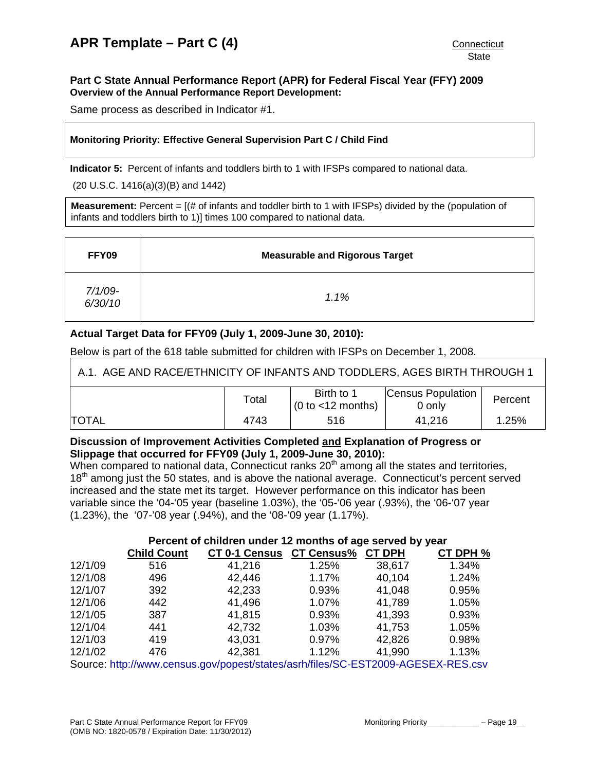# APR Template – Part C (4)

Connecticut
State

**Part C State Annual Performance Report (APR) for Federal Fiscal Year (FFY) 2009**
**Overview of the Annual Performance Report Development:**

Same process as described in Indicator #1.

**Monitoring Priority: Effective General Supervision Part C / Child Find**

**Indicator 5:** Percent of infants and toddlers birth to 1 with IFSPs compared to national data.

(20 U.S.C. 1416(a)(3)(B) and 1442)

**Measurement:** Percent = [(# of infants and toddler birth to 1 with IFSPs) divided by the (population of infants and toddlers birth to 1)] times 100 compared to national data.

| FFY09 | Measurable and Rigorous Target |
|---|---|
| *7/1/09-6/30/10* | *1.1%* |

**Actual Target Data for FFY09 (July 1, 2009-June 30, 2010):**

Below is part of the 618 table submitted for children with IFSPs on December 1, 2008.

| A.1. AGE AND RACE/ETHNICITY OF INFANTS AND TODDLERS, AGES BIRTH THROUGH 1 | | | | |
|---|---|---|---|---|
| | Total | Birth to 1 (0 to <12 months) | Census Population 0 only | Percent |
| TOTAL | 4743 | 516 | 41,216 | 1.25% |

**Discussion of Improvement Activities Completed and Explanation of Progress or Slippage that occurred for FFY09 (July 1, 2009-June 30, 2010):**

When compared to national data, Connecticut ranks 20th among all the states and territories, 18th among just the 50 states, and is above the national average. Connecticut's percent served increased and the state met its target. However performance on this indicator has been variable since the '04-'05 year (baseline 1.03%), the '05-'06 year (.93%), the '06-'07 year (1.23%), the '07-'08 year (.94%), and the '08-'09 year (1.17%).

**Percent of children under 12 months of age served by year**

| | Child Count | CT 0-1 Census | CT Census% | CT DPH | CT DPH % |
|---|---|---|---|---|---|
| 12/1/09 | 516 | 41,216 | 1.25% | 38,617 | 1.34% |
| 12/1/08 | 496 | 42,446 | 1.17% | 40,104 | 1.24% |
| 12/1/07 | 392 | 42,233 | 0.93% | 41,048 | 0.95% |
| 12/1/06 | 442 | 41,496 | 1.07% | 41,789 | 1.05% |
| 12/1/05 | 387 | 41,815 | 0.93% | 41,393 | 0.93% |
| 12/1/04 | 441 | 42,732 | 1.03% | 41,753 | 1.05% |
| 12/1/03 | 419 | 43,031 | 0.97% | 42,826 | 0.98% |
| 12/1/02 | 476 | 42,381 | 1.12% | 41,990 | 1.13% |

Source: http://www.census.gov/popest/states/asrh/files/SC-EST2009-AGESEX-RES.csv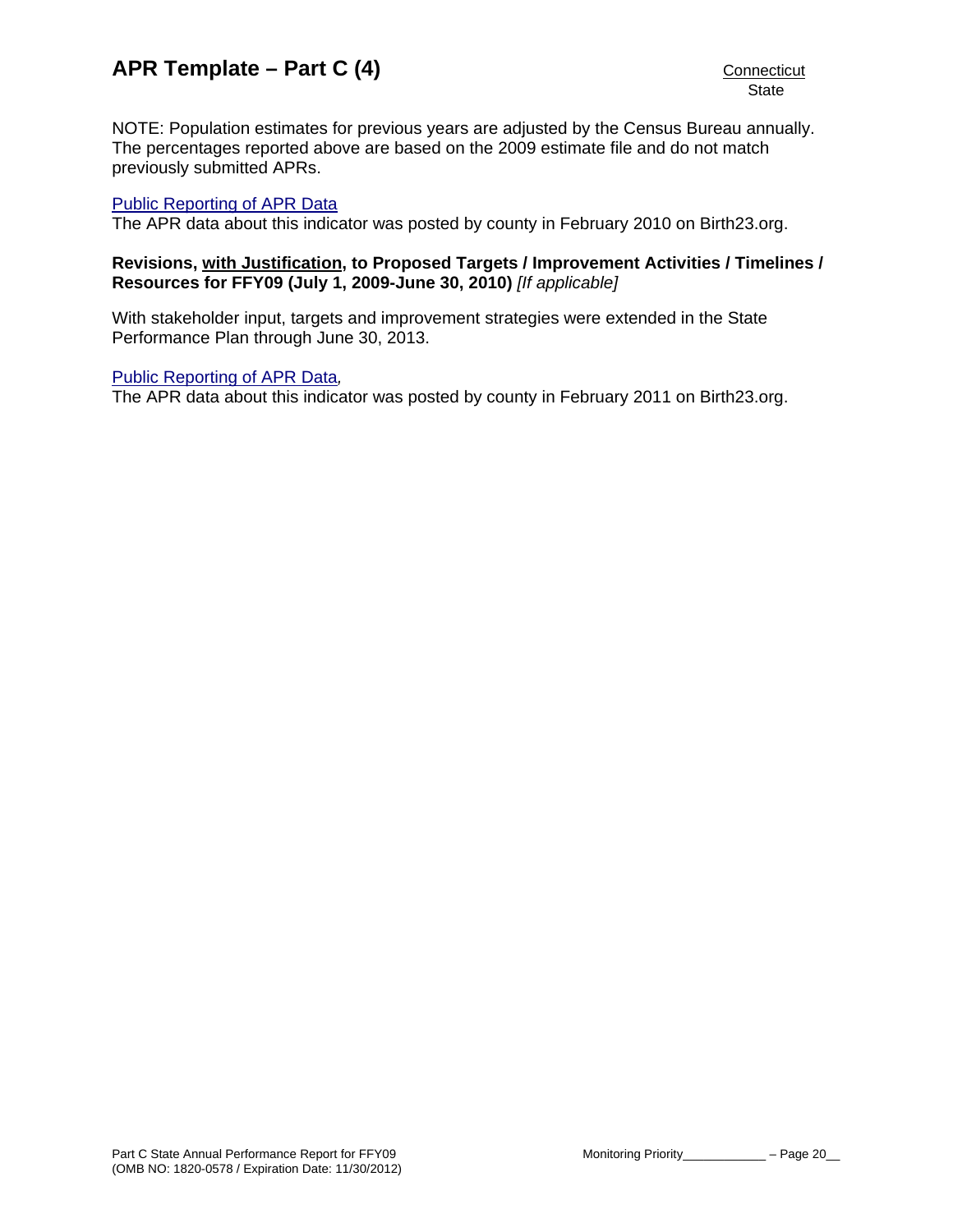NOTE: Population estimates for previous years are adjusted by the Census Bureau annually. The percentages reported above are based on the 2009 estimate file and do not match previously submitted APRs.

Public Reporting of APR Data
The APR data about this indicator was posted by county in February 2010 on Birth23.org.

**Revisions, with Justification, to Proposed Targets / Improvement Activities / Timelines / Resources for FFY09 (July 1, 2009-June 30, 2010)** *[If applicable]*

With stakeholder input, targets and improvement strategies were extended in the State Performance Plan through June 30, 2013.

Public Reporting of APR Data*,*
The APR data about this indicator was posted by county in February 2011 on Birth23.org.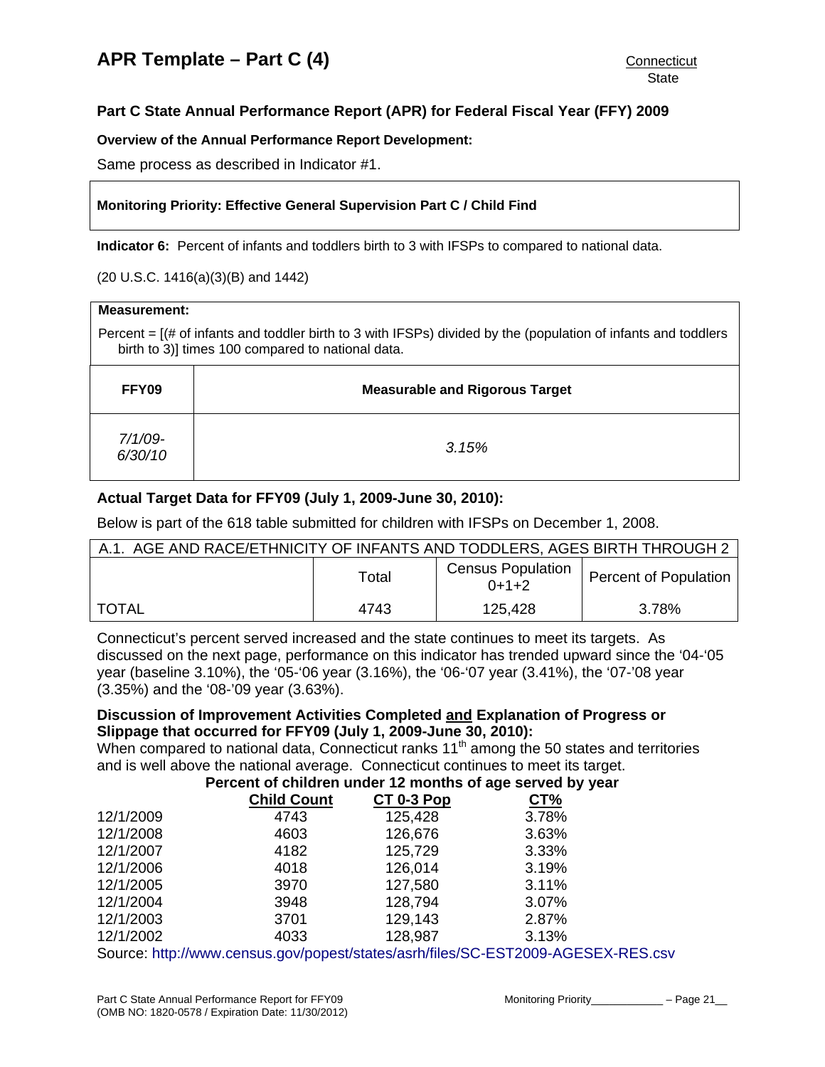Connecticut
State

## Part C State Annual Performance Report (APR) for Federal Fiscal Year (FFY) 2009

**Overview of the Annual Performance Report Development:**

Same process as described in Indicator #1.

**Monitoring Priority: Effective General Supervision Part C / Child Find**

**Indicator 6:** Percent of infants and toddlers birth to 3 with IFSPs to compared to national data.

(20 U.S.C. 1416(a)(3)(B) and 1442)

**Measurement:**

Percent = [(# of infants and toddler birth to 3 with IFSPs) divided by the (population of infants and toddlers birth to 3)] times 100 compared to national data.

| FFY09 | Measurable and Rigorous Target |
|---|---|
| *7/1/09-6/30/10* | *3.15%* |

### Actual Target Data for FFY09 (July 1, 2009-June 30, 2010):

Below is part of the 618 table submitted for children with IFSPs on December 1, 2008.

| A.1. AGE AND RACE/ETHNICITY OF INFANTS AND TODDLERS, AGES BIRTH THROUGH 2 | | | |
|---|---|---|---|
| | Total | Census Population 0+1+2 | Percent of Population |
| TOTAL | 4743 | 125,428 | 3.78% |

Connecticut's percent served increased and the state continues to meet its targets. As discussed on the next page, performance on this indicator has trended upward since the '04-'05 year (baseline 3.10%), the '05-'06 year (3.16%), the '06-'07 year (3.41%), the '07-'08 year (3.35%) and the '08-'09 year (3.63%).

**Discussion of Improvement Activities Completed and Explanation of Progress or Slippage that occurred for FFY09 (July 1, 2009-June 30, 2010):**

When compared to national data, Connecticut ranks 11th among the 50 states and territories and is well above the national average. Connecticut continues to meet its target.

**Percent of children under 12 months of age served by year**

| | Child Count | CT 0-3 Pop | CT% |
|---|---|---|---|
| 12/1/2009 | 4743 | 125,428 | 3.78% |
| 12/1/2008 | 4603 | 126,676 | 3.63% |
| 12/1/2007 | 4182 | 125,729 | 3.33% |
| 12/1/2006 | 4018 | 126,014 | 3.19% |
| 12/1/2005 | 3970 | 127,580 | 3.11% |
| 12/1/2004 | 3948 | 128,794 | 3.07% |
| 12/1/2003 | 3701 | 129,143 | 2.87% |
| 12/1/2002 | 4033 | 128,987 | 3.13% |

Source: http://www.census.gov/popest/states/asrh/files/SC-EST2009-AGESEX-RES.csv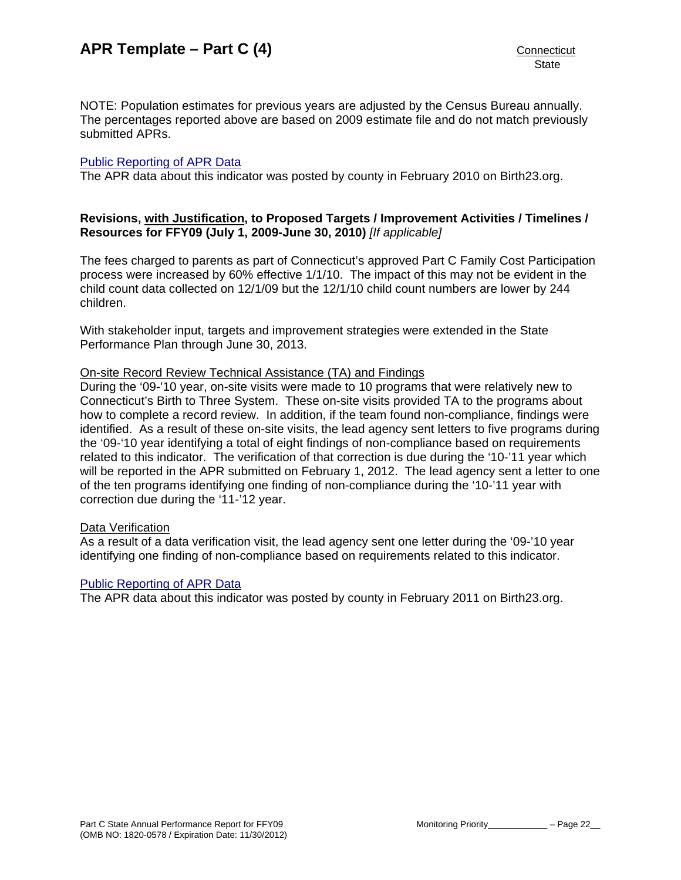NOTE: Population estimates for previous years are adjusted by the Census Bureau annually. The percentages reported above are based on 2009 estimate file and do not match previously submitted APRs.

Public Reporting of APR Data

The APR data about this indicator was posted by county in February 2010 on Birth23.org.

**Revisions, with Justification, to Proposed Targets / Improvement Activities / Timelines / Resources for FFY09 (July 1, 2009-June 30, 2010)** *[If applicable]*

The fees charged to parents as part of Connecticut's approved Part C Family Cost Participation process were increased by 60% effective 1/1/10. The impact of this may not be evident in the child count data collected on 12/1/09 but the 12/1/10 child count numbers are lower by 244 children.

With stakeholder input, targets and improvement strategies were extended in the State Performance Plan through June 30, 2013.

On-site Record Review Technical Assistance (TA) and Findings

During the '09-'10 year, on-site visits were made to 10 programs that were relatively new to Connecticut's Birth to Three System. These on-site visits provided TA to the programs about how to complete a record review. In addition, if the team found non-compliance, findings were identified. As a result of these on-site visits, the lead agency sent letters to five programs during the '09-'10 year identifying a total of eight findings of non-compliance based on requirements related to this indicator. The verification of that correction is due during the '10-'11 year which will be reported in the APR submitted on February 1, 2012. The lead agency sent a letter to one of the ten programs identifying one finding of non-compliance during the '10-'11 year with correction due during the '11-'12 year.

Data Verification

As a result of a data verification visit, the lead agency sent one letter during the '09-'10 year identifying one finding of non-compliance based on requirements related to this indicator.

Public Reporting of APR Data

The APR data about this indicator was posted by county in February 2011 on Birth23.org.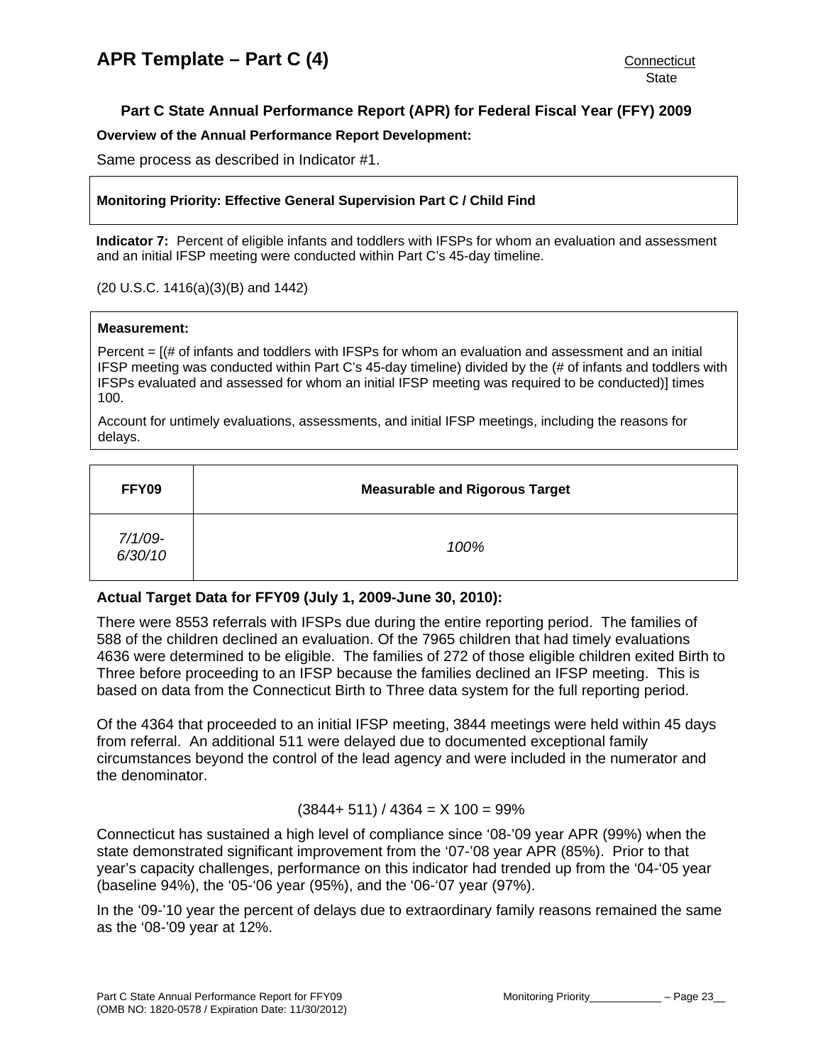# APR Template – Part C (4)

Connecticut
State

## Part C State Annual Performance Report (APR) for Federal Fiscal Year (FFY) 2009

**Overview of the Annual Performance Report Development:**

Same process as described in Indicator #1.

**Monitoring Priority: Effective General Supervision Part C / Child Find**

**Indicator 7:** Percent of eligible infants and toddlers with IFSPs for whom an evaluation and assessment and an initial IFSP meeting were conducted within Part C's 45-day timeline.

(20 U.S.C. 1416(a)(3)(B) and 1442)

**Measurement:**

Percent = [(# of infants and toddlers with IFSPs for whom an evaluation and assessment and an initial IFSP meeting was conducted within Part C's 45-day timeline) divided by the (# of infants and toddlers with IFSPs evaluated and assessed for whom an initial IFSP meeting was required to be conducted)] times 100.

Account for untimely evaluations, assessments, and initial IFSP meetings, including the reasons for delays.

| FFY09 | Measurable and Rigorous Target |
|---|---|
| *7/1/09-6/30/10* | *100%* |

**Actual Target Data for FFY09 (July 1, 2009-June 30, 2010):**

There were 8553 referrals with IFSPs due during the entire reporting period. The families of 588 of the children declined an evaluation. Of the 7965 children that had timely evaluations 4636 were determined to be eligible. The families of 272 of those eligible children exited Birth to Three before proceeding to an IFSP because the families declined an IFSP meeting. This is based on data from the Connecticut Birth to Three data system for the full reporting period.

Of the 4364 that proceeded to an initial IFSP meeting, 3844 meetings were held within 45 days from referral. An additional 511 were delayed due to documented exceptional family circumstances beyond the control of the lead agency and were included in the numerator and the denominator.

$$(3844+ 511) / 4364 = X\ 100 = 99\%$$

Connecticut has sustained a high level of compliance since '08-'09 year APR (99%) when the state demonstrated significant improvement from the '07-'08 year APR (85%). Prior to that year's capacity challenges, performance on this indicator had trended up from the '04-'05 year (baseline 94%), the '05-'06 year (95%), and the '06-'07 year (97%).

In the '09-'10 year the percent of delays due to extraordinary family reasons remained the same as the '08-'09 year at 12%.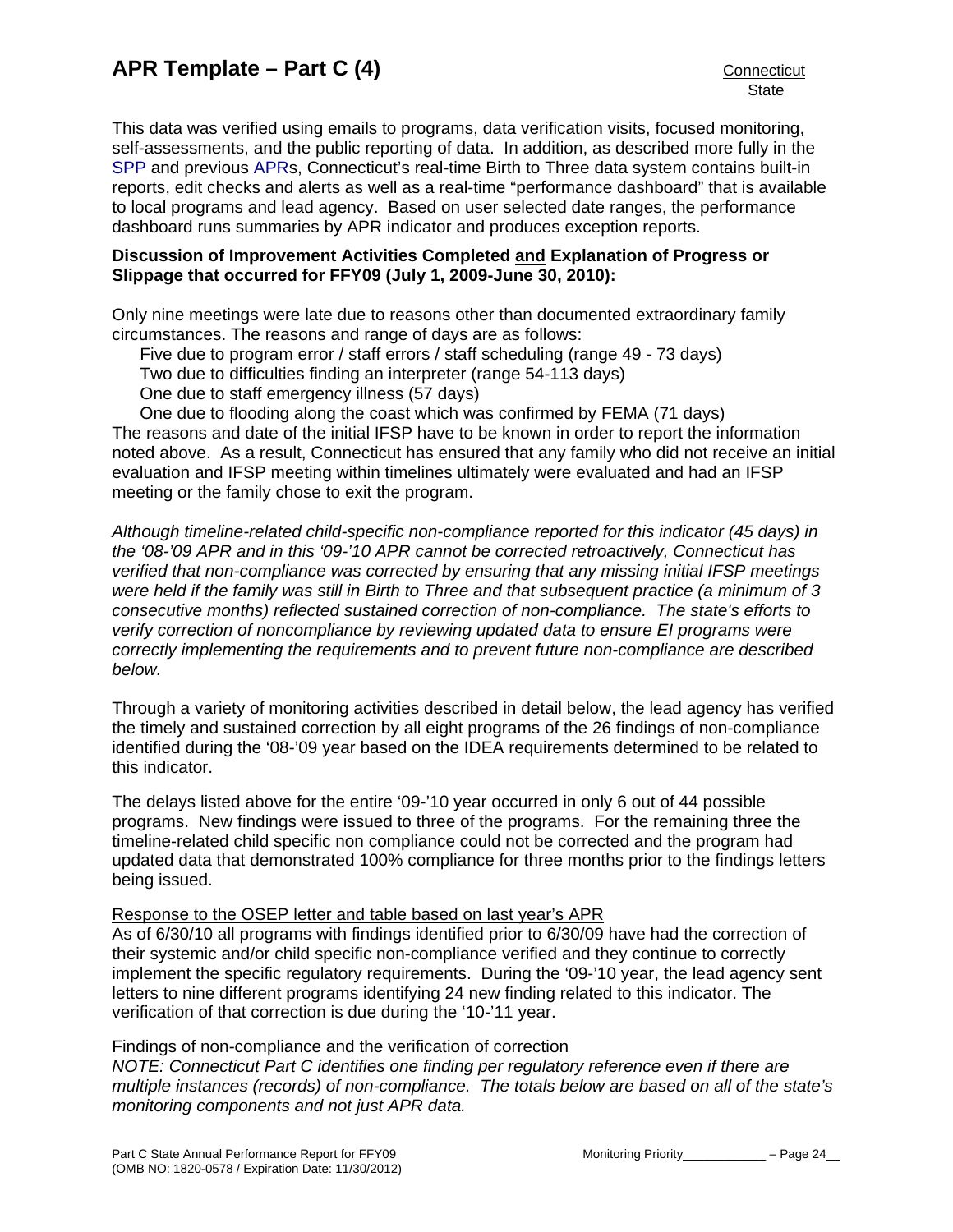This data was verified using emails to programs, data verification visits, focused monitoring, self-assessments, and the public reporting of data. In addition, as described more fully in the SPP and previous APRs, Connecticut's real-time Birth to Three data system contains built-in reports, edit checks and alerts as well as a real-time "performance dashboard" that is available to local programs and lead agency. Based on user selected date ranges, the performance dashboard runs summaries by APR indicator and produces exception reports.

**Discussion of Improvement Activities Completed and Explanation of Progress or Slippage that occurred for FFY09 (July 1, 2009-June 30, 2010):**

Only nine meetings were late due to reasons other than documented extraordinary family circumstances. The reasons and range of days are as follows:

- Five due to program error / staff errors / staff scheduling (range 49 - 73 days)
- Two due to difficulties finding an interpreter (range 54-113 days)
- One due to staff emergency illness (57 days)
- One due to flooding along the coast which was confirmed by FEMA (71 days)

The reasons and date of the initial IFSP have to be known in order to report the information noted above. As a result, Connecticut has ensured that any family who did not receive an initial evaluation and IFSP meeting within timelines ultimately were evaluated and had an IFSP meeting or the family chose to exit the program.

*Although timeline-related child-specific non-compliance reported for this indicator (45 days) in the '08-'09 APR and in this '09-'10 APR cannot be corrected retroactively, Connecticut has verified that non-compliance was corrected by ensuring that any missing initial IFSP meetings were held if the family was still in Birth to Three and that subsequent practice (a minimum of 3 consecutive months) reflected sustained correction of non-compliance. The state's efforts to verify correction of noncompliance by reviewing updated data to ensure EI programs were correctly implementing the requirements and to prevent future non-compliance are described below.*

Through a variety of monitoring activities described in detail below, the lead agency has verified the timely and sustained correction by all eight programs of the 26 findings of non-compliance identified during the '08-'09 year based on the IDEA requirements determined to be related to this indicator.

The delays listed above for the entire '09-'10 year occurred in only 6 out of 44 possible programs. New findings were issued to three of the programs. For the remaining three the timeline-related child specific non compliance could not be corrected and the program had updated data that demonstrated 100% compliance for three months prior to the findings letters being issued.

Response to the OSEP letter and table based on last year's APR

As of 6/30/10 all programs with findings identified prior to 6/30/09 have had the correction of their systemic and/or child specific non-compliance verified and they continue to correctly implement the specific regulatory requirements. During the '09-'10 year, the lead agency sent letters to nine different programs identifying 24 new finding related to this indicator. The verification of that correction is due during the '10-'11 year.

Findings of non-compliance and the verification of correction

*NOTE: Connecticut Part C identifies one finding per regulatory reference even if there are multiple instances (records) of non-compliance. The totals below are based on all of the state's monitoring components and not just APR data.*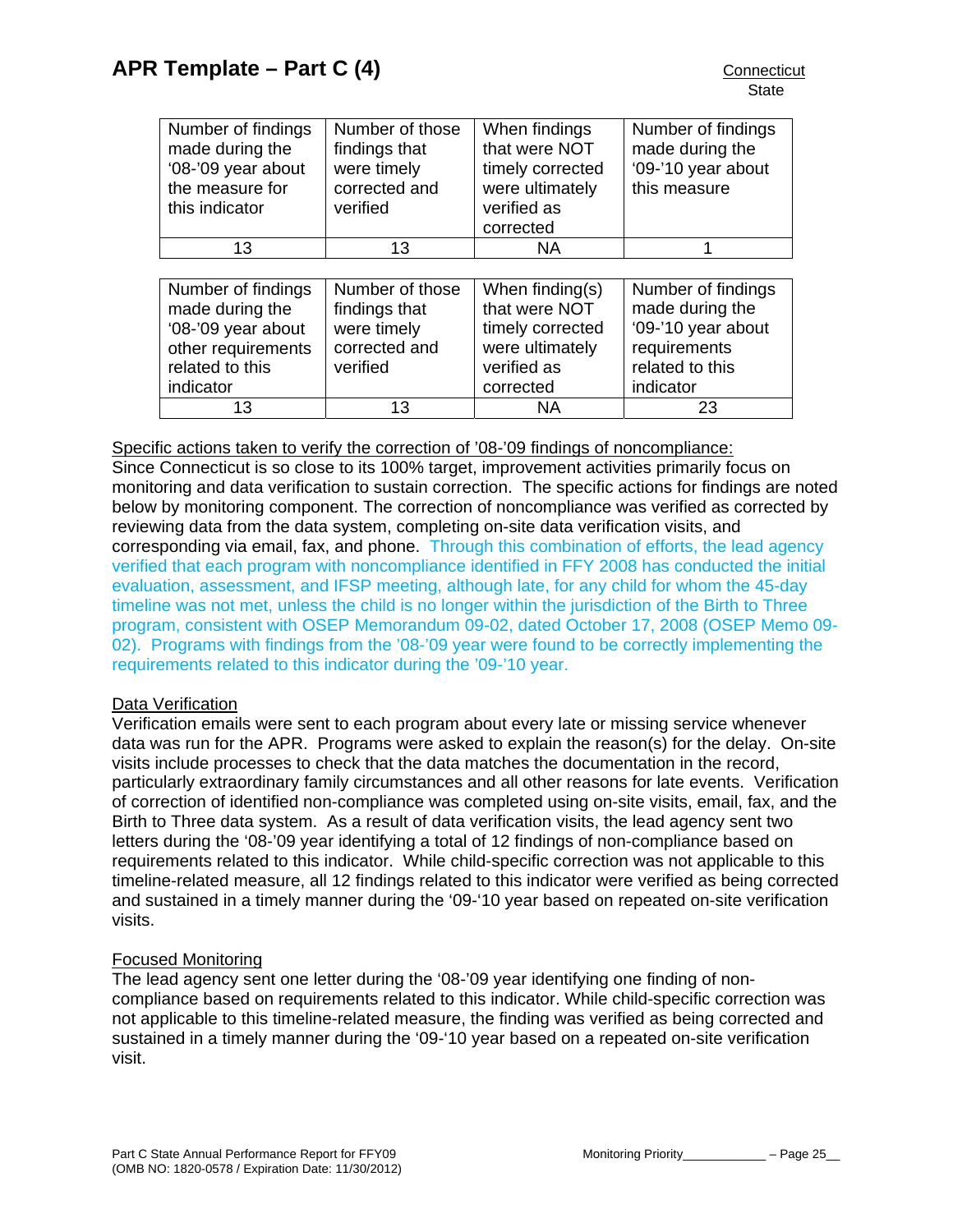| Number of findings made during the '08-'09 year about the measure for this indicator | Number of those findings that were timely corrected and verified | When findings that were NOT timely corrected were ultimately verified as corrected | Number of findings made during the '09-'10 year about this measure |
|---|---|---|---|
| 13 | 13 | NA | 1 |

| Number of findings made during the '08-'09 year about other requirements related to this indicator | Number of those findings that were timely corrected and verified | When finding(s) that were NOT timely corrected were ultimately verified as corrected | Number of findings made during the '09-'10 year about requirements related to this indicator |
|---|---|---|---|
| 13 | 13 | NA | 23 |

Specific actions taken to verify the correction of '08-'09 findings of noncompliance:

Since Connecticut is so close to its 100% target, improvement activities primarily focus on monitoring and data verification to sustain correction. The specific actions for findings are noted below by monitoring component. The correction of noncompliance was verified as corrected by reviewing data from the data system, completing on-site data verification visits, and corresponding via email, fax, and phone. Through this combination of efforts, the lead agency verified that each program with noncompliance identified in FFY 2008 has conducted the initial evaluation, assessment, and IFSP meeting, although late, for any child for whom the 45-day timeline was not met, unless the child is no longer within the jurisdiction of the Birth to Three program, consistent with OSEP Memorandum 09-02, dated October 17, 2008 (OSEP Memo 09-02). Programs with findings from the '08-'09 year were found to be correctly implementing the requirements related to this indicator during the '09-'10 year.

Data Verification

Verification emails were sent to each program about every late or missing service whenever data was run for the APR. Programs were asked to explain the reason(s) for the delay. On-site visits include processes to check that the data matches the documentation in the record, particularly extraordinary family circumstances and all other reasons for late events. Verification of correction of identified non-compliance was completed using on-site visits, email, fax, and the Birth to Three data system. As a result of data verification visits, the lead agency sent two letters during the '08-'09 year identifying a total of 12 findings of non-compliance based on requirements related to this indicator. While child-specific correction was not applicable to this timeline-related measure, all 12 findings related to this indicator were verified as being corrected and sustained in a timely manner during the '09-'10 year based on repeated on-site verification visits.

Focused Monitoring

The lead agency sent one letter during the '08-'09 year identifying one finding of non-compliance based on requirements related to this indicator. While child-specific correction was not applicable to this timeline-related measure, the finding was verified as being corrected and sustained in a timely manner during the '09-'10 year based on a repeated on-site verification visit.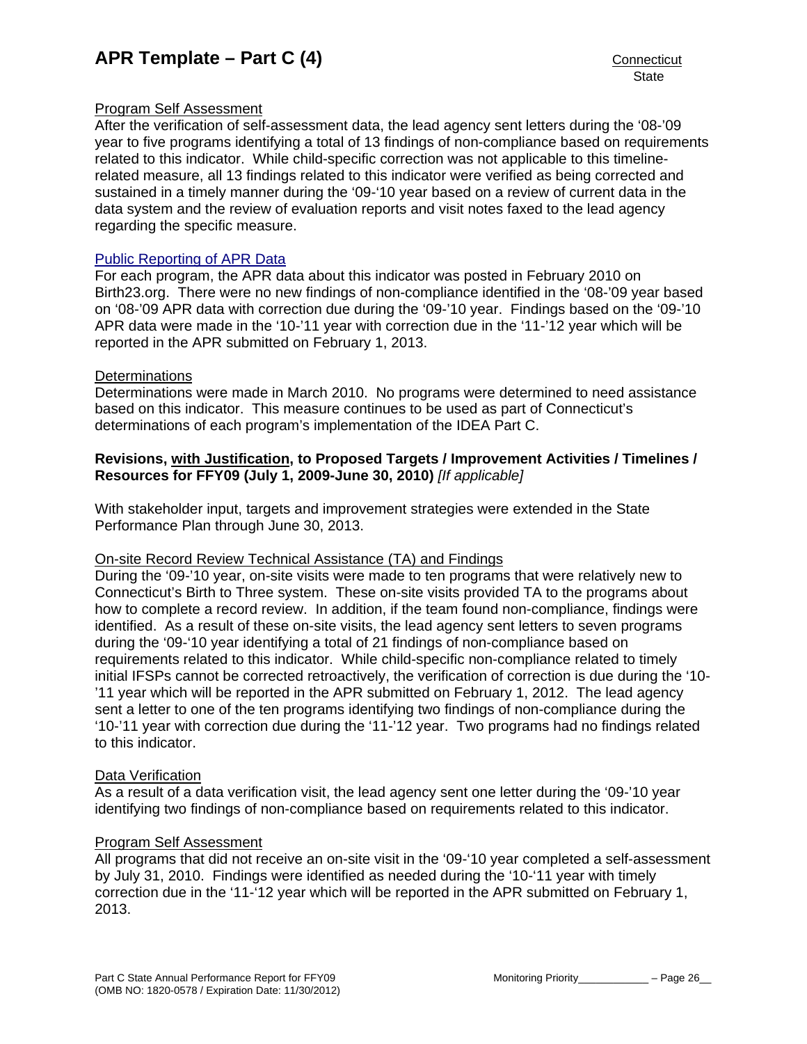Program Self Assessment

After the verification of self-assessment data, the lead agency sent letters during the '08-'09 year to five programs identifying a total of 13 findings of non-compliance based on requirements related to this indicator. While child-specific correction was not applicable to this timeline-related measure, all 13 findings related to this indicator were verified as being corrected and sustained in a timely manner during the '09-'10 year based on a review of current data in the data system and the review of evaluation reports and visit notes faxed to the lead agency regarding the specific measure.

Public Reporting of APR Data

For each program, the APR data about this indicator was posted in February 2010 on Birth23.org. There were no new findings of non-compliance identified in the '08-'09 year based on '08-'09 APR data with correction due during the '09-'10 year. Findings based on the '09-'10 APR data were made in the '10-'11 year with correction due in the '11-'12 year which will be reported in the APR submitted on February 1, 2013.

Determinations

Determinations were made in March 2010. No programs were determined to need assistance based on this indicator. This measure continues to be used as part of Connecticut's determinations of each program's implementation of the IDEA Part C.

**Revisions, with Justification, to Proposed Targets / Improvement Activities / Timelines / Resources for FFY09 (July 1, 2009-June 30, 2010)** *[If applicable]*

With stakeholder input, targets and improvement strategies were extended in the State Performance Plan through June 30, 2013.

On-site Record Review Technical Assistance (TA) and Findings

During the '09-'10 year, on-site visits were made to ten programs that were relatively new to Connecticut's Birth to Three system. These on-site visits provided TA to the programs about how to complete a record review. In addition, if the team found non-compliance, findings were identified. As a result of these on-site visits, the lead agency sent letters to seven programs during the '09-'10 year identifying a total of 21 findings of non-compliance based on requirements related to this indicator. While child-specific non-compliance related to timely initial IFSPs cannot be corrected retroactively, the verification of correction is due during the '10-'11 year which will be reported in the APR submitted on February 1, 2012. The lead agency sent a letter to one of the ten programs identifying two findings of non-compliance during the '10-'11 year with correction due during the '11-'12 year. Two programs had no findings related to this indicator.

Data Verification

As a result of a data verification visit, the lead agency sent one letter during the '09-'10 year identifying two findings of non-compliance based on requirements related to this indicator.

Program Self Assessment

All programs that did not receive an on-site visit in the '09-'10 year completed a self-assessment by July 31, 2010. Findings were identified as needed during the '10-'11 year with timely correction due in the '11-'12 year which will be reported in the APR submitted on February 1, 2013.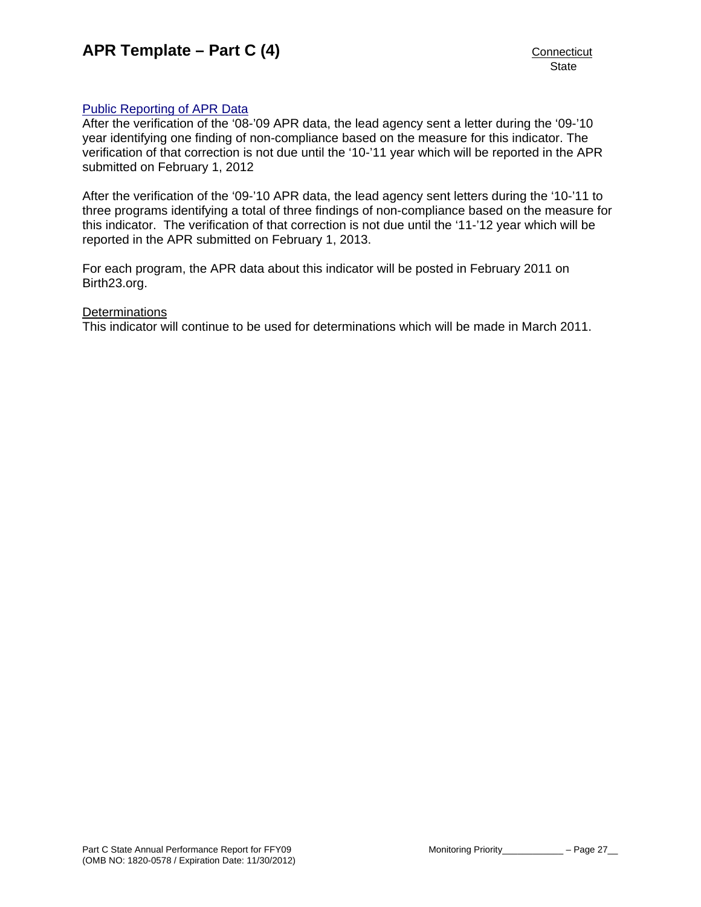Public Reporting of APR Data

After the verification of the '08-'09 APR data, the lead agency sent a letter during the '09-'10 year identifying one finding of non-compliance based on the measure for this indicator. The verification of that correction is not due until the '10-'11 year which will be reported in the APR submitted on February 1, 2012

After the verification of the '09-'10 APR data, the lead agency sent letters during the '10-'11 to three programs identifying a total of three findings of non-compliance based on the measure for this indicator. The verification of that correction is not due until the '11-'12 year which will be reported in the APR submitted on February 1, 2013.

For each program, the APR data about this indicator will be posted in February 2011 on Birth23.org.

Determinations

This indicator will continue to be used for determinations which will be made in March 2011.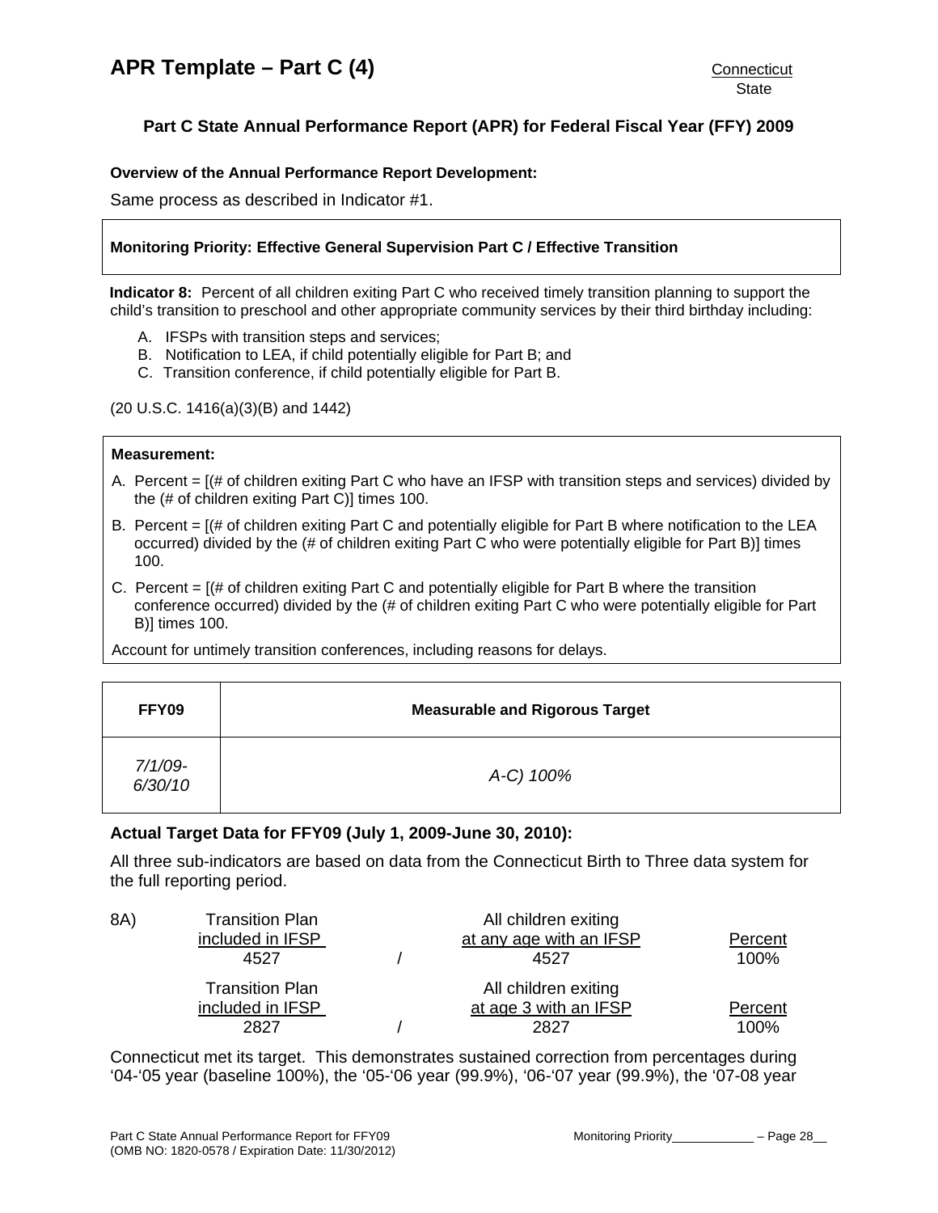# APR Template – Part C (4)

Connecticut
State

**Part C State Annual Performance Report (APR) for Federal Fiscal Year (FFY) 2009**

**Overview of the Annual Performance Report Development:**

Same process as described in Indicator #1.

**Monitoring Priority: Effective General Supervision Part C / Effective Transition**

**Indicator 8:** Percent of all children exiting Part C who received timely transition planning to support the child's transition to preschool and other appropriate community services by their third birthday including:

A. IFSPs with transition steps and services;
B. Notification to LEA, if child potentially eligible for Part B; and
C. Transition conference, if child potentially eligible for Part B.

(20 U.S.C. 1416(a)(3)(B) and 1442)

**Measurement:**

A. Percent = [(# of children exiting Part C who have an IFSP with transition steps and services) divided by the (# of children exiting Part C)] times 100.

B. Percent = [(# of children exiting Part C and potentially eligible for Part B where notification to the LEA occurred) divided by the (# of children exiting Part C who were potentially eligible for Part B)] times 100.

C. Percent = [(# of children exiting Part C and potentially eligible for Part B where the transition conference occurred) divided by the (# of children exiting Part C who were potentially eligible for Part B)] times 100.

Account for untimely transition conferences, including reasons for delays.

| FFY09 | Measurable and Rigorous Target |
| --- | --- |
| *7/1/09-6/30/10* | *A-C) 100%* |

**Actual Target Data for FFY09 (July 1, 2009-June 30, 2010):**

All three sub-indicators are based on data from the Connecticut Birth to Three data system for the full reporting period.

| 8A) | Transition Plan included in IFSP | / | All children exiting at any age with an IFSP | Percent |
| --- | --- | --- | --- | --- |
| | 4527 | / | 4527 | 100% |
| | Transition Plan included in IFSP | | All children exiting at age 3 with an IFSP | Percent |
| | 2827 | / | 2827 | 100% |

Connecticut met its target. This demonstrates sustained correction from percentages during '04-'05 year (baseline 100%), the '05-'06 year (99.9%), '06-'07 year (99.9%), the '07-08 year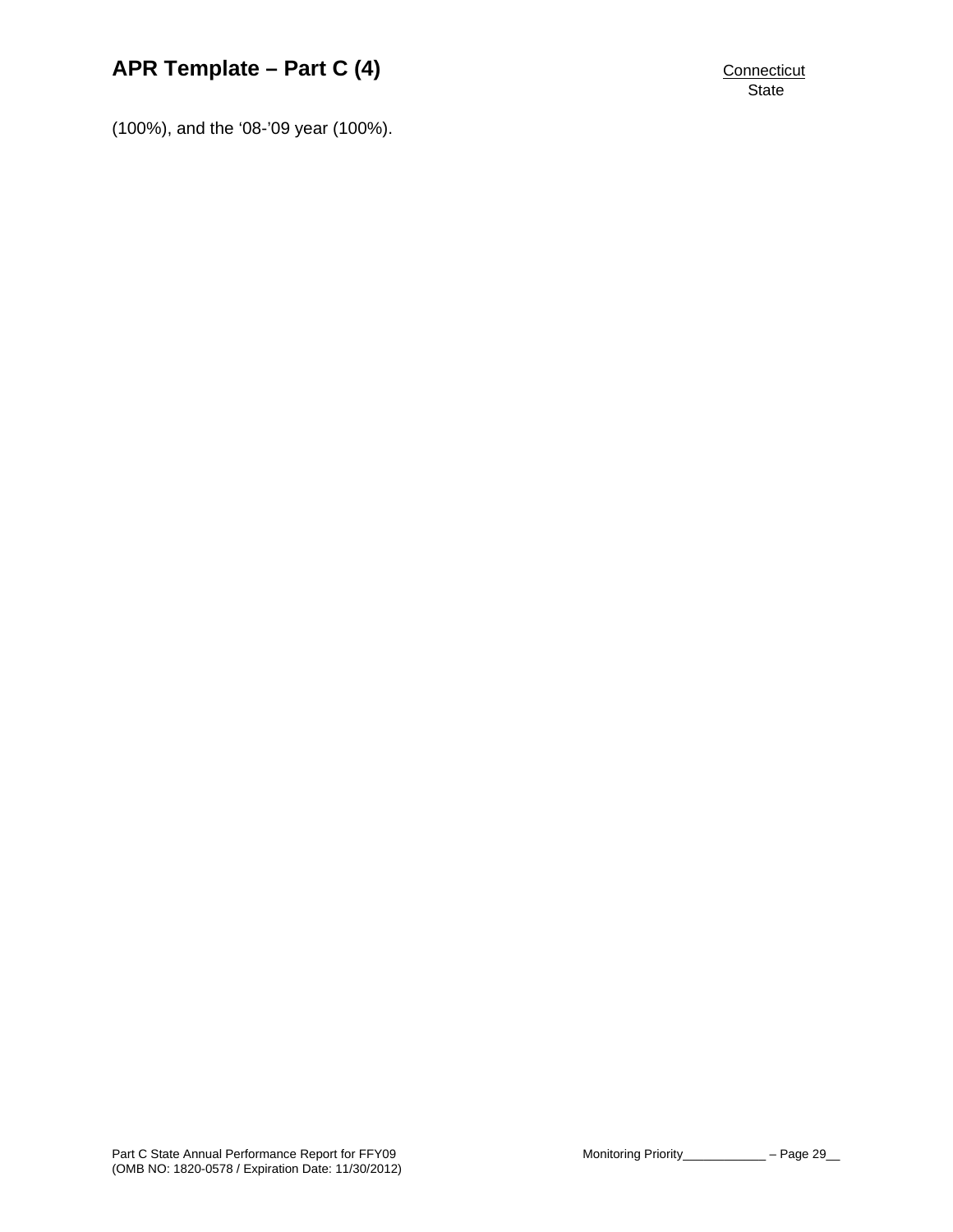(100%), and the ‘08-’09 year (100%).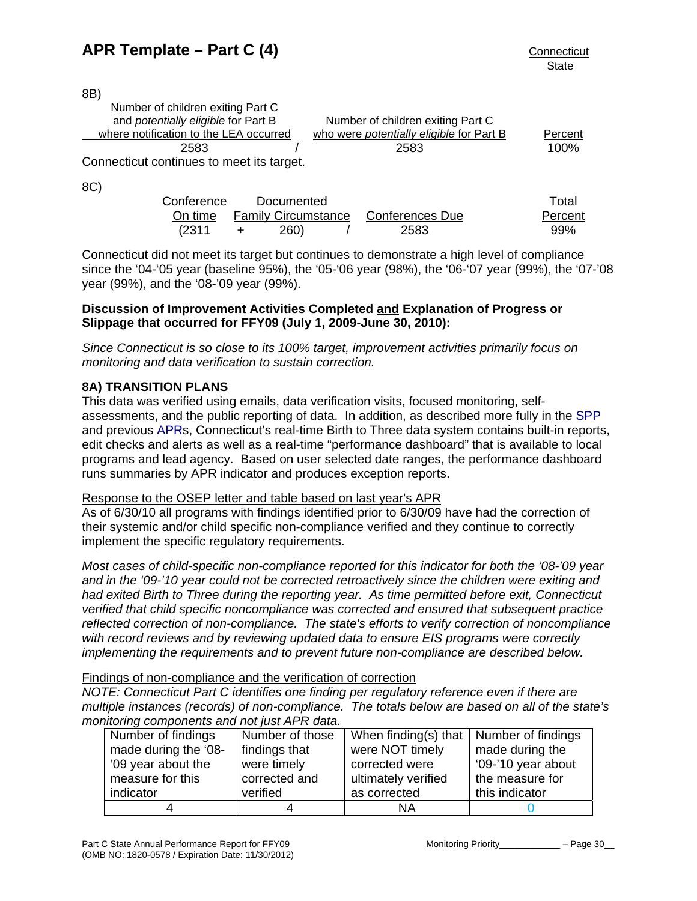8B)

| Number of children exiting Part C and *potentially eligible* for Part B where notification to the LEA occurred | | Number of children exiting Part C who were *potentially eligible* for Part B | Percent |
|---|---|---|---|
| 2583 | / | 2583 | 100% |

Connecticut continues to meet its target.

8C)

| Conference On time | | Documented Family Circumstance | | Conferences Due | Total Percent |
|---|---|---|---|---|---|
| (2311 | + | 260) | / | 2583 | 99% |

Connecticut did not meet its target but continues to demonstrate a high level of compliance since the '04-'05 year (baseline 95%), the '05-'06 year (98%), the '06-'07 year (99%), the '07-'08 year (99%), and the '08-'09 year (99%).

**Discussion of Improvement Activities Completed and Explanation of Progress or Slippage that occurred for FFY09 (July 1, 2009-June 30, 2010):**

*Since Connecticut is so close to its 100% target, improvement activities primarily focus on monitoring and data verification to sustain correction.*

**8A) TRANSITION PLANS**

This data was verified using emails, data verification visits, focused monitoring, self-assessments, and the public reporting of data. In addition, as described more fully in the SPP and previous APRs, Connecticut's real-time Birth to Three data system contains built-in reports, edit checks and alerts as well as a real-time "performance dashboard" that is available to local programs and lead agency. Based on user selected date ranges, the performance dashboard runs summaries by APR indicator and produces exception reports.

Response to the OSEP letter and table based on last year's APR

As of 6/30/10 all programs with findings identified prior to 6/30/09 have had the correction of their systemic and/or child specific non-compliance verified and they continue to correctly implement the specific regulatory requirements.

*Most cases of child-specific non-compliance reported for this indicator for both the '08-'09 year and in the '09-'10 year could not be corrected retroactively since the children were exiting and had exited Birth to Three during the reporting year. As time permitted before exit, Connecticut verified that child specific noncompliance was corrected and ensured that subsequent practice reflected correction of non-compliance. The state's efforts to verify correction of noncompliance with record reviews and by reviewing updated data to ensure EIS programs were correctly implementing the requirements and to prevent future non-compliance are described below.*

Findings of non-compliance and the verification of correction

*NOTE: Connecticut Part C identifies one finding per regulatory reference even if there are multiple instances (records) of non-compliance. The totals below are based on all of the state's monitoring components and not just APR data.*

| Number of findings made during the '08-'09 year about the measure for this indicator | Number of those findings that were timely corrected and verified | When finding(s) that were NOT timely corrected were ultimately verified as corrected | Number of findings made during the '09-'10 year about the measure for this indicator |
|---|---|---|---|
| 4 | 4 | NA | 0 |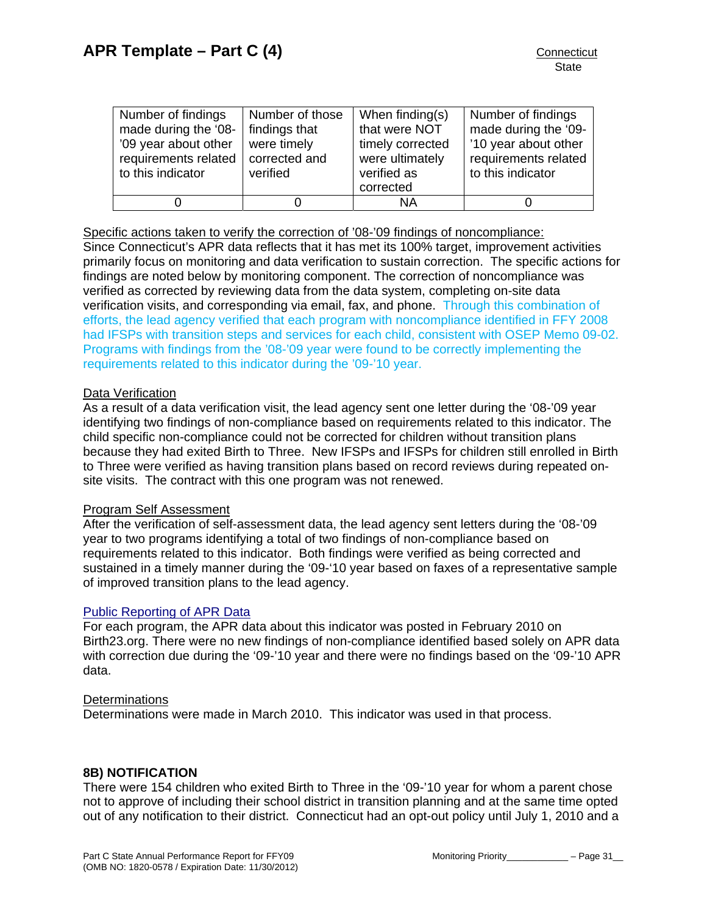| Number of findings made during the '08-'09 year about other requirements related to this indicator | Number of those findings that were timely corrected and verified | When finding(s) that were NOT timely corrected were ultimately verified as corrected | Number of findings made during the '09-'10 year about other requirements related to this indicator |
|---|---|---|---|
| 0 | 0 | NA | 0 |

Specific actions taken to verify the correction of '08-'09 findings of noncompliance:
Since Connecticut's APR data reflects that it has met its 100% target, improvement activities primarily focus on monitoring and data verification to sustain correction. The specific actions for findings are noted below by monitoring component. The correction of noncompliance was verified as corrected by reviewing data from the data system, completing on-site data verification visits, and corresponding via email, fax, and phone. Through this combination of efforts, the lead agency verified that each program with noncompliance identified in FFY 2008 had IFSPs with transition steps and services for each child, consistent with OSEP Memo 09-02. Programs with findings from the '08-'09 year were found to be correctly implementing the requirements related to this indicator during the '09-'10 year.

Data Verification
As a result of a data verification visit, the lead agency sent one letter during the '08-'09 year identifying two findings of non-compliance based on requirements related to this indicator. The child specific non-compliance could not be corrected for children without transition plans because they had exited Birth to Three. New IFSPs and IFSPs for children still enrolled in Birth to Three were verified as having transition plans based on record reviews during repeated on-site visits. The contract with this one program was not renewed.

Program Self Assessment
After the verification of self-assessment data, the lead agency sent letters during the '08-'09 year to two programs identifying a total of two findings of non-compliance based on requirements related to this indicator. Both findings were verified as being corrected and sustained in a timely manner during the '09-'10 year based on faxes of a representative sample of improved transition plans to the lead agency.

Public Reporting of APR Data
For each program, the APR data about this indicator was posted in February 2010 on Birth23.org. There were no new findings of non-compliance identified based solely on APR data with correction due during the '09-'10 year and there were no findings based on the '09-'10 APR data.

Determinations
Determinations were made in March 2010. This indicator was used in that process.

**8B) NOTIFICATION**

There were 154 children who exited Birth to Three in the '09-'10 year for whom a parent chose not to approve of including their school district in transition planning and at the same time opted out of any notification to their district. Connecticut had an opt-out policy until July 1, 2010 and a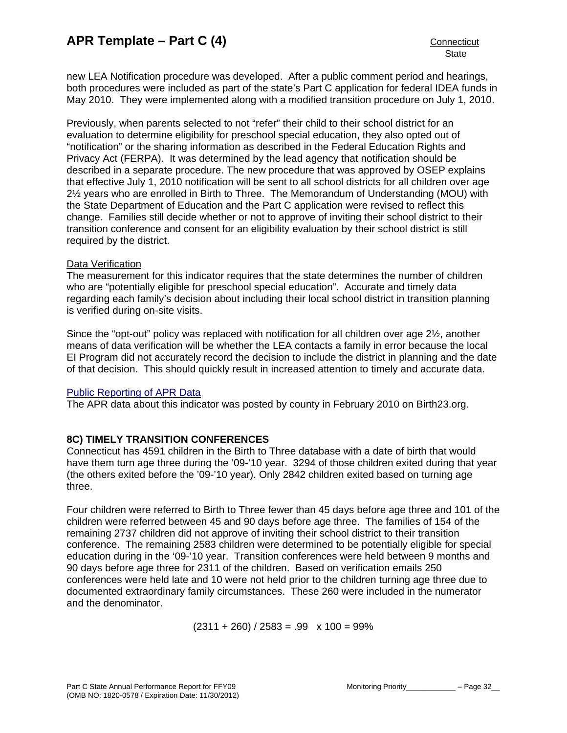new LEA Notification procedure was developed. After a public comment period and hearings, both procedures were included as part of the state's Part C application for federal IDEA funds in May 2010. They were implemented along with a modified transition procedure on July 1, 2010.

Previously, when parents selected to not "refer" their child to their school district for an evaluation to determine eligibility for preschool special education, they also opted out of "notification" or the sharing information as described in the Federal Education Rights and Privacy Act (FERPA). It was determined by the lead agency that notification should be described in a separate procedure. The new procedure that was approved by OSEP explains that effective July 1, 2010 notification will be sent to all school districts for all children over age 2½ years who are enrolled in Birth to Three. The Memorandum of Understanding (MOU) with the State Department of Education and the Part C application were revised to reflect this change. Families still decide whether or not to approve of inviting their school district to their transition conference and consent for an eligibility evaluation by their school district is still required by the district.

Data Verification

The measurement for this indicator requires that the state determines the number of children who are "potentially eligible for preschool special education". Accurate and timely data regarding each family's decision about including their local school district in transition planning is verified during on-site visits.

Since the "opt-out" policy was replaced with notification for all children over age 2½, another means of data verification will be whether the LEA contacts a family in error because the local EI Program did not accurately record the decision to include the district in planning and the date of that decision. This should quickly result in increased attention to timely and accurate data.

Public Reporting of APR Data

The APR data about this indicator was posted by county in February 2010 on Birth23.org.

**8C) TIMELY TRANSITION CONFERENCES**

Connecticut has 4591 children in the Birth to Three database with a date of birth that would have them turn age three during the '09-'10 year. 3294 of those children exited during that year (the others exited before the '09-'10 year). Only 2842 children exited based on turning age three.

Four children were referred to Birth to Three fewer than 45 days before age three and 101 of the children were referred between 45 and 90 days before age three. The families of 154 of the remaining 2737 children did not approve of inviting their school district to their transition conference. The remaining 2583 children were determined to be potentially eligible for special education during in the '09-'10 year. Transition conferences were held between 9 months and 90 days before age three for 2311 of the children. Based on verification emails 250 conferences were held late and 10 were not held prior to the children turning age three due to documented extraordinary family circumstances. These 260 were included in the numerator and the denominator.

$$(2311 + 260) / 2583 = .99 \quad x\ 100 = 99\%$$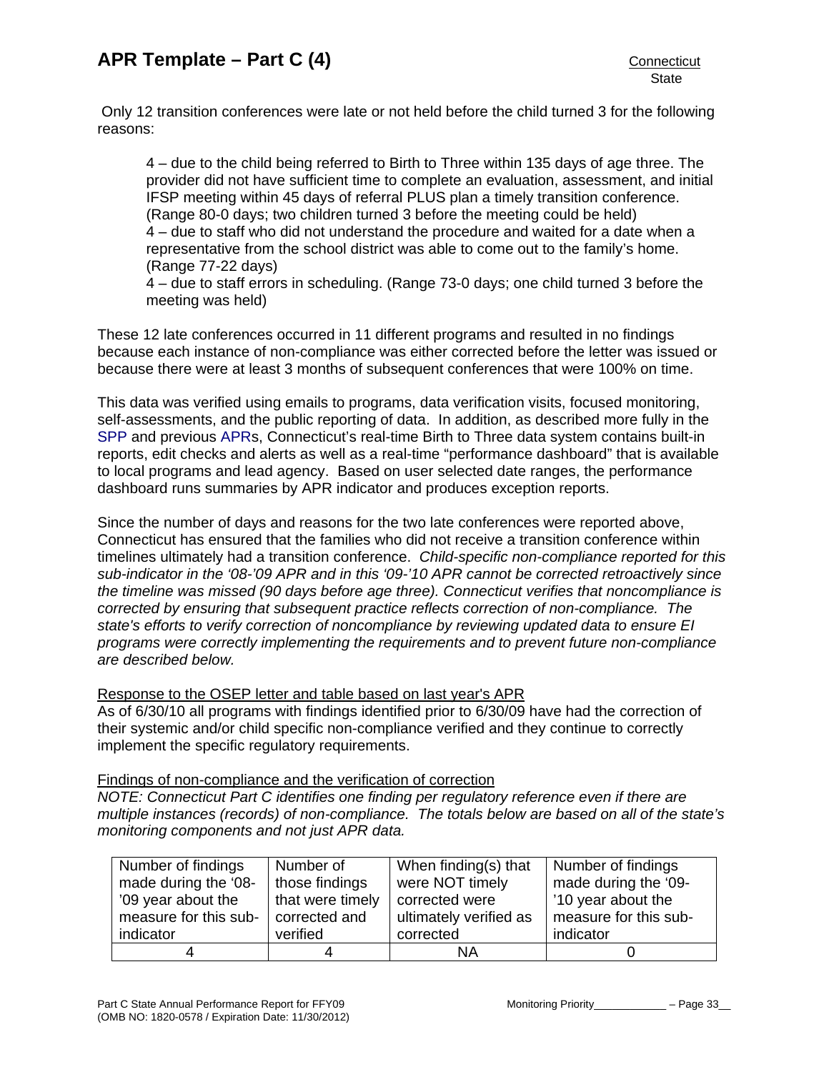Only 12 transition conferences were late or not held before the child turned 3 for the following reasons:

> 4 – due to the child being referred to Birth to Three within 135 days of age three. The provider did not have sufficient time to complete an evaluation, assessment, and initial IFSP meeting within 45 days of referral PLUS plan a timely transition conference. (Range 80-0 days; two children turned 3 before the meeting could be held)
> 4 – due to staff who did not understand the procedure and waited for a date when a representative from the school district was able to come out to the family's home. (Range 77-22 days)
> 4 – due to staff errors in scheduling. (Range 73-0 days; one child turned 3 before the meeting was held)

These 12 late conferences occurred in 11 different programs and resulted in no findings because each instance of non-compliance was either corrected before the letter was issued or because there were at least 3 months of subsequent conferences that were 100% on time.

This data was verified using emails to programs, data verification visits, focused monitoring, self-assessments, and the public reporting of data. In addition, as described more fully in the SPP and previous APRs, Connecticut's real-time Birth to Three data system contains built-in reports, edit checks and alerts as well as a real-time "performance dashboard" that is available to local programs and lead agency. Based on user selected date ranges, the performance dashboard runs summaries by APR indicator and produces exception reports.

Since the number of days and reasons for the two late conferences were reported above, Connecticut has ensured that the families who did not receive a transition conference within timelines ultimately had a transition conference. *Child-specific non-compliance reported for this sub-indicator in the '08-'09 APR and in this '09-'10 APR cannot be corrected retroactively since the timeline was missed (90 days before age three). Connecticut verifies that noncompliance is corrected by ensuring that subsequent practice reflects correction of non-compliance. The state's efforts to verify correction of noncompliance by reviewing updated data to ensure EI programs were correctly implementing the requirements and to prevent future non-compliance are described below.*

Response to the OSEP letter and table based on last year's APR

As of 6/30/10 all programs with findings identified prior to 6/30/09 have had the correction of their systemic and/or child specific non-compliance verified and they continue to correctly implement the specific regulatory requirements.

Findings of non-compliance and the verification of correction

*NOTE: Connecticut Part C identifies one finding per regulatory reference even if there are multiple instances (records) of non-compliance. The totals below are based on all of the state's monitoring components and not just APR data.*

| Number of findings made during the '08-'09 year about the measure for this sub-indicator | Number of those findings that were timely corrected and verified | When finding(s) that were NOT timely corrected were ultimately verified as corrected | Number of findings made during the '09-'10 year about the measure for this sub-indicator |
|---|---|---|---|
| 4 | 4 | NA | 0 |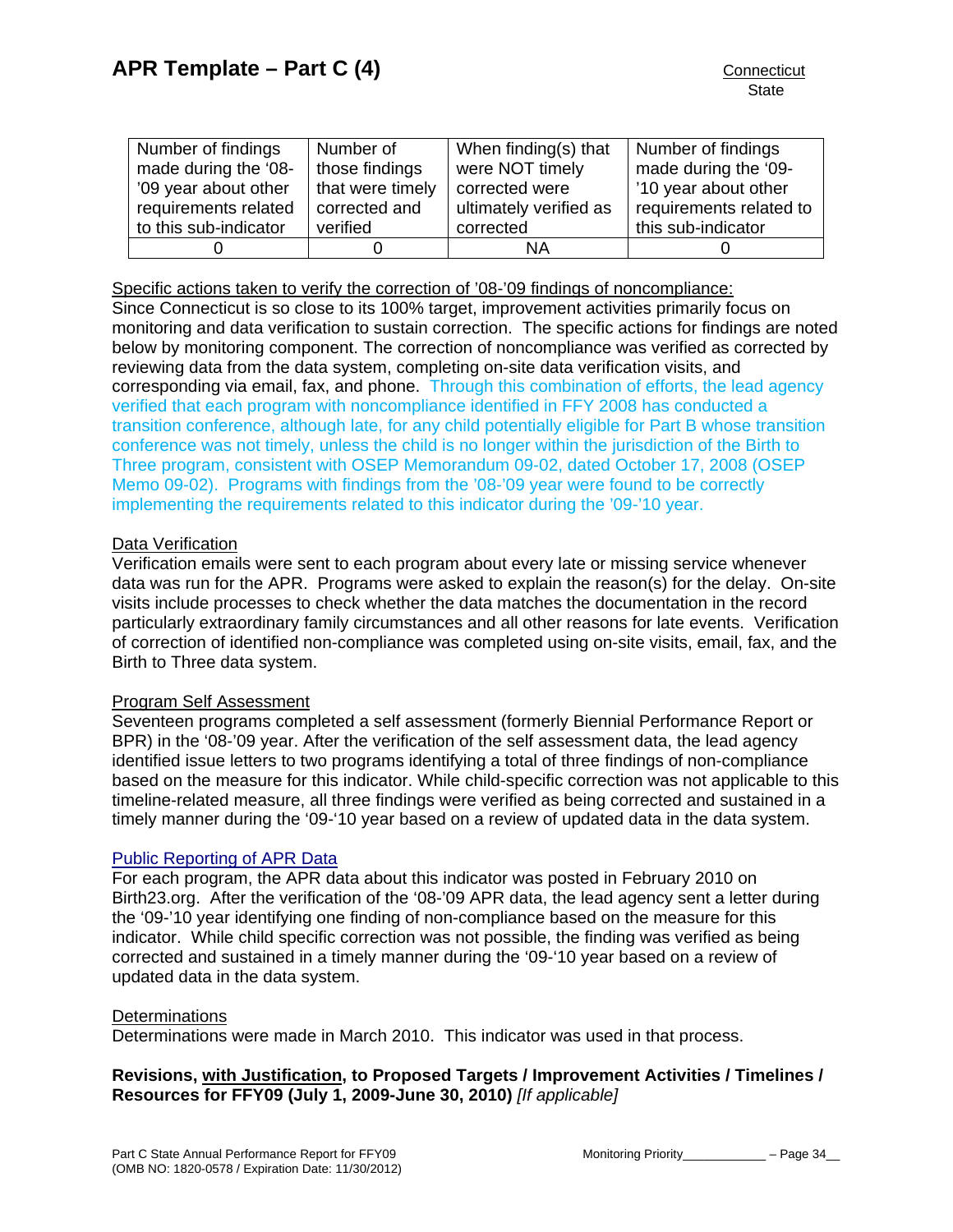| Number of findings made during the '08-'09 year about other requirements related to this sub-indicator | Number of those findings that were timely corrected and verified | When finding(s) that were NOT timely corrected were ultimately verified as corrected | Number of findings made during the '09-'10 year about other requirements related to this sub-indicator |
|---|---|---|---|
| 0 | 0 | NA | 0 |

Specific actions taken to verify the correction of '08-'09 findings of noncompliance:
Since Connecticut is so close to its 100% target, improvement activities primarily focus on monitoring and data verification to sustain correction. The specific actions for findings are noted below by monitoring component. The correction of noncompliance was verified as corrected by reviewing data from the data system, completing on-site data verification visits, and corresponding via email, fax, and phone. Through this combination of efforts, the lead agency verified that each program with noncompliance identified in FFY 2008 has conducted a transition conference, although late, for any child potentially eligible for Part B whose transition conference was not timely, unless the child is no longer within the jurisdiction of the Birth to Three program, consistent with OSEP Memorandum 09-02, dated October 17, 2008 (OSEP Memo 09-02). Programs with findings from the '08-'09 year were found to be correctly implementing the requirements related to this indicator during the '09-'10 year.

Data Verification
Verification emails were sent to each program about every late or missing service whenever data was run for the APR. Programs were asked to explain the reason(s) for the delay. On-site visits include processes to check whether the data matches the documentation in the record particularly extraordinary family circumstances and all other reasons for late events. Verification of correction of identified non-compliance was completed using on-site visits, email, fax, and the Birth to Three data system.

Program Self Assessment
Seventeen programs completed a self assessment (formerly Biennial Performance Report or BPR) in the '08-'09 year. After the verification of the self assessment data, the lead agency identified issue letters to two programs identifying a total of three findings of non-compliance based on the measure for this indicator. While child-specific correction was not applicable to this timeline-related measure, all three findings were verified as being corrected and sustained in a timely manner during the '09-'10 year based on a review of updated data in the data system.

Public Reporting of APR Data
For each program, the APR data about this indicator was posted in February 2010 on Birth23.org. After the verification of the '08-'09 APR data, the lead agency sent a letter during the '09-'10 year identifying one finding of non-compliance based on the measure for this indicator. While child specific correction was not possible, the finding was verified as being corrected and sustained in a timely manner during the '09-'10 year based on a review of updated data in the data system.

Determinations
Determinations were made in March 2010. This indicator was used in that process.

**Revisions, with Justification, to Proposed Targets / Improvement Activities / Timelines / Resources for FFY09 (July 1, 2009-June 30, 2010)** *[If applicable]*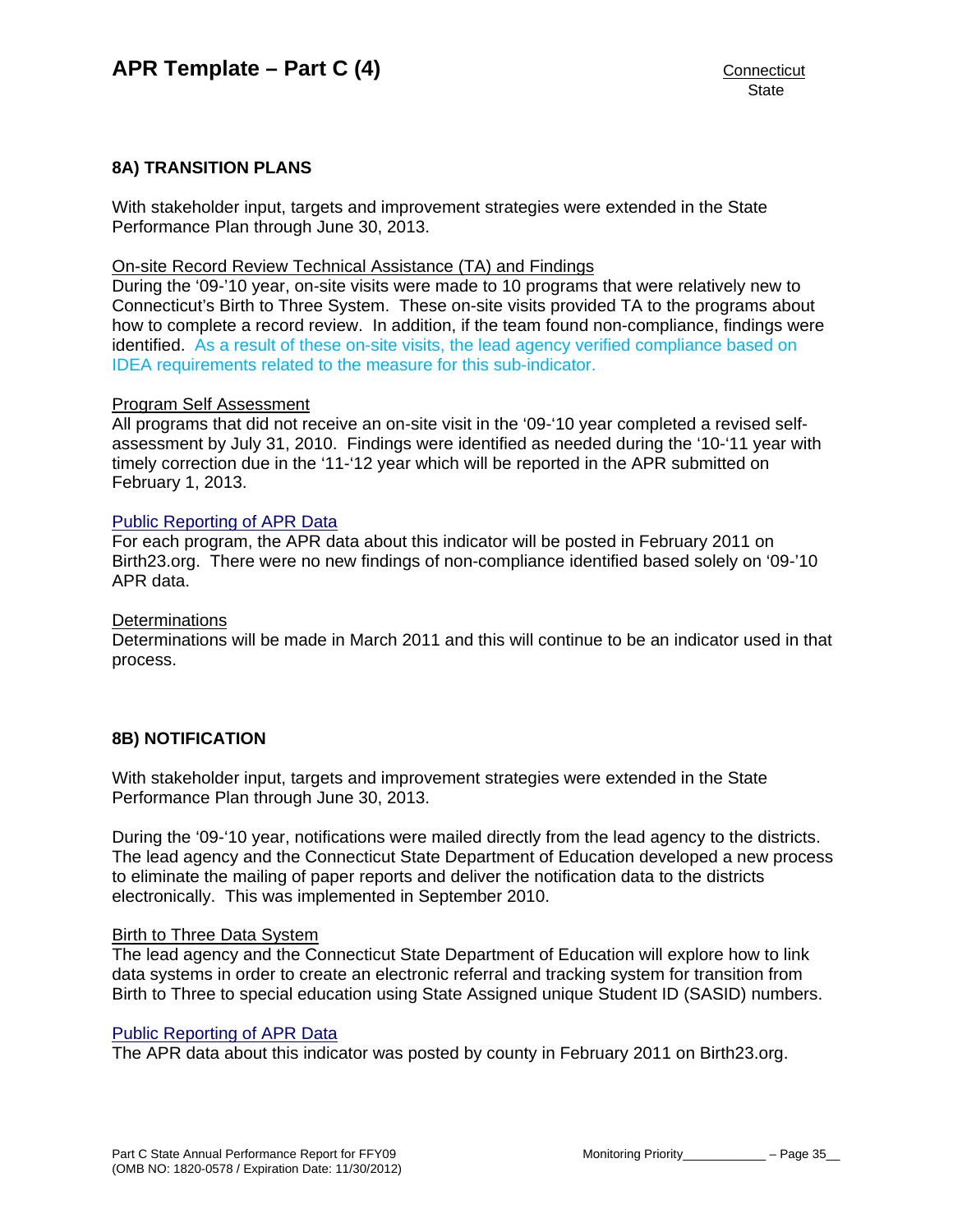### 8A) TRANSITION PLANS

With stakeholder input, targets and improvement strategies were extended in the State Performance Plan through June 30, 2013.

On-site Record Review Technical Assistance (TA) and Findings
During the '09-'10 year, on-site visits were made to 10 programs that were relatively new to Connecticut's Birth to Three System. These on-site visits provided TA to the programs about how to complete a record review. In addition, if the team found non-compliance, findings were identified. As a result of these on-site visits, the lead agency verified compliance based on IDEA requirements related to the measure for this sub-indicator.

Program Self Assessment
All programs that did not receive an on-site visit in the '09-'10 year completed a revised self-assessment by July 31, 2010. Findings were identified as needed during the '10-'11 year with timely correction due in the '11-'12 year which will be reported in the APR submitted on February 1, 2013.

Public Reporting of APR Data
For each program, the APR data about this indicator will be posted in February 2011 on Birth23.org. There were no new findings of non-compliance identified based solely on '09-'10 APR data.

Determinations
Determinations will be made in March 2011 and this will continue to be an indicator used in that process.

### 8B) NOTIFICATION

With stakeholder input, targets and improvement strategies were extended in the State Performance Plan through June 30, 2013.

During the '09-'10 year, notifications were mailed directly from the lead agency to the districts. The lead agency and the Connecticut State Department of Education developed a new process to eliminate the mailing of paper reports and deliver the notification data to the districts electronically. This was implemented in September 2010.

Birth to Three Data System
The lead agency and the Connecticut State Department of Education will explore how to link data systems in order to create an electronic referral and tracking system for transition from Birth to Three to special education using State Assigned unique Student ID (SASID) numbers.

Public Reporting of APR Data
The APR data about this indicator was posted by county in February 2011 on Birth23.org.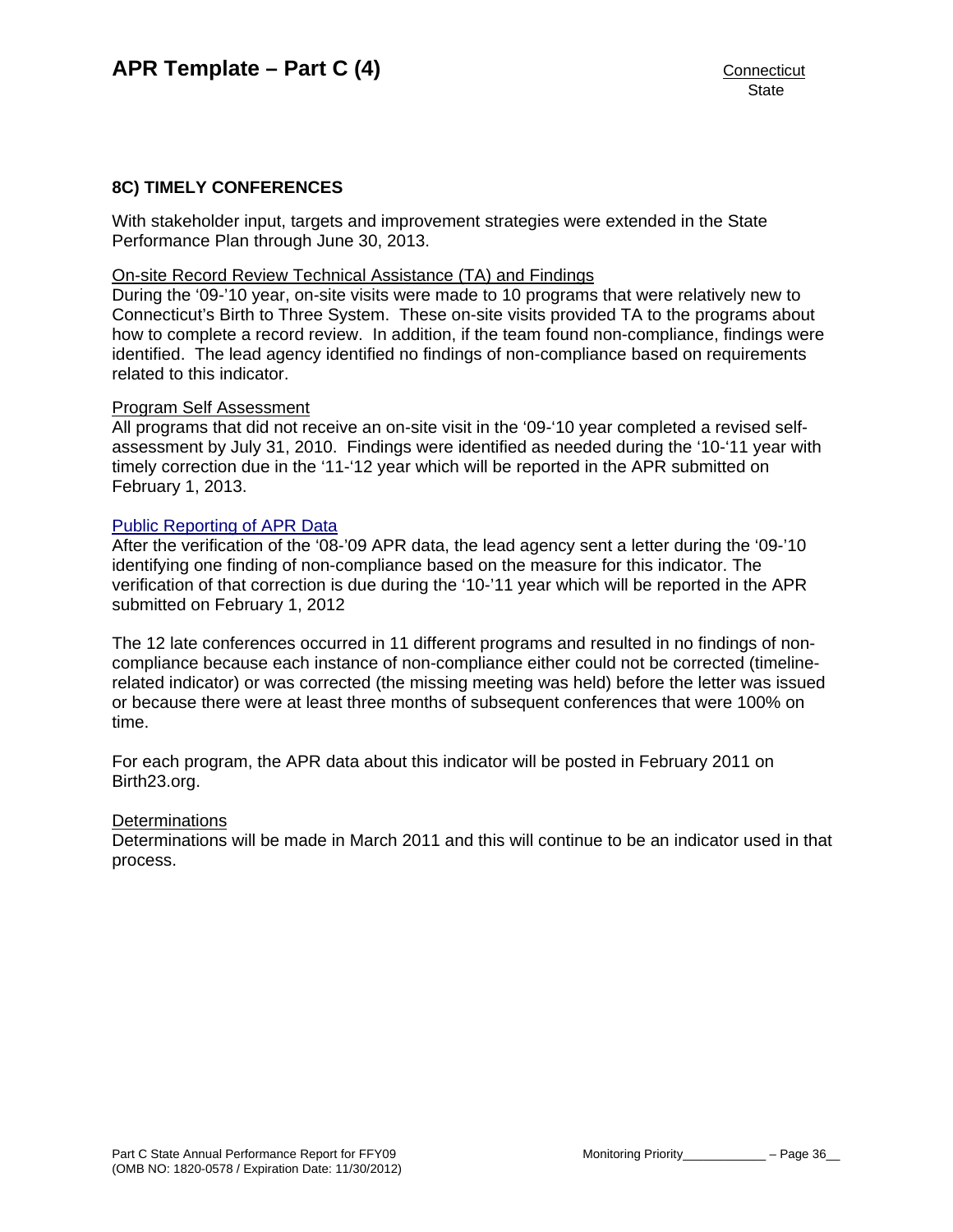### 8C) TIMELY CONFERENCES

With stakeholder input, targets and improvement strategies were extended in the State Performance Plan through June 30, 2013.

On-site Record Review Technical Assistance (TA) and Findings

During the '09-'10 year, on-site visits were made to 10 programs that were relatively new to Connecticut's Birth to Three System. These on-site visits provided TA to the programs about how to complete a record review. In addition, if the team found non-compliance, findings were identified. The lead agency identified no findings of non-compliance based on requirements related to this indicator.

Program Self Assessment

All programs that did not receive an on-site visit in the '09-'10 year completed a revised self-assessment by July 31, 2010. Findings were identified as needed during the '10-'11 year with timely correction due in the '11-'12 year which will be reported in the APR submitted on February 1, 2013.

Public Reporting of APR Data

After the verification of the '08-'09 APR data, the lead agency sent a letter during the '09-'10 identifying one finding of non-compliance based on the measure for this indicator. The verification of that correction is due during the '10-'11 year which will be reported in the APR submitted on February 1, 2012

The 12 late conferences occurred in 11 different programs and resulted in no findings of non-compliance because each instance of non-compliance either could not be corrected (timeline-related indicator) or was corrected (the missing meeting was held) before the letter was issued or because there were at least three months of subsequent conferences that were 100% on time.

For each program, the APR data about this indicator will be posted in February 2011 on Birth23.org.

Determinations

Determinations will be made in March 2011 and this will continue to be an indicator used in that process.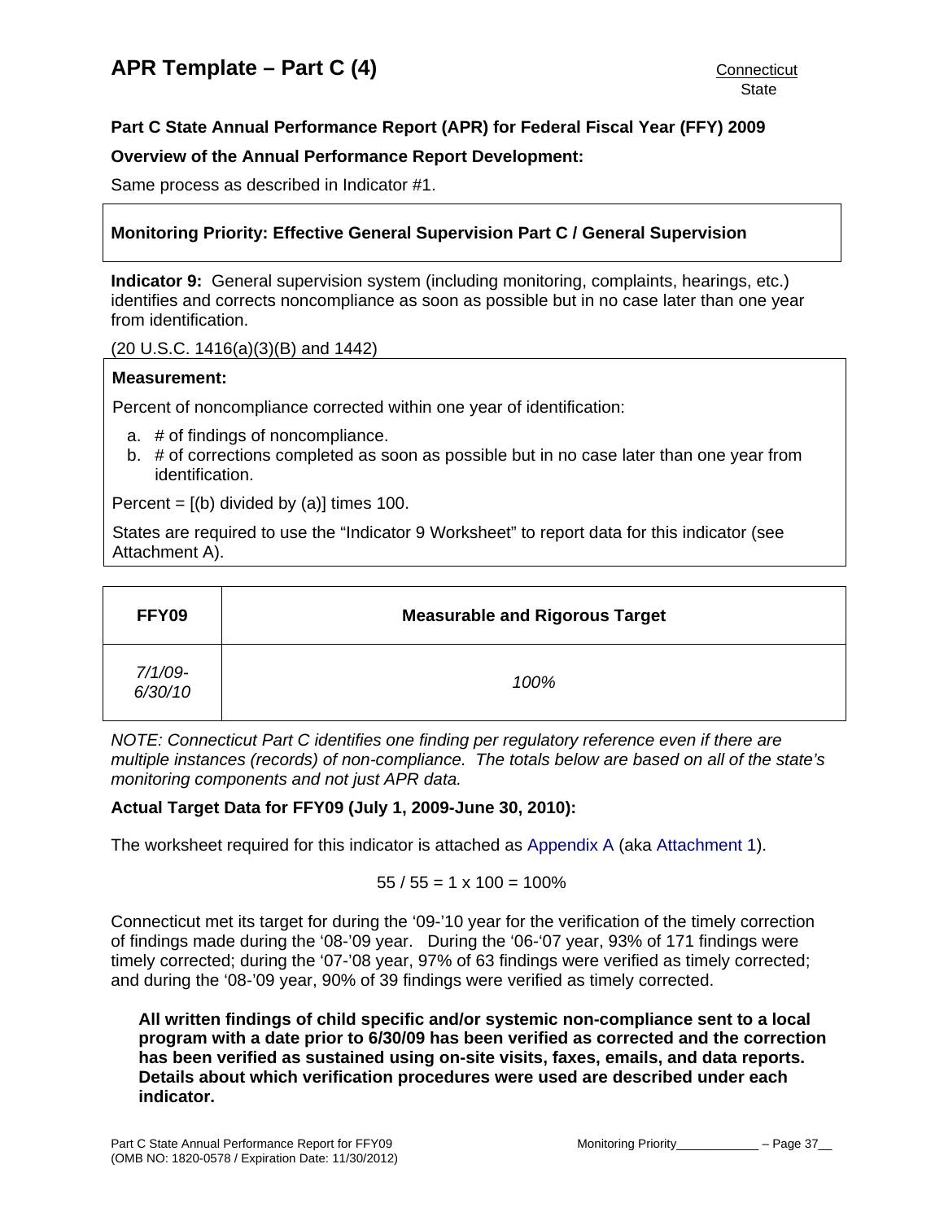# APR Template – Part C (4)

Connecticut
State

**Part C State Annual Performance Report (APR) for Federal Fiscal Year (FFY) 2009**

**Overview of the Annual Performance Report Development:**

Same process as described in Indicator #1.

**Monitoring Priority: Effective General Supervision Part C / General Supervision**

**Indicator 9:** General supervision system (including monitoring, complaints, hearings, etc.) identifies and corrects noncompliance as soon as possible but in no case later than one year from identification.

(20 U.S.C. 1416(a)(3)(B) and 1442)

**Measurement:**

Percent of noncompliance corrected within one year of identification:

a. # of findings of noncompliance.
b. # of corrections completed as soon as possible but in no case later than one year from identification.

Percent = [(b) divided by (a)] times 100.

States are required to use the "Indicator 9 Worksheet" to report data for this indicator (see Attachment A).

| FFY09 | Measurable and Rigorous Target |
|---|---|
| *7/1/09-6/30/10* | *100%* |

*NOTE: Connecticut Part C identifies one finding per regulatory reference even if there are multiple instances (records) of non-compliance. The totals below are based on all of the state's monitoring components and not just APR data.*

**Actual Target Data for FFY09 (July 1, 2009-June 30, 2010):**

The worksheet required for this indicator is attached as Appendix A (aka Attachment 1).

$$55 / 55 = 1 \times 100 = 100\%$$

Connecticut met its target for during the '09-'10 year for the verification of the timely correction of findings made during the '08-'09 year. During the '06-'07 year, 93% of 171 findings were timely corrected; during the '07-'08 year, 97% of 63 findings were verified as timely corrected; and during the '08-'09 year, 90% of 39 findings were verified as timely corrected.

**All written findings of child specific and/or systemic non-compliance sent to a local program with a date prior to 6/30/09 has been verified as corrected and the correction has been verified as sustained using on-site visits, faxes, emails, and data reports. Details about which verification procedures were used are described under each indicator.**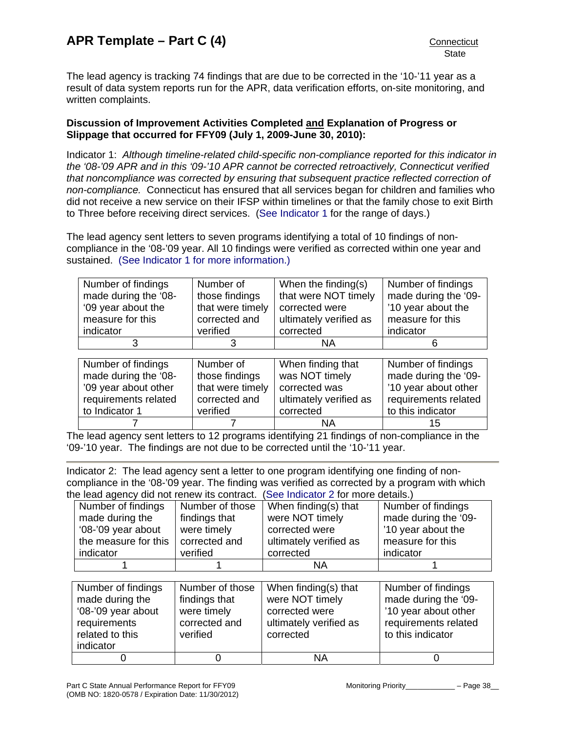The lead agency is tracking 74 findings that are due to be corrected in the '10-'11 year as a result of data system reports run for the APR, data verification efforts, on-site monitoring, and written complaints.

**Discussion of Improvement Activities Completed and Explanation of Progress or Slippage that occurred for FFY09 (July 1, 2009-June 30, 2010):**

Indicator 1: *Although timeline-related child-specific non-compliance reported for this indicator in the '08-'09 APR and in this '09-'10 APR cannot be corrected retroactively, Connecticut verified that noncompliance was corrected by ensuring that subsequent practice reflected correction of non-compliance.* Connecticut has ensured that all services began for children and families who did not receive a new service on their IFSP within timelines or that the family chose to exit Birth to Three before receiving direct services. (See Indicator 1 for the range of days.)

The lead agency sent letters to seven programs identifying a total of 10 findings of non-compliance in the '08-'09 year. All 10 findings were verified as corrected within one year and sustained. (See Indicator 1 for more information.)

| Number of findings made during the '08-'09 year about the measure for this indicator | Number of those findings that were timely corrected and verified | When the finding(s) that were NOT timely corrected were ultimately verified as corrected | Number of findings made during the '09-'10 year about the measure for this indicator |
|---|---|---|---|
| 3 | 3 | NA | 6 |

| Number of findings made during the '08-'09 year about other requirements related to Indicator 1 | Number of those findings that were timely corrected and verified | When finding that was NOT timely corrected was ultimately verified as corrected | Number of findings made during the '09-'10 year about other requirements related to this indicator |
|---|---|---|---|
| 7 | 7 | NA | 15 |

The lead agency sent letters to 12 programs identifying 21 findings of non-compliance in the '09-'10 year. The findings are not due to be corrected until the '10-'11 year.

---

Indicator 2: The lead agency sent a letter to one program identifying one finding of non-compliance in the '08-'09 year. The finding was verified as corrected by a program with which the lead agency did not renew its contract. (See Indicator 2 for more details.)

| Number of findings made during the '08-'09 year about the measure for this indicator | Number of those findings that were timely corrected and verified | When finding(s) that were NOT timely corrected were ultimately verified as corrected | Number of findings made during the '09-'10 year about the measure for this indicator |
|---|---|---|---|
| 1 | 1 | NA | 1 |

| Number of findings made during the '08-'09 year about requirements related to this indicator | Number of those findings that were timely corrected and verified | When finding(s) that were NOT timely corrected were ultimately verified as corrected | Number of findings made during the '09-'10 year about other requirements related to this indicator |
|---|---|---|---|
| 0 | 0 | NA | 0 |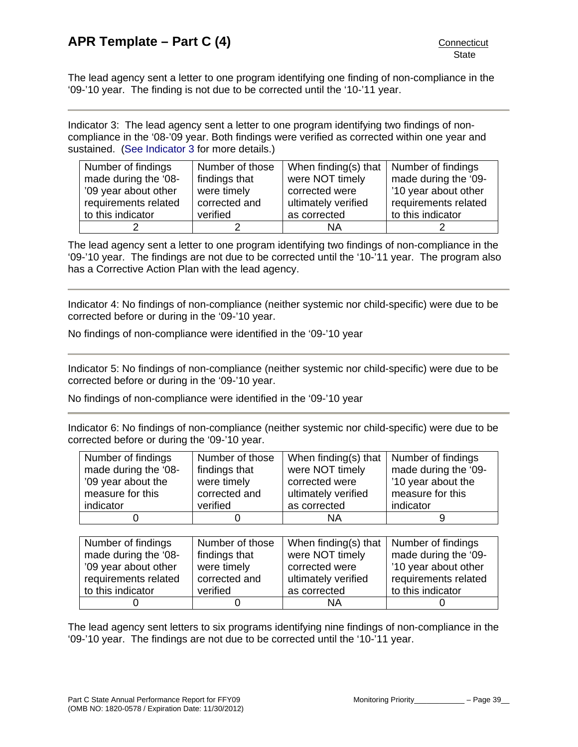The lead agency sent a letter to one program identifying one finding of non-compliance in the '09-'10 year. The finding is not due to be corrected until the '10-'11 year.

---

Indicator 3: The lead agency sent a letter to one program identifying two findings of non-compliance in the '08-'09 year. Both findings were verified as corrected within one year and sustained. (See Indicator 3 for more details.)

| Number of findings made during the '08-'09 year about other requirements related to this indicator | Number of those findings that were timely corrected and verified | When finding(s) that were NOT timely corrected were ultimately verified as corrected | Number of findings made during the '09-'10 year about other requirements related to this indicator |
|---|---|---|---|
| 2 | 2 | NA | 2 |

The lead agency sent a letter to one program identifying two findings of non-compliance in the '09-'10 year. The findings are not due to be corrected until the '10-'11 year. The program also has a Corrective Action Plan with the lead agency.

---

Indicator 4: No findings of non-compliance (neither systemic nor child-specific) were due to be corrected before or during in the '09-'10 year.

No findings of non-compliance were identified in the '09-'10 year

---

Indicator 5: No findings of non-compliance (neither systemic nor child-specific) were due to be corrected before or during in the '09-'10 year.

No findings of non-compliance were identified in the '09-'10 year

---

Indicator 6: No findings of non-compliance (neither systemic nor child-specific) were due to be corrected before or during the '09-'10 year.

| Number of findings made during the '08-'09 year about the measure for this indicator | Number of those findings that were timely corrected and verified | When finding(s) that were NOT timely corrected were ultimately verified as corrected | Number of findings made during the '09-'10 year about the measure for this indicator |
|---|---|---|---|
| 0 | 0 | NA | 9 |

| Number of findings made during the '08-'09 year about other requirements related to this indicator | Number of those findings that were timely corrected and verified | When finding(s) that were NOT timely corrected were ultimately verified as corrected | Number of findings made during the '09-'10 year about other requirements related to this indicator |
|---|---|---|---|
| 0 | 0 | NA | 0 |

The lead agency sent letters to six programs identifying nine findings of non-compliance in the '09-'10 year. The findings are not due to be corrected until the '10-'11 year.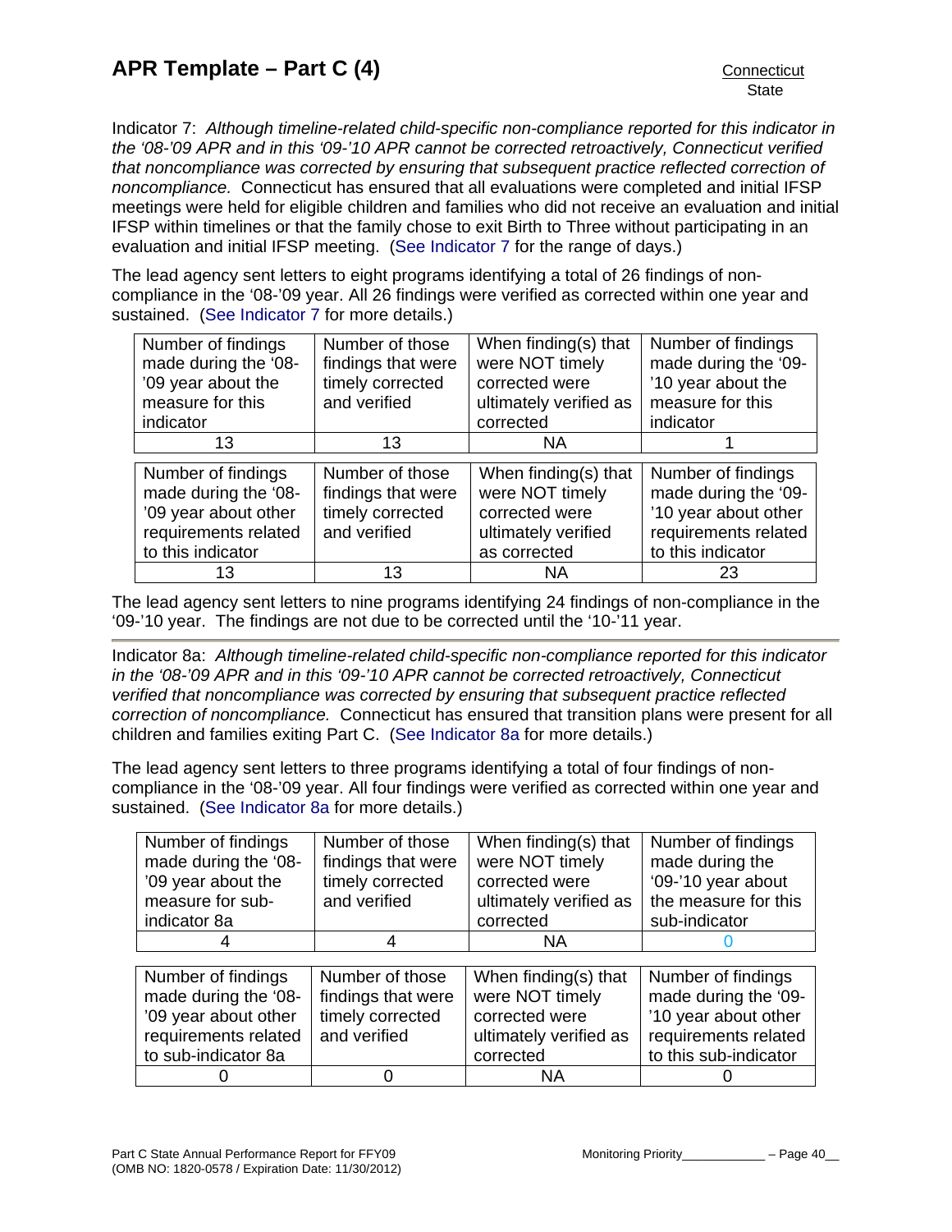Indicator 7: *Although timeline-related child-specific non-compliance reported for this indicator in the '08-'09 APR and in this '09-'10 APR cannot be corrected retroactively, Connecticut verified that noncompliance was corrected by ensuring that subsequent practice reflected correction of noncompliance.* Connecticut has ensured that all evaluations were completed and initial IFSP meetings were held for eligible children and families who did not receive an evaluation and initial IFSP within timelines or that the family chose to exit Birth to Three without participating in an evaluation and initial IFSP meeting. (See Indicator 7 for the range of days.)

The lead agency sent letters to eight programs identifying a total of 26 findings of non-compliance in the '08-'09 year. All 26 findings were verified as corrected within one year and sustained. (See Indicator 7 for more details.)

| Number of findings made during the '08-'09 year about the measure for this indicator | Number of those findings that were timely corrected and verified | When finding(s) that were NOT timely corrected were ultimately verified as corrected | Number of findings made during the '09-'10 year about the measure for this indicator |
|---|---|---|---|
| 13 | 13 | NA | 1 |

| Number of findings made during the '08-'09 year about other requirements related to this indicator | Number of those findings that were timely corrected and verified | When finding(s) that were NOT timely corrected were ultimately verified as corrected | Number of findings made during the '09-'10 year about other requirements related to this indicator |
|---|---|---|---|
| 13 | 13 | NA | 23 |

The lead agency sent letters to nine programs identifying 24 findings of non-compliance in the '09-'10 year. The findings are not due to be corrected until the '10-'11 year.

---

Indicator 8a: *Although timeline-related child-specific non-compliance reported for this indicator in the '08-'09 APR and in this '09-'10 APR cannot be corrected retroactively, Connecticut verified that noncompliance was corrected by ensuring that subsequent practice reflected correction of noncompliance.* Connecticut has ensured that transition plans were present for all children and families exiting Part C. (See Indicator 8a for more details.)

The lead agency sent letters to three programs identifying a total of four findings of non-compliance in the '08-'09 year. All four findings were verified as corrected within one year and sustained. (See Indicator 8a for more details.)

| Number of findings made during the '08-'09 year about the measure for sub-indicator 8a | Number of those findings that were timely corrected and verified | When finding(s) that were NOT timely corrected were ultimately verified as corrected | Number of findings made during the '09-'10 year about the measure for this sub-indicator |
|---|---|---|---|
| 4 | 4 | NA | 0 |

| Number of findings made during the '08-'09 year about other requirements related to sub-indicator 8a | Number of those findings that were timely corrected and verified | When finding(s) that were NOT timely corrected were ultimately verified as corrected | Number of findings made during the '09-'10 year about other requirements related to this sub-indicator |
|---|---|---|---|
| 0 | 0 | NA | 0 |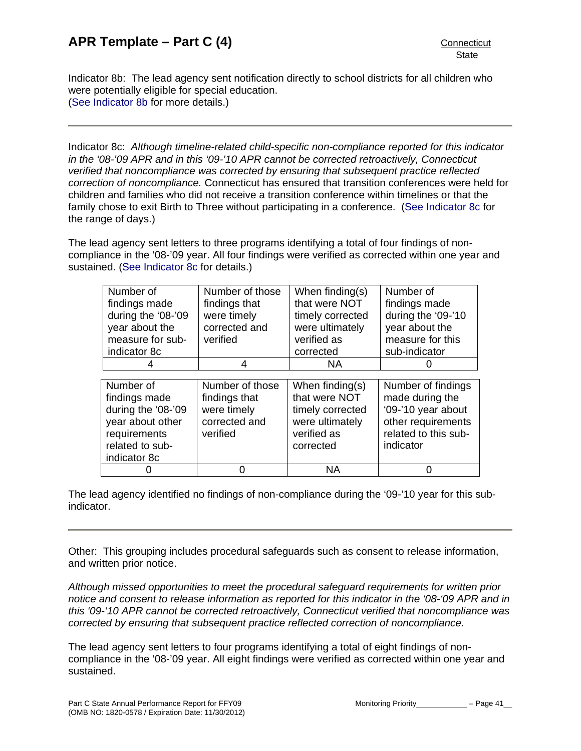Indicator 8b: The lead agency sent notification directly to school districts for all children who were potentially eligible for special education.
(See Indicator 8b for more details.)

---

Indicator 8c: *Although timeline-related child-specific non-compliance reported for this indicator in the '08-'09 APR and in this '09-'10 APR cannot be corrected retroactively, Connecticut verified that noncompliance was corrected by ensuring that subsequent practice reflected correction of noncompliance.* Connecticut has ensured that transition conferences were held for children and families who did not receive a transition conference within timelines or that the family chose to exit Birth to Three without participating in a conference. (See Indicator 8c for the range of days.)

The lead agency sent letters to three programs identifying a total of four findings of non-compliance in the '08-'09 year. All four findings were verified as corrected within one year and sustained. (See Indicator 8c for details.)

| Number of findings made during the '08-'09 year about the measure for sub-indicator 8c | Number of those findings that were timely corrected and verified | When finding(s) that were NOT timely corrected were ultimately verified as corrected | Number of findings made during the '09-'10 year about the measure for this sub-indicator |
|---|---|---|---|
| 4 | 4 | NA | 0 |

| Number of findings made during the '08-'09 year about other requirements related to sub-indicator 8c | Number of those findings that were timely corrected and verified | When finding(s) that were NOT timely corrected were ultimately verified as corrected | Number of findings made during the '09-'10 year about other requirements related to this sub-indicator |
|---|---|---|---|
| 0 | 0 | NA | 0 |

The lead agency identified no findings of non-compliance during the '09-'10 year for this sub-indicator.

---

Other: This grouping includes procedural safeguards such as consent to release information, and written prior notice.

*Although missed opportunities to meet the procedural safeguard requirements for written prior notice and consent to release information as reported for this indicator in the '08-'09 APR and in this '09-'10 APR cannot be corrected retroactively, Connecticut verified that noncompliance was corrected by ensuring that subsequent practice reflected correction of noncompliance.*

The lead agency sent letters to four programs identifying a total of eight findings of non-compliance in the '08-'09 year. All eight findings were verified as corrected within one year and sustained.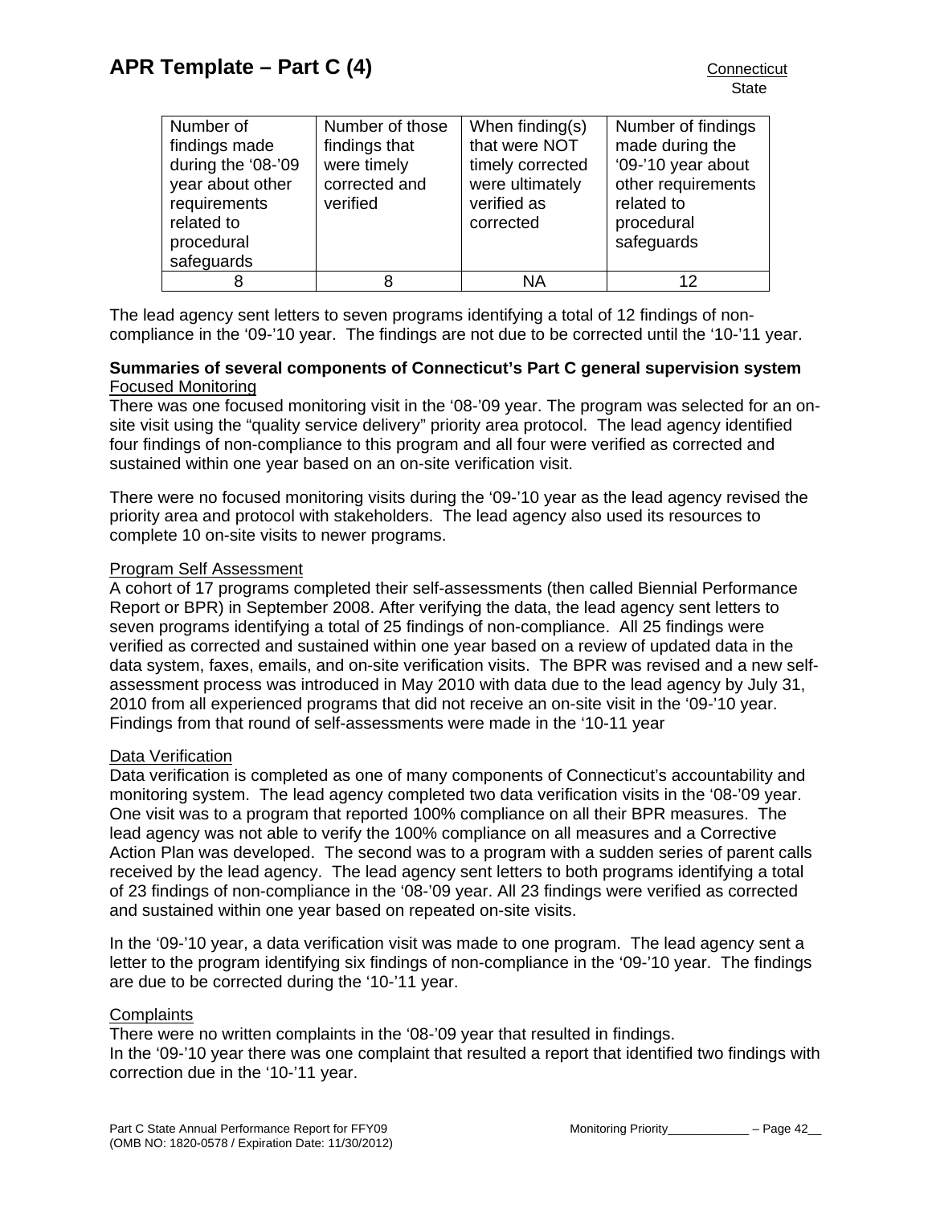| Number of findings made during the '08-'09 year about other requirements related to procedural safeguards | Number of those findings that were timely corrected and verified | When finding(s) that were NOT timely corrected were ultimately verified as corrected | Number of findings made during the '09-'10 year about other requirements related to procedural safeguards |
|---|---|---|---|
| 8 | 8 | NA | 12 |

The lead agency sent letters to seven programs identifying a total of 12 findings of non-compliance in the '09-'10 year. The findings are not due to be corrected until the '10-'11 year.

**Summaries of several components of Connecticut's Part C general supervision system**

Focused Monitoring

There was one focused monitoring visit in the '08-'09 year. The program was selected for an on-site visit using the "quality service delivery" priority area protocol. The lead agency identified four findings of non-compliance to this program and all four were verified as corrected and sustained within one year based on an on-site verification visit.

There were no focused monitoring visits during the '09-'10 year as the lead agency revised the priority area and protocol with stakeholders. The lead agency also used its resources to complete 10 on-site visits to newer programs.

Program Self Assessment

A cohort of 17 programs completed their self-assessments (then called Biennial Performance Report or BPR) in September 2008. After verifying the data, the lead agency sent letters to seven programs identifying a total of 25 findings of non-compliance. All 25 findings were verified as corrected and sustained within one year based on a review of updated data in the data system, faxes, emails, and on-site verification visits. The BPR was revised and a new self-assessment process was introduced in May 2010 with data due to the lead agency by July 31, 2010 from all experienced programs that did not receive an on-site visit in the '09-'10 year. Findings from that round of self-assessments were made in the '10-11 year

Data Verification

Data verification is completed as one of many components of Connecticut's accountability and monitoring system. The lead agency completed two data verification visits in the '08-'09 year. One visit was to a program that reported 100% compliance on all their BPR measures. The lead agency was not able to verify the 100% compliance on all measures and a Corrective Action Plan was developed. The second was to a program with a sudden series of parent calls received by the lead agency. The lead agency sent letters to both programs identifying a total of 23 findings of non-compliance in the '08-'09 year. All 23 findings were verified as corrected and sustained within one year based on repeated on-site visits.

In the '09-'10 year, a data verification visit was made to one program. The lead agency sent a letter to the program identifying six findings of non-compliance in the '09-'10 year. The findings are due to be corrected during the '10-'11 year.

Complaints

There were no written complaints in the '08-'09 year that resulted in findings.
In the '09-'10 year there was one complaint that resulted a report that identified two findings with correction due in the '10-'11 year.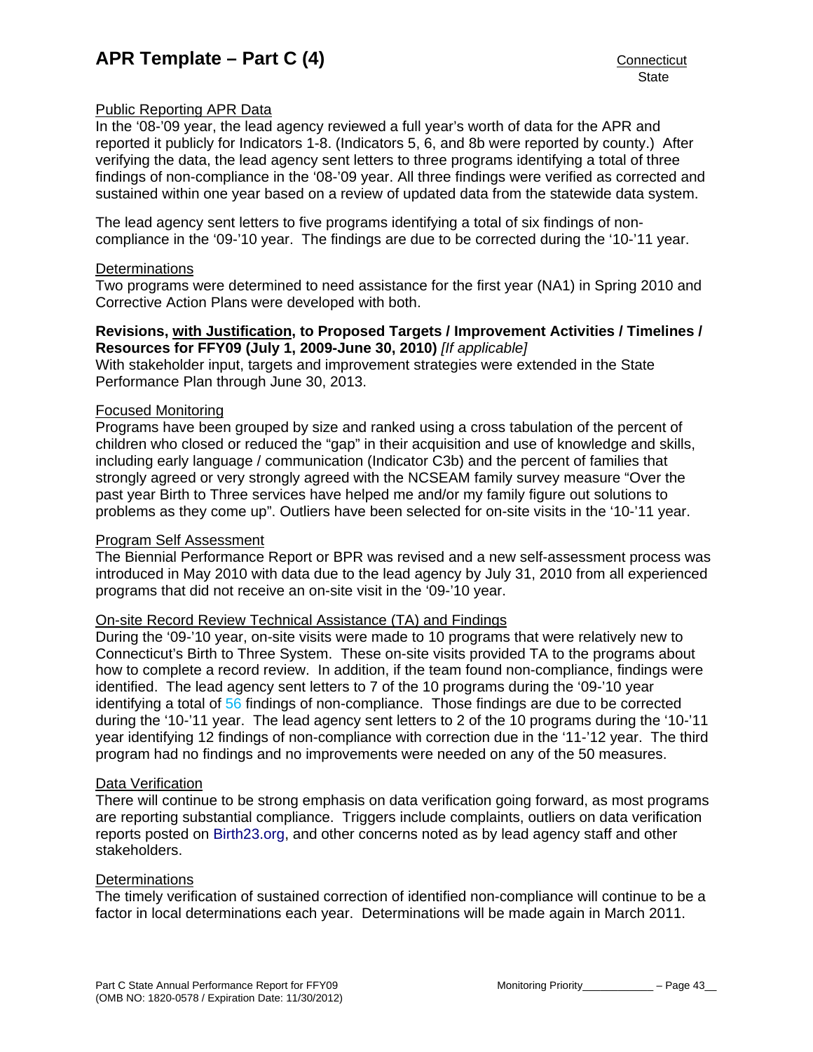Public Reporting APR Data

In the '08-'09 year, the lead agency reviewed a full year's worth of data for the APR and reported it publicly for Indicators 1-8. (Indicators 5, 6, and 8b were reported by county.) After verifying the data, the lead agency sent letters to three programs identifying a total of three findings of non-compliance in the '08-'09 year. All three findings were verified as corrected and sustained within one year based on a review of updated data from the statewide data system.

The lead agency sent letters to five programs identifying a total of six findings of non-compliance in the '09-'10 year. The findings are due to be corrected during the '10-'11 year.

Determinations

Two programs were determined to need assistance for the first year (NA1) in Spring 2010 and Corrective Action Plans were developed with both.

**Revisions, with Justification, to Proposed Targets / Improvement Activities / Timelines / Resources for FFY09 (July 1, 2009-June 30, 2010)** *[If applicable]*

With stakeholder input, targets and improvement strategies were extended in the State Performance Plan through June 30, 2013.

Focused Monitoring

Programs have been grouped by size and ranked using a cross tabulation of the percent of children who closed or reduced the "gap" in their acquisition and use of knowledge and skills, including early language / communication (Indicator C3b) and the percent of families that strongly agreed or very strongly agreed with the NCSEAM family survey measure "Over the past year Birth to Three services have helped me and/or my family figure out solutions to problems as they come up". Outliers have been selected for on-site visits in the '10-'11 year.

Program Self Assessment

The Biennial Performance Report or BPR was revised and a new self-assessment process was introduced in May 2010 with data due to the lead agency by July 31, 2010 from all experienced programs that did not receive an on-site visit in the '09-'10 year.

On-site Record Review Technical Assistance (TA) and Findings

During the '09-'10 year, on-site visits were made to 10 programs that were relatively new to Connecticut's Birth to Three System. These on-site visits provided TA to the programs about how to complete a record review. In addition, if the team found non-compliance, findings were identified. The lead agency sent letters to 7 of the 10 programs during the '09-'10 year identifying a total of 56 findings of non-compliance. Those findings are due to be corrected during the '10-'11 year. The lead agency sent letters to 2 of the 10 programs during the '10-'11 year identifying 12 findings of non-compliance with correction due in the '11-'12 year. The third program had no findings and no improvements were needed on any of the 50 measures.

Data Verification

There will continue to be strong emphasis on data verification going forward, as most programs are reporting substantial compliance. Triggers include complaints, outliers on data verification reports posted on Birth23.org, and other concerns noted as by lead agency staff and other stakeholders.

Determinations

The timely verification of sustained correction of identified non-compliance will continue to be a factor in local determinations each year. Determinations will be made again in March 2011.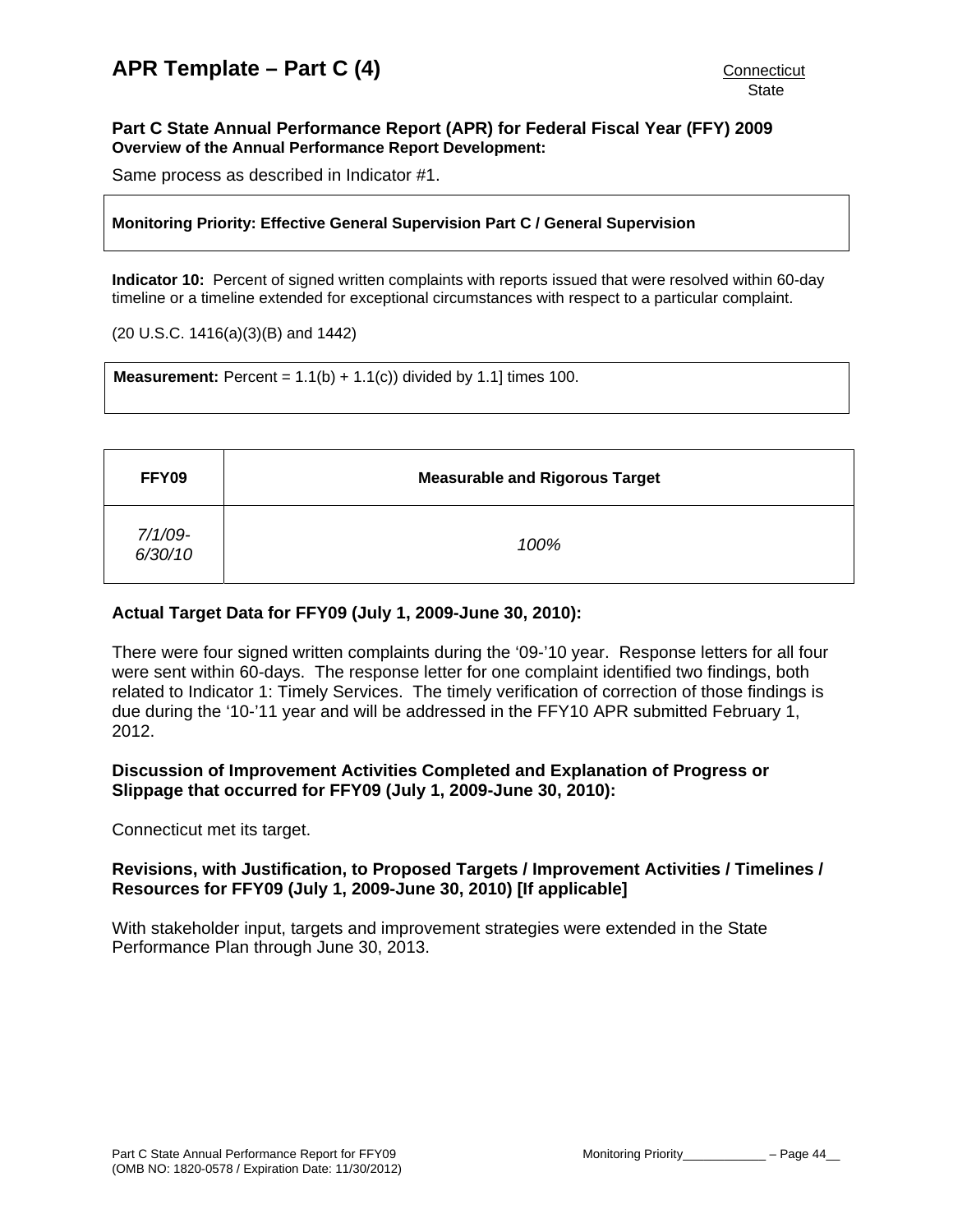# APR Template – Part C (4)

Connecticut
State

**Part C State Annual Performance Report (APR) for Federal Fiscal Year (FFY) 2009**
**Overview of the Annual Performance Report Development:**

Same process as described in Indicator #1.

**Monitoring Priority: Effective General Supervision Part C / General Supervision**

**Indicator 10:** Percent of signed written complaints with reports issued that were resolved within 60-day timeline or a timeline extended for exceptional circumstances with respect to a particular complaint.

(20 U.S.C. 1416(a)(3)(B) and 1442)

**Measurement:** Percent = 1.1(b) + 1.1(c)) divided by 1.1] times 100.

| FFY09 | Measurable and Rigorous Target |
|---|---|
| *7/1/09-6/30/10* | *100%* |

**Actual Target Data for FFY09 (July 1, 2009-June 30, 2010):**

There were four signed written complaints during the '09-'10 year. Response letters for all four were sent within 60-days. The response letter for one complaint identified two findings, both related to Indicator 1: Timely Services. The timely verification of correction of those findings is due during the '10-'11 year and will be addressed in the FFY10 APR submitted February 1, 2012.

**Discussion of Improvement Activities Completed and Explanation of Progress or Slippage that occurred for FFY09 (July 1, 2009-June 30, 2010):**

Connecticut met its target.

**Revisions, with Justification, to Proposed Targets / Improvement Activities / Timelines / Resources for FFY09 (July 1, 2009-June 30, 2010) [If applicable]**

With stakeholder input, targets and improvement strategies were extended in the State Performance Plan through June 30, 2013.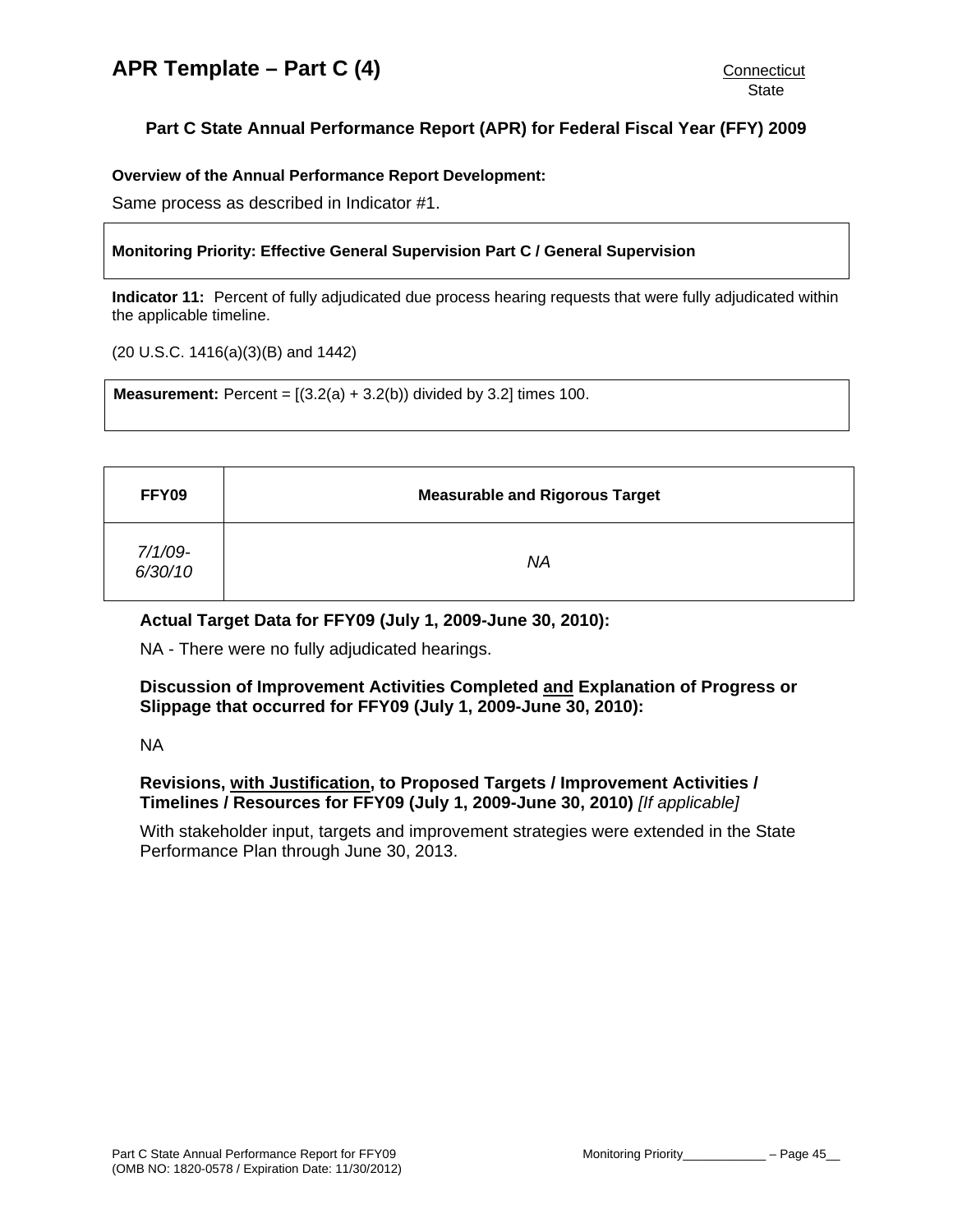# APR Template – Part C (4)

Connecticut
State

## Part C State Annual Performance Report (APR) for Federal Fiscal Year (FFY) 2009

**Overview of the Annual Performance Report Development:**

Same process as described in Indicator #1.

**Monitoring Priority: Effective General Supervision Part C / General Supervision**

**Indicator 11:** Percent of fully adjudicated due process hearing requests that were fully adjudicated within the applicable timeline.

(20 U.S.C. 1416(a)(3)(B) and 1442)

**Measurement:** Percent = [(3.2(a) + 3.2(b)) divided by 3.2] times 100.

| FFY09 | Measurable and Rigorous Target |
| --- | --- |
| *7/1/09-6/30/10* | *NA* |

**Actual Target Data for FFY09 (July 1, 2009-June 30, 2010):**

NA - There were no fully adjudicated hearings.

**Discussion of Improvement Activities Completed and Explanation of Progress or Slippage that occurred for FFY09 (July 1, 2009-June 30, 2010):**

NA

**Revisions, with Justification, to Proposed Targets / Improvement Activities / Timelines / Resources for FFY09 (July 1, 2009-June 30, 2010)** *[If applicable]*

With stakeholder input, targets and improvement strategies were extended in the State Performance Plan through June 30, 2013.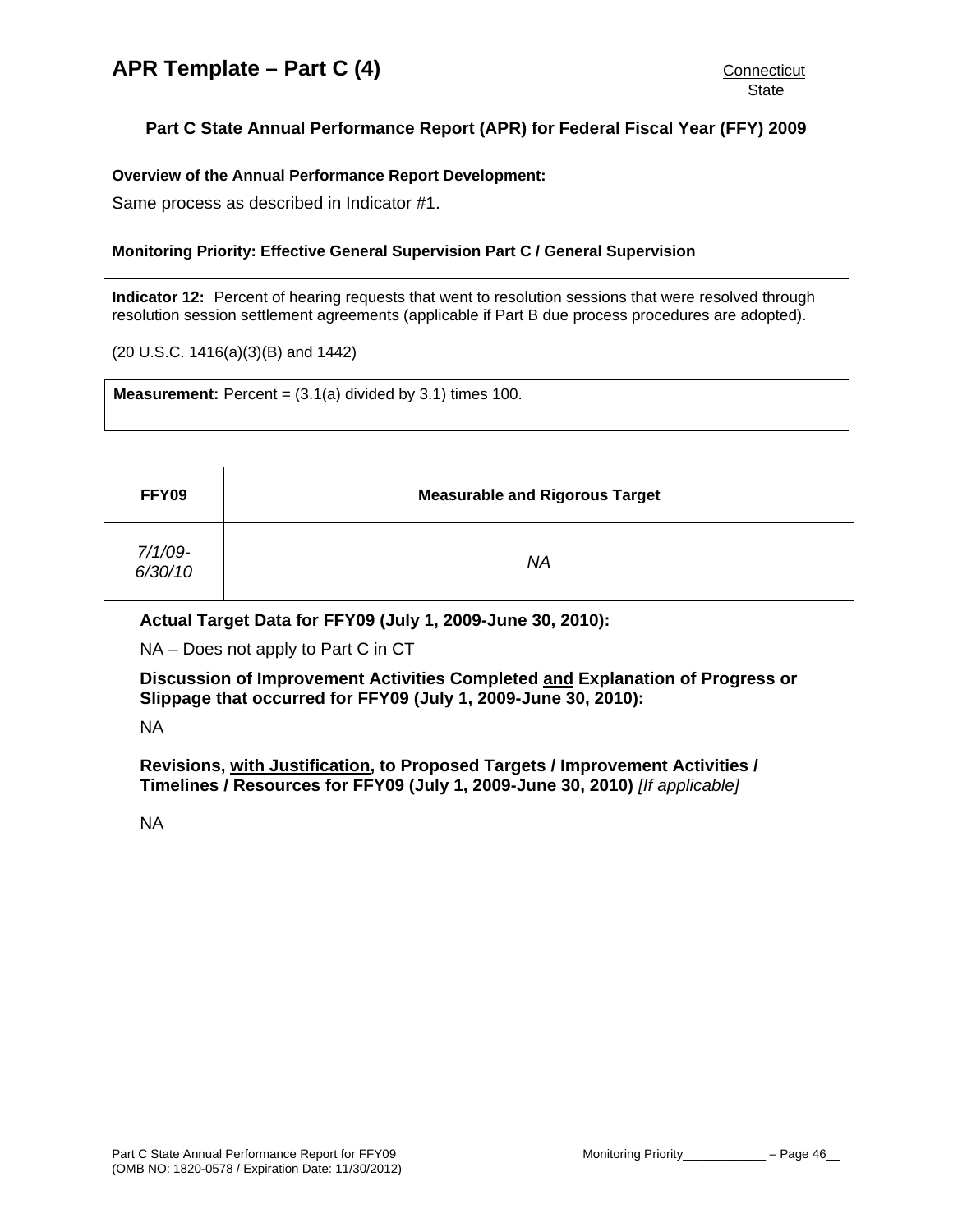# APR Template – Part C (4)

Connecticut
State

## Part C State Annual Performance Report (APR) for Federal Fiscal Year (FFY) 2009

**Overview of the Annual Performance Report Development:**

Same process as described in Indicator #1.

**Monitoring Priority: Effective General Supervision Part C / General Supervision**

**Indicator 12:** Percent of hearing requests that went to resolution sessions that were resolved through resolution session settlement agreements (applicable if Part B due process procedures are adopted).

(20 U.S.C. 1416(a)(3)(B) and 1442)

**Measurement:** Percent = (3.1(a) divided by 3.1) times 100.

| FFY09 | Measurable and Rigorous Target |
|---|---|
| *7/1/09-6/30/10* | *NA* |

**Actual Target Data for FFY09 (July 1, 2009-June 30, 2010):**

NA – Does not apply to Part C in CT

**Discussion of Improvement Activities Completed and Explanation of Progress or Slippage that occurred for FFY09 (July 1, 2009-June 30, 2010):**

NA

**Revisions, with Justification, to Proposed Targets / Improvement Activities / Timelines / Resources for FFY09 (July 1, 2009-June 30, 2010)** *[If applicable]*

NA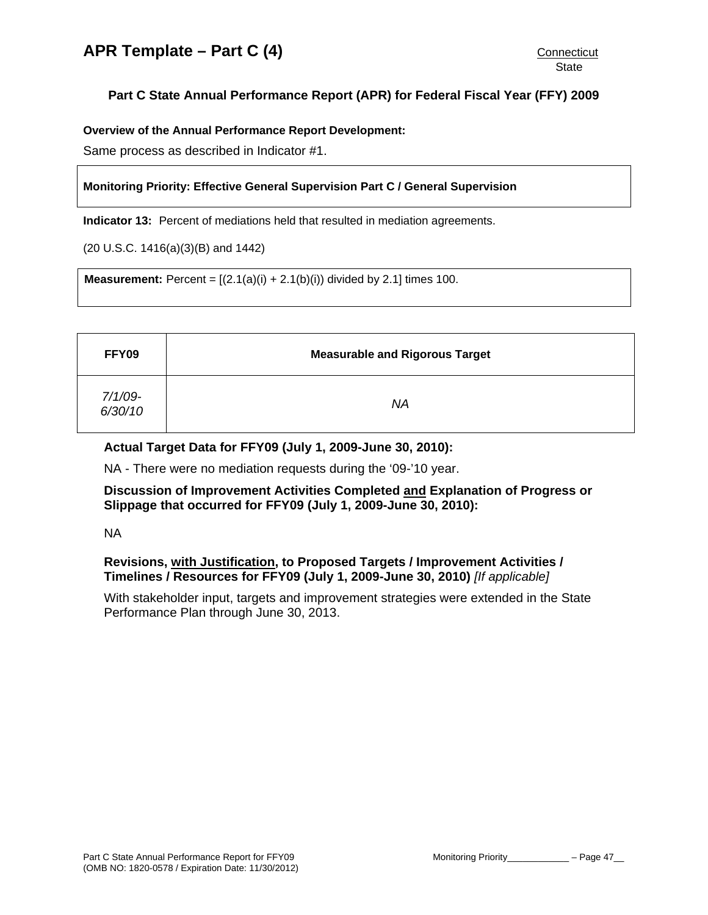# APR Template – Part C (4)

Connecticut
State

## Part C State Annual Performance Report (APR) for Federal Fiscal Year (FFY) 2009

**Overview of the Annual Performance Report Development:**

Same process as described in Indicator #1.

**Monitoring Priority: Effective General Supervision Part C / General Supervision**

**Indicator 13:** Percent of mediations held that resulted in mediation agreements.

(20 U.S.C. 1416(a)(3)(B) and 1442)

**Measurement:** Percent = [(2.1(a)(i) + 2.1(b)(i)) divided by 2.1] times 100.

| FFY09 | Measurable and Rigorous Target |
|---|---|
| *7/1/09-6/30/10* | *NA* |

**Actual Target Data for FFY09 (July 1, 2009-June 30, 2010):**

NA - There were no mediation requests during the '09-'10 year.

**Discussion of Improvement Activities Completed and Explanation of Progress or Slippage that occurred for FFY09 (July 1, 2009-June 30, 2010):**

NA

**Revisions, with Justification, to Proposed Targets / Improvement Activities / Timelines / Resources for FFY09 (July 1, 2009-June 30, 2010)** *[If applicable]*

With stakeholder input, targets and improvement strategies were extended in the State Performance Plan through June 30, 2013.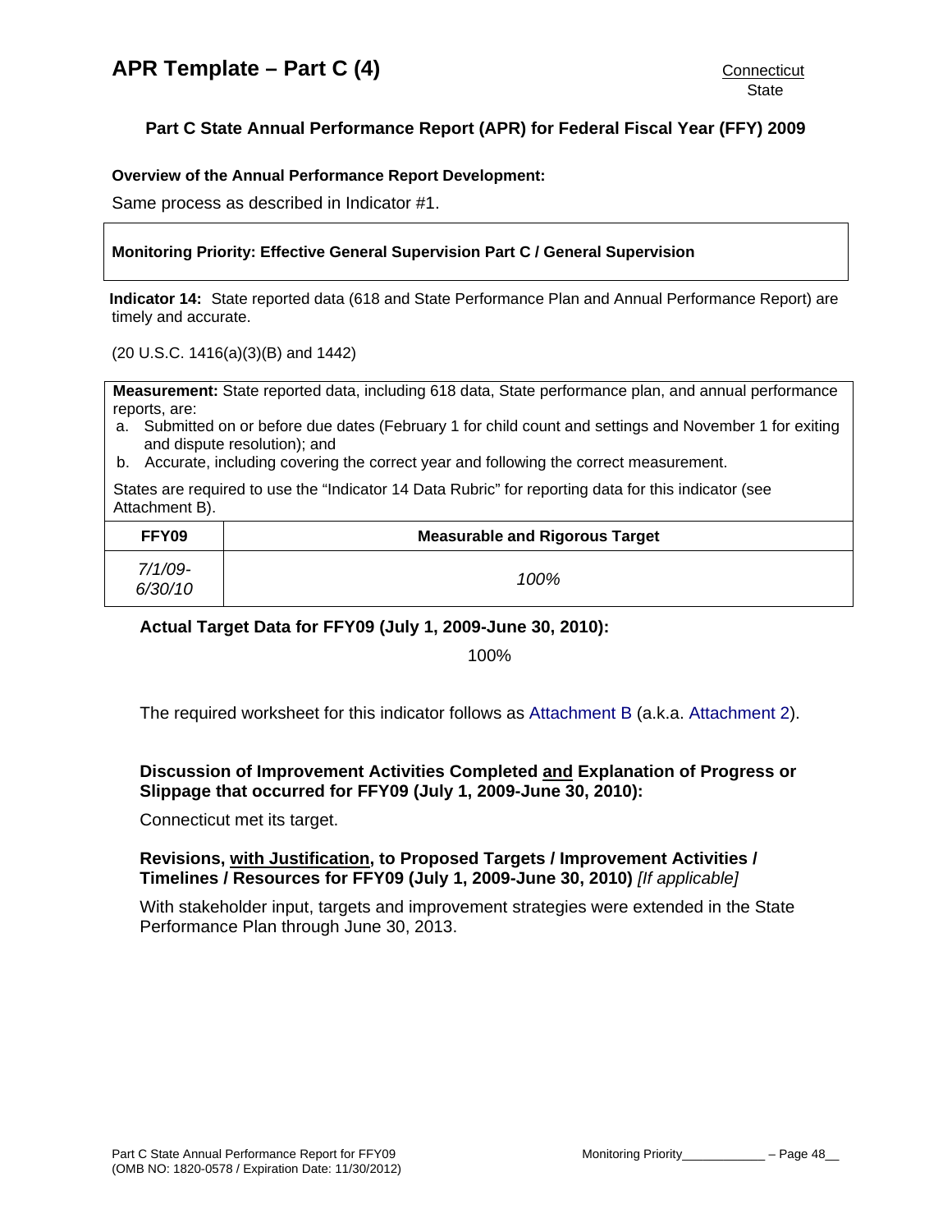# APR Template – Part C (4)

Connecticut
State

## Part C State Annual Performance Report (APR) for Federal Fiscal Year (FFY) 2009

**Overview of the Annual Performance Report Development:**

Same process as described in Indicator #1.

**Monitoring Priority: Effective General Supervision Part C / General Supervision**

**Indicator 14:** State reported data (618 and State Performance Plan and Annual Performance Report) are timely and accurate.

(20 U.S.C. 1416(a)(3)(B) and 1442)

**Measurement:** State reported data, including 618 data, State performance plan, and annual performance reports, are:

a. Submitted on or before due dates (February 1 for child count and settings and November 1 for exiting and dispute resolution); and
b. Accurate, including covering the correct year and following the correct measurement.

States are required to use the "Indicator 14 Data Rubric" for reporting data for this indicator (see Attachment B).

| FFY09 | Measurable and Rigorous Target |
|---|---|
| *7/1/09-6/30/10* | *100%* |

**Actual Target Data for FFY09 (July 1, 2009-June 30, 2010):**

100%

The required worksheet for this indicator follows as Attachment B (a.k.a. Attachment 2).

**Discussion of Improvement Activities Completed and Explanation of Progress or Slippage that occurred for FFY09 (July 1, 2009-June 30, 2010):**

Connecticut met its target.

**Revisions, with Justification, to Proposed Targets / Improvement Activities / Timelines / Resources for FFY09 (July 1, 2009-June 30, 2010)** *[If applicable]*

With stakeholder input, targets and improvement strategies were extended in the State Performance Plan through June 30, 2013.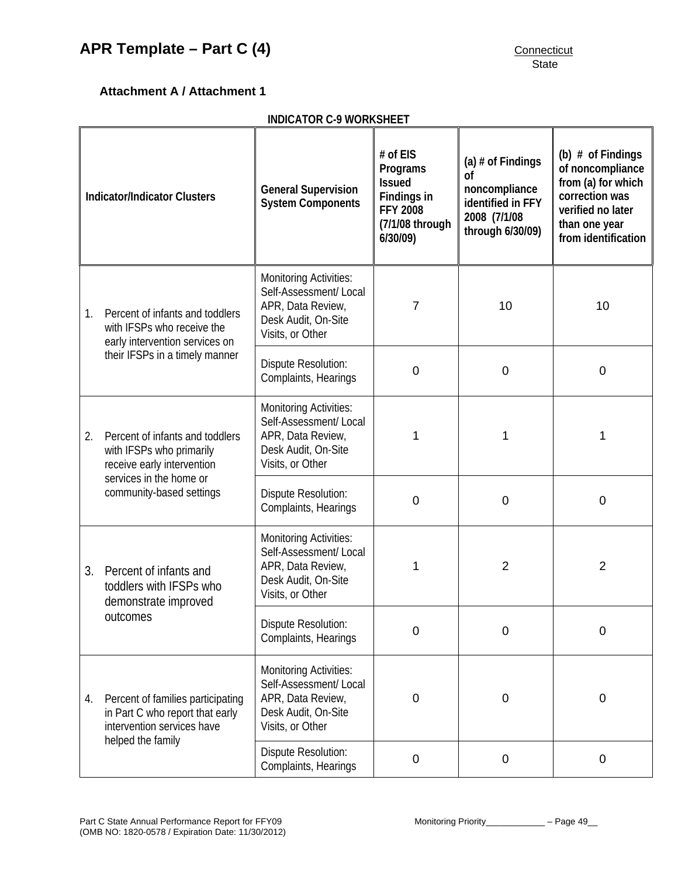# APR Template – Part C (4)

Connecticut
State

### Attachment A / Attachment 1

**INDICATOR C-9 WORKSHEET**

| Indicator/Indicator Clusters | General Supervision System Components | # of EIS Programs Issued Findings in FFY 2008 (7/1/08 through 6/30/09) | (a) # of Findings of noncompliance identified in FFY 2008 (7/1/08 through 6/30/09) | (b) # of Findings of noncompliance from (a) for which correction was verified no later than one year from identification |
|---|---|---|---|---|
| 1. Percent of infants and toddlers with IFSPs who receive the early intervention services on their IFSPs in a timely manner | Monitoring Activities: Self-Assessment/ Local APR, Data Review, Desk Audit, On-Site Visits, or Other | 7 | 10 | 10 |
| | Dispute Resolution: Complaints, Hearings | 0 | 0 | 0 |
| 2. Percent of infants and toddlers with IFSPs who primarily receive early intervention services in the home or community-based settings | Monitoring Activities: Self-Assessment/ Local APR, Data Review, Desk Audit, On-Site Visits, or Other | 1 | 1 | 1 |
| | Dispute Resolution: Complaints, Hearings | 0 | 0 | 0 |
| 3. Percent of infants and toddlers with IFSPs who demonstrate improved outcomes | Monitoring Activities: Self-Assessment/ Local APR, Data Review, Desk Audit, On-Site Visits, or Other | 1 | 2 | 2 |
| | Dispute Resolution: Complaints, Hearings | 0 | 0 | 0 |
| 4. Percent of families participating in Part C who report that early intervention services have helped the family | Monitoring Activities: Self-Assessment/ Local APR, Data Review, Desk Audit, On-Site Visits, or Other | 0 | 0 | 0 |
| | Dispute Resolution: Complaints, Hearings | 0 | 0 | 0 |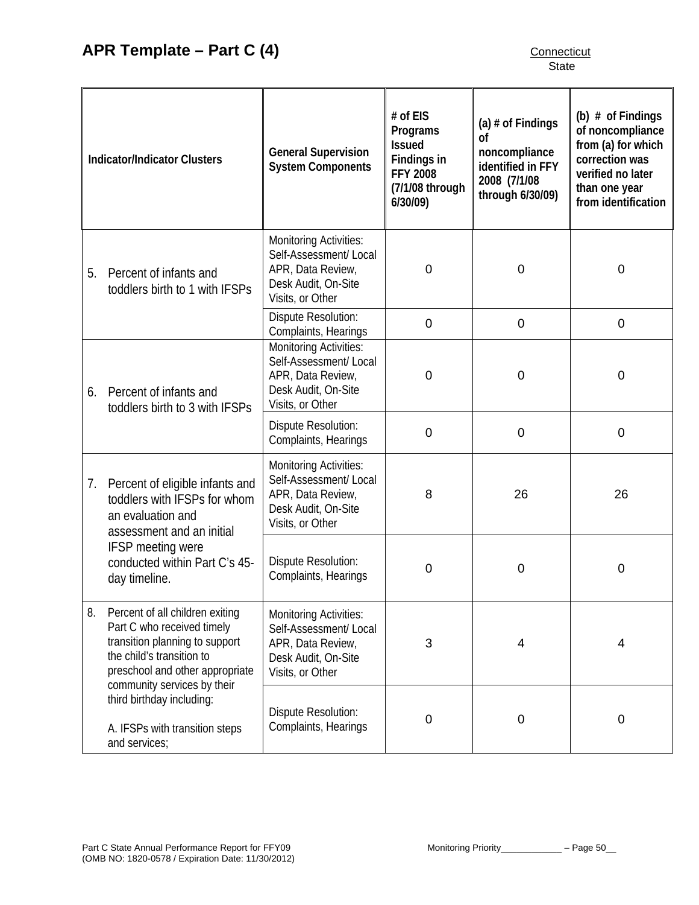## APR Template – Part C (4)

Connecticut
State

| Indicator/Indicator Clusters | General Supervision System Components | # of EIS Programs Issued Findings in FFY 2008 (7/1/08 through 6/30/09) | (a) # of Findings of noncompliance identified in FFY 2008 (7/1/08 through 6/30/09) | (b) # of Findings of noncompliance from (a) for which correction was verified no later than one year from identification |
|---|---|---|---|---|
| 5. Percent of infants and toddlers birth to 1 with IFSPs | Monitoring Activities: Self-Assessment/ Local APR, Data Review, Desk Audit, On-Site Visits, or Other | 0 | 0 | 0 |
| | Dispute Resolution: Complaints, Hearings | 0 | 0 | 0 |
| 6. Percent of infants and toddlers birth to 3 with IFSPs | Monitoring Activities: Self-Assessment/ Local APR, Data Review, Desk Audit, On-Site Visits, or Other | 0 | 0 | 0 |
| | Dispute Resolution: Complaints, Hearings | 0 | 0 | 0 |
| 7. Percent of eligible infants and toddlers with IFSPs for whom an evaluation and assessment and an initial IFSP meeting were conducted within Part C's 45-day timeline. | Monitoring Activities: Self-Assessment/ Local APR, Data Review, Desk Audit, On-Site Visits, or Other | 8 | 26 | 26 |
| | Dispute Resolution: Complaints, Hearings | 0 | 0 | 0 |
| 8. Percent of all children exiting Part C who received timely transition planning to support the child's transition to preschool and other appropriate community services by their third birthday including: A. IFSPs with transition steps and services; | Monitoring Activities: Self-Assessment/ Local APR, Data Review, Desk Audit, On-Site Visits, or Other | 3 | 4 | 4 |
| | Dispute Resolution: Complaints, Hearings | 0 | 0 | 0 |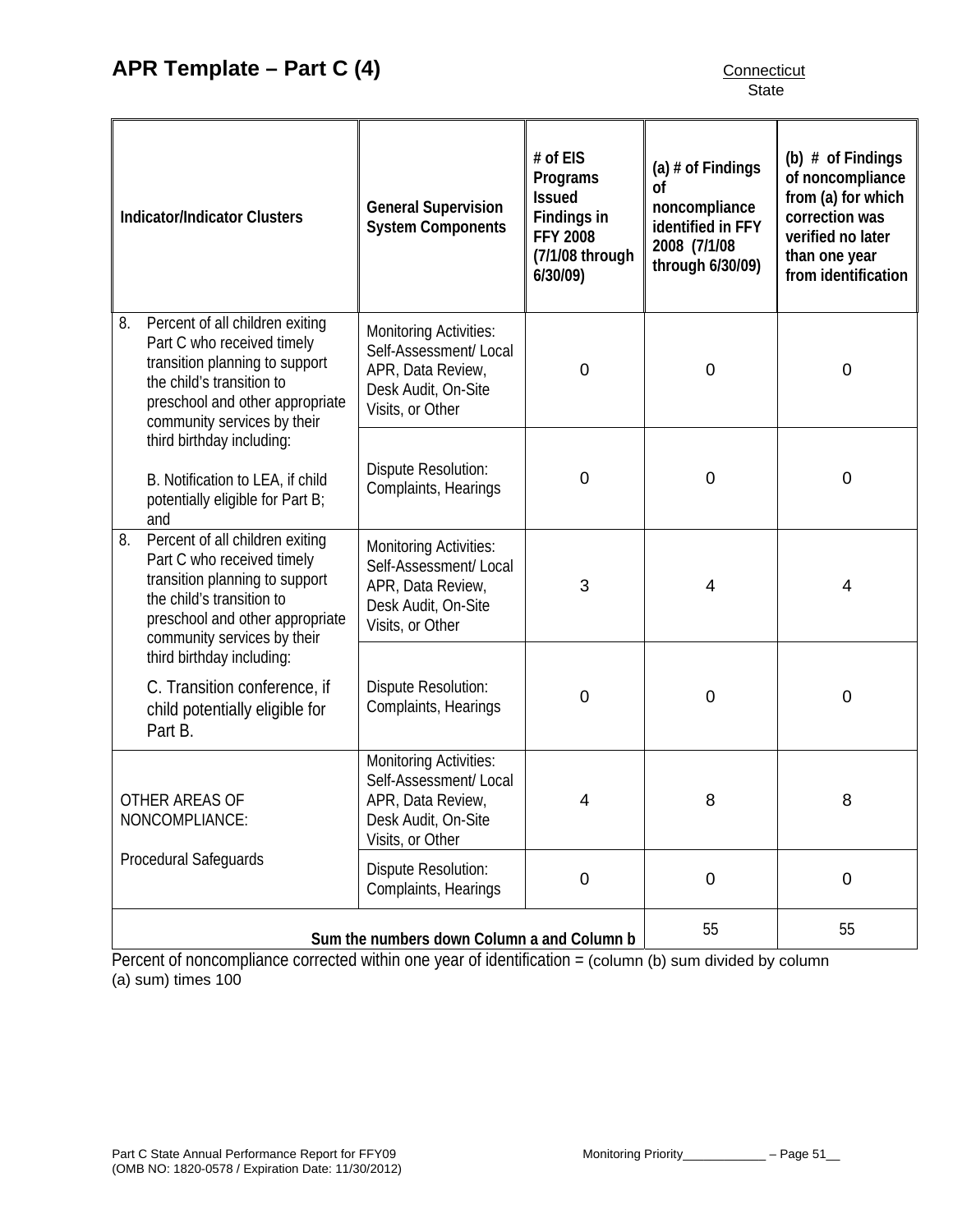## APR Template – Part C (4)

Connecticut
State

| Indicator/Indicator Clusters | General Supervision System Components | # of EIS Programs Issued Findings in FFY 2008 (7/1/08 through 6/30/09) | (a) # of Findings of noncompliance identified in FFY 2008 (7/1/08 through 6/30/09) | (b) # of Findings of noncompliance from (a) for which correction was verified no later than one year from identification |
|---|---|---|---|---|
| 8. Percent of all children exiting Part C who received timely transition planning to support the child's transition to preschool and other appropriate community services by their third birthday including: B. Notification to LEA, if child potentially eligible for Part B; and | Monitoring Activities: Self-Assessment/ Local APR, Data Review, Desk Audit, On-Site Visits, or Other | 0 | 0 | 0 |
| | Dispute Resolution: Complaints, Hearings | 0 | 0 | 0 |
| 8. Percent of all children exiting Part C who received timely transition planning to support the child's transition to preschool and other appropriate community services by their third birthday including: C. Transition conference, if child potentially eligible for Part B. | Monitoring Activities: Self-Assessment/ Local APR, Data Review, Desk Audit, On-Site Visits, or Other | 3 | 4 | 4 |
| | Dispute Resolution: Complaints, Hearings | 0 | 0 | 0 |
| OTHER AREAS OF NONCOMPLIANCE: Procedural Safeguards | Monitoring Activities: Self-Assessment/ Local APR, Data Review, Desk Audit, On-Site Visits, or Other | 4 | 8 | 8 |
| | Dispute Resolution: Complaints, Hearings | 0 | 0 | 0 |
| **Sum the numbers down Column a and Column b** | | | 55 | 55 |

Percent of noncompliance corrected within one year of identification = (column (b) sum divided by column (a) sum) times 100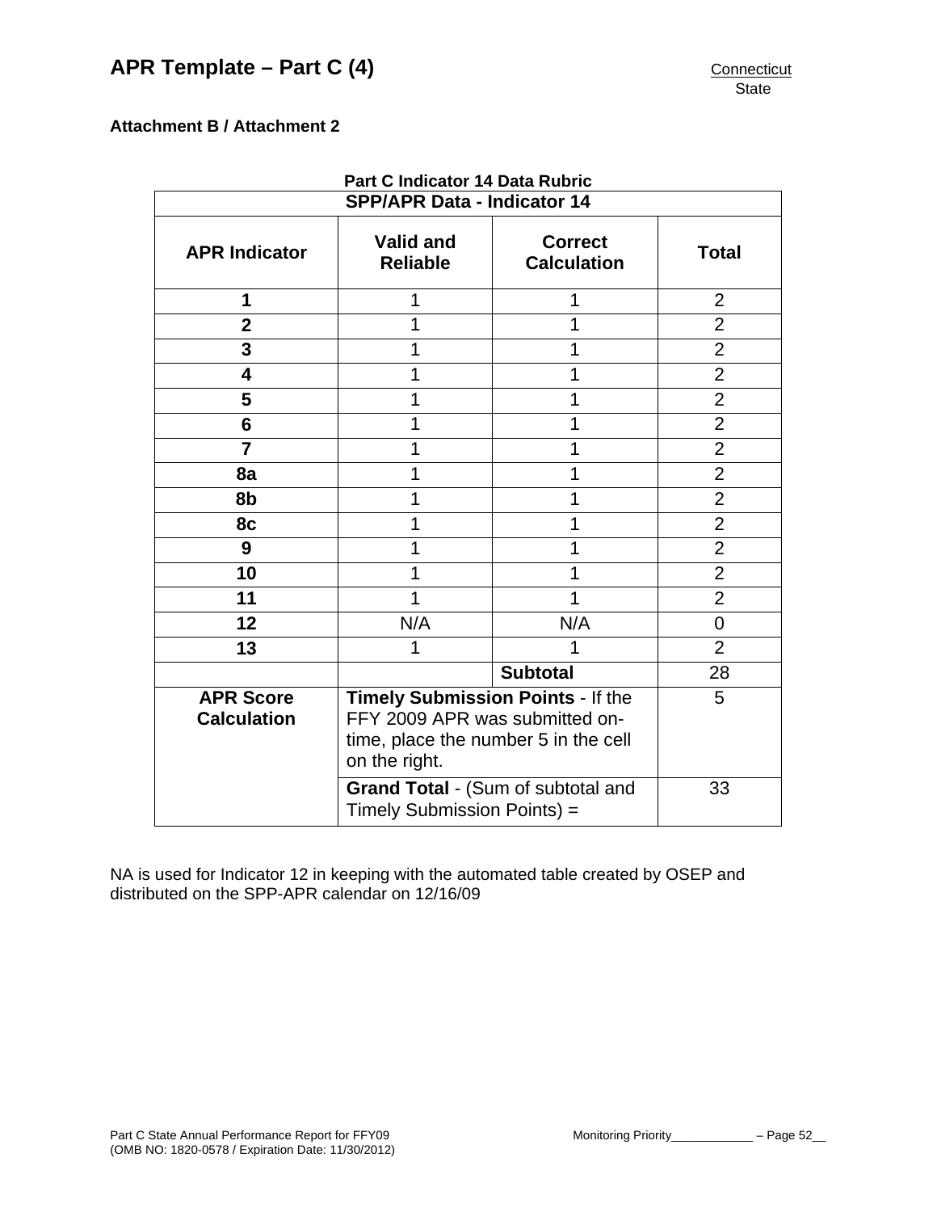## APR Template – Part C (4)

Connecticut
State

**Attachment B / Attachment 2**

**Part C Indicator 14 Data Rubric**

| **SPP/APR Data - Indicator 14** | | | |
|---|---|---|---|
| **APR Indicator** | **Valid and Reliable** | **Correct Calculation** | **Total** |
| **1** | 1 | 1 | 2 |
| **2** | 1 | 1 | 2 |
| **3** | 1 | 1 | 2 |
| **4** | 1 | 1 | 2 |
| **5** | 1 | 1 | 2 |
| **6** | 1 | 1 | 2 |
| **7** | 1 | 1 | 2 |
| **8a** | 1 | 1 | 2 |
| **8b** | 1 | 1 | 2 |
| **8c** | 1 | 1 | 2 |
| **9** | 1 | 1 | 2 |
| **10** | 1 | 1 | 2 |
| **11** | 1 | 1 | 2 |
| **12** | N/A | N/A | 0 |
| **13** | 1 | 1 | 2 |
| | | **Subtotal** | 28 |
| **APR Score Calculation** | **Timely Submission Points** - If the FFY 2009 APR was submitted on-time, place the number 5 in the cell on the right. | | 5 |
| | **Grand Total** - (Sum of subtotal and Timely Submission Points) = | | 33 |

NA is used for Indicator 12 in keeping with the automated table created by OSEP and distributed on the SPP-APR calendar on 12/16/09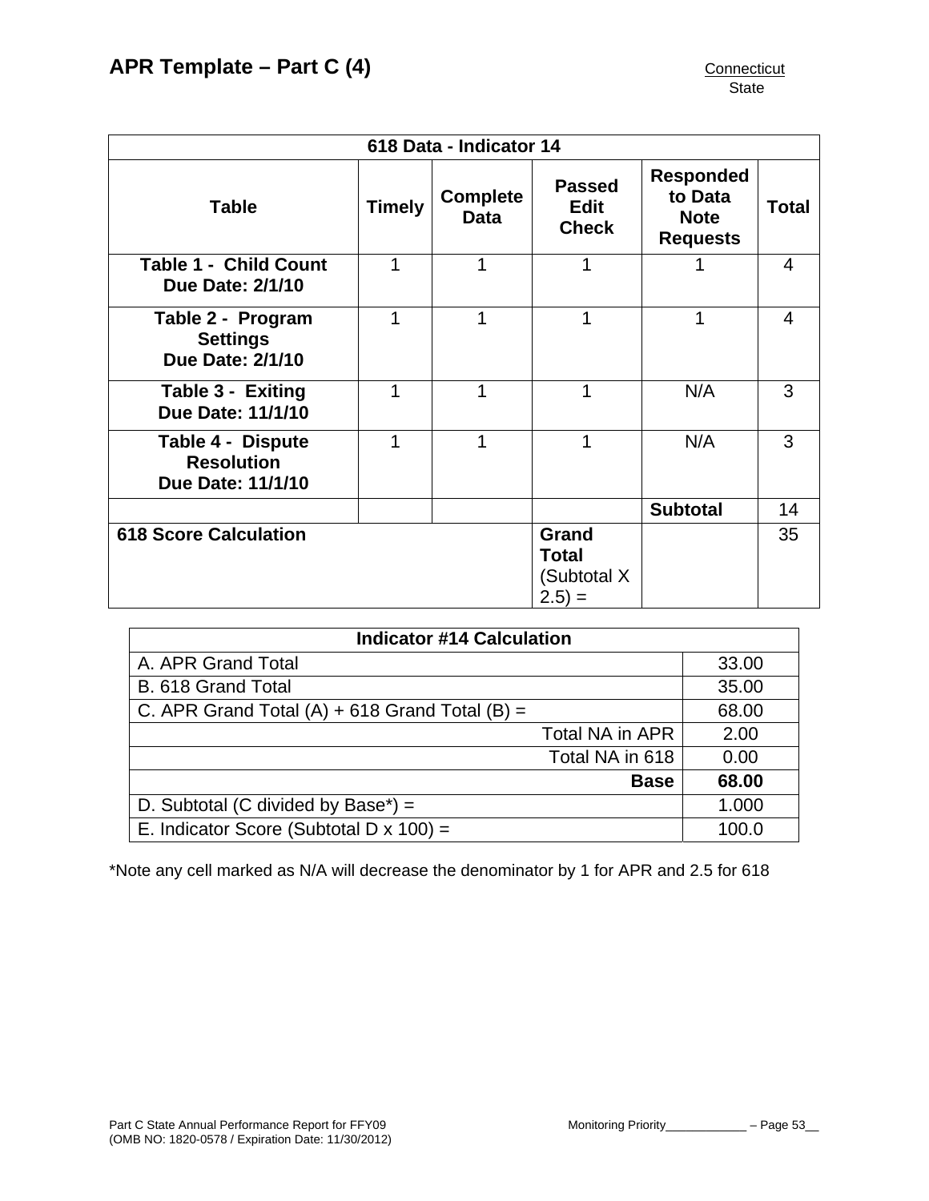## APR Template – Part C (4)

Connecticut
State

| 618 Data - Indicator 14 | | | | | |
|---|---|---|---|---|---|
| **Table** | **Timely** | **Complete Data** | **Passed Edit Check** | **Responded to Data Note Requests** | **Total** |
| **Table 1 - Child Count Due Date: 2/1/10** | 1 | 1 | 1 | 1 | 4 |
| **Table 2 - Program Settings Due Date: 2/1/10** | 1 | 1 | 1 | 1 | 4 |
| **Table 3 - Exiting Due Date: 11/1/10** | 1 | 1 | 1 | N/A | 3 |
| **Table 4 - Dispute Resolution Due Date: 11/1/10** | 1 | 1 | 1 | N/A | 3 |
| | | | | **Subtotal** | 14 |
| **618 Score Calculation** | | | **Grand Total** (Subtotal X 2.5) = | | 35 |

| Indicator #14 Calculation | |
|---|---|
| A. APR Grand Total | 33.00 |
| B. 618 Grand Total | 35.00 |
| C. APR Grand Total (A) + 618 Grand Total (B) = | 68.00 |
| Total NA in APR | 2.00 |
| Total NA in 618 | 0.00 |
| **Base** | **68.00** |
| D. Subtotal (C divided by Base*) = | 1.000 |
| E. Indicator Score (Subtotal D x 100) = | 100.0 |

*Note any cell marked as N/A will decrease the denominator by 1 for APR and 2.5 for 618